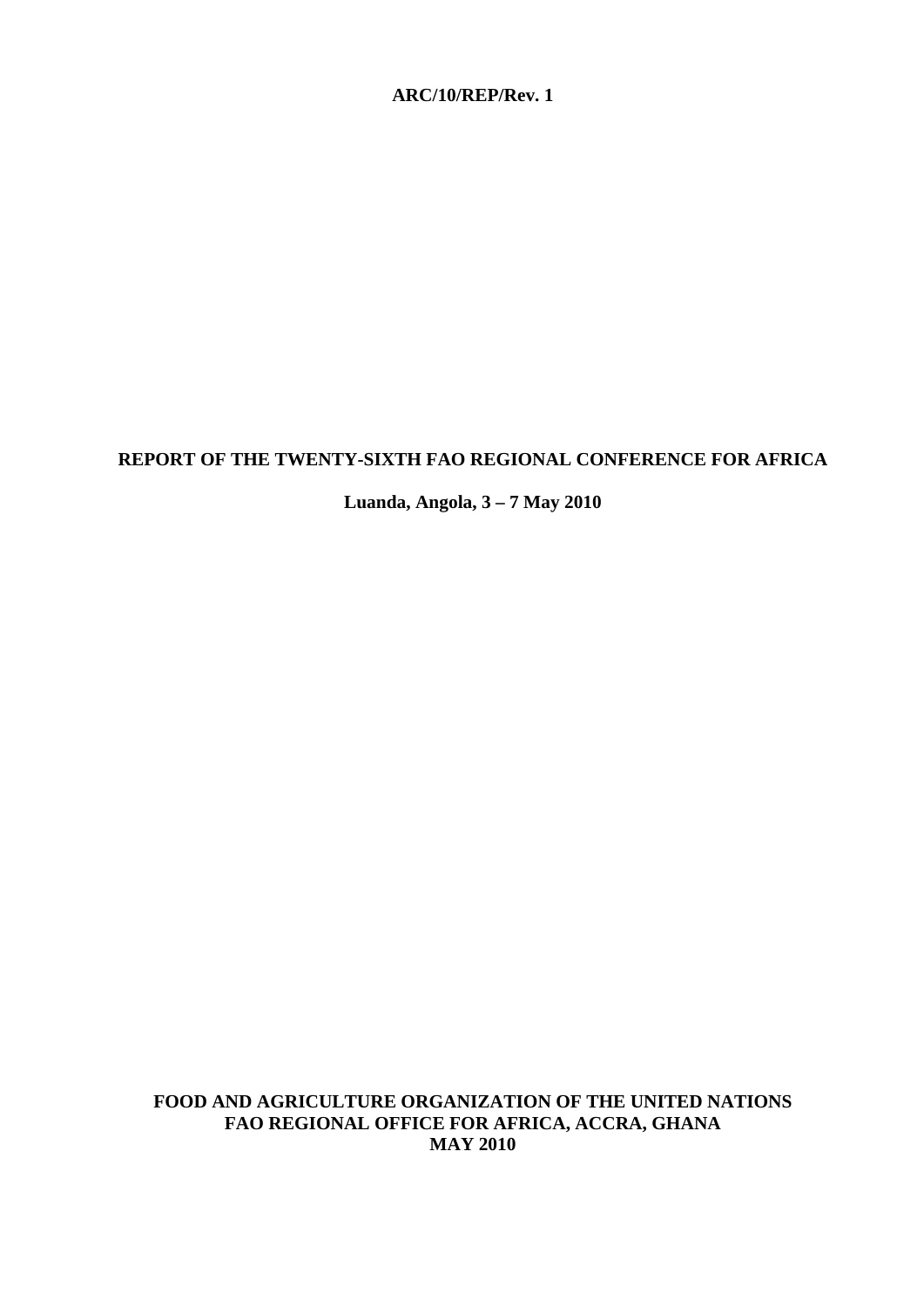**ARC/10/REP/Rev. 1**

# REPORT OF THE TWENTY-SIXTH FAO REGIONAL CONFERENCE FOR AFRICA

**Luanda, Angola, 3 – 7 May 2010**

**FOOD AND AGRICULTURE ORGANIZATION OF THE UNITED NATIONS**
**FAO REGIONAL OFFICE FOR AFRICA, ACCRA, GHANA**
**MAY 2010**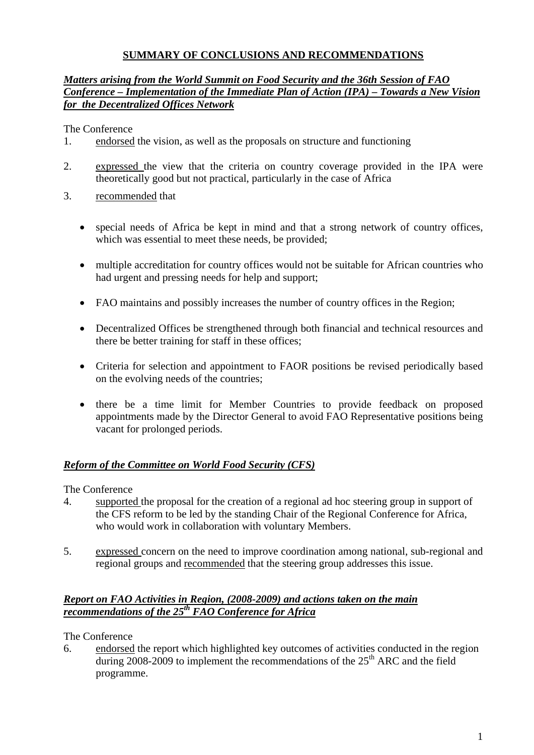# SUMMARY OF CONCLUSIONS AND RECOMMENDATIONS

***Matters arising from the World Summit on Food Security and the 36th Session of FAO Conference – Implementation of the Immediate Plan of Action (IPA) – Towards a New Vision for the Decentralized Offices Network***

The Conference

1. endorsed the vision, as well as the proposals on structure and functioning

2. expressed the view that the criteria on country coverage provided in the IPA were theoretically good but not practical, particularly in the case of Africa

3. recommended that

   - special needs of Africa be kept in mind and that a strong network of country offices, which was essential to meet these needs, be provided;
   - multiple accreditation for country offices would not be suitable for African countries who had urgent and pressing needs for help and support;
   - FAO maintains and possibly increases the number of country offices in the Region;
   - Decentralized Offices be strengthened through both financial and technical resources and there be better training for staff in these offices;
   - Criteria for selection and appointment to FAOR positions be revised periodically based on the evolving needs of the countries;
   - there be a time limit for Member Countries to provide feedback on proposed appointments made by the Director General to avoid FAO Representative positions being vacant for prolonged periods.

***Reform of the Committee on World Food Security (CFS)***

The Conference

4. supported the proposal for the creation of a regional ad hoc steering group in support of the CFS reform to be led by the standing Chair of the Regional Conference for Africa, who would work in collaboration with voluntary Members.

5. expressed concern on the need to improve coordination among national, sub-regional and regional groups and recommended that the steering group addresses this issue.

***Report on FAO Activities in Region, (2008-2009) and actions taken on the main recommendations of the 25th FAO Conference for Africa***

The Conference

6. endorsed the report which highlighted key outcomes of activities conducted in the region during 2008-2009 to implement the recommendations of the 25th ARC and the field programme.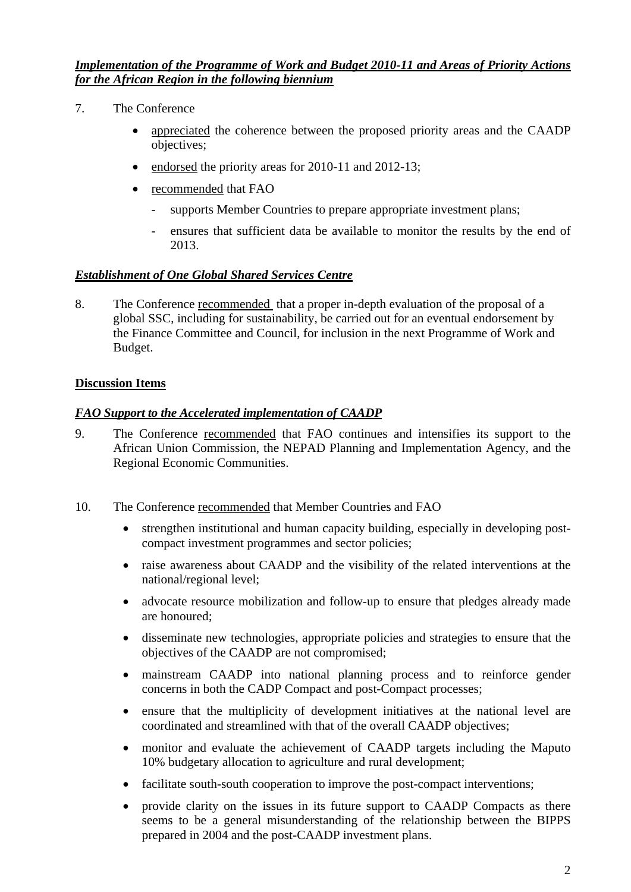***Implementation of the Programme of Work and Budget 2010-11 and Areas of Priority Actions for the African Region in the following biennium***

7. The Conference

- appreciated the coherence between the proposed priority areas and the CAADP objectives;
- endorsed the priority areas for 2010-11 and 2012-13;
- recommended that FAO
  - supports Member Countries to prepare appropriate investment plans;
  - ensures that sufficient data be available to monitor the results by the end of 2013.

***Establishment of One Global Shared Services Centre***

8. The Conference recommended that a proper in-depth evaluation of the proposal of a global SSC, including for sustainability, be carried out for an eventual endorsement by the Finance Committee and Council, for inclusion in the next Programme of Work and Budget.

**Discussion Items**

***FAO Support to the Accelerated implementation of CAADP***

9. The Conference recommended that FAO continues and intensifies its support to the African Union Commission, the NEPAD Planning and Implementation Agency, and the Regional Economic Communities.

10. The Conference recommended that Member Countries and FAO

- strengthen institutional and human capacity building, especially in developing post-compact investment programmes and sector policies;
- raise awareness about CAADP and the visibility of the related interventions at the national/regional level;
- advocate resource mobilization and follow-up to ensure that pledges already made are honoured;
- disseminate new technologies, appropriate policies and strategies to ensure that the objectives of the CAADP are not compromised;
- mainstream CAADP into national planning process and to reinforce gender concerns in both the CADP Compact and post-Compact processes;
- ensure that the multiplicity of development initiatives at the national level are coordinated and streamlined with that of the overall CAADP objectives;
- monitor and evaluate the achievement of CAADP targets including the Maputo 10% budgetary allocation to agriculture and rural development;
- facilitate south-south cooperation to improve the post-compact interventions;
- provide clarity on the issues in its future support to CAADP Compacts as there seems to be a general misunderstanding of the relationship between the BIPPS prepared in 2004 and the post-CAADP investment plans.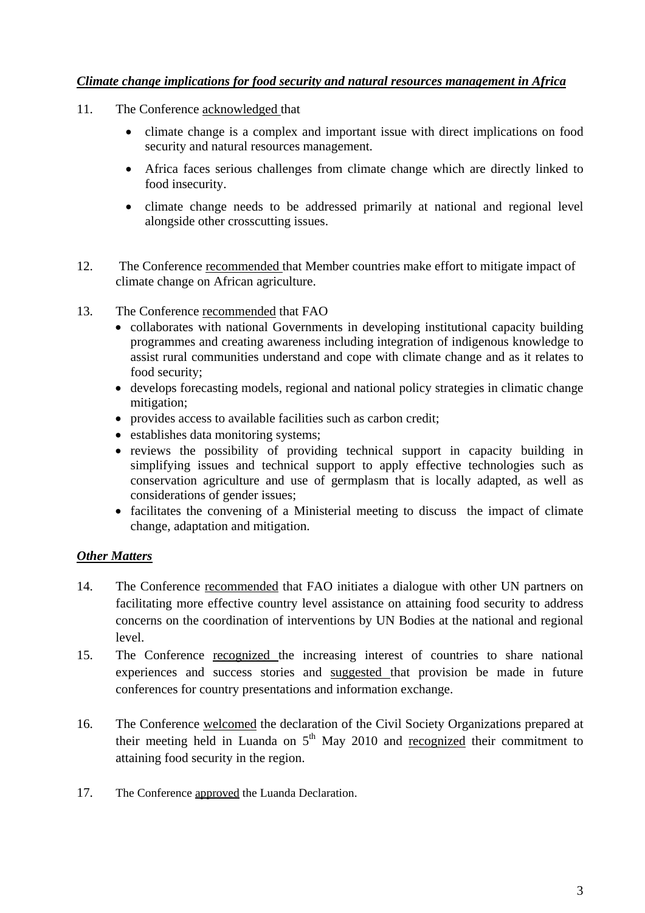***Climate change implications for food security and natural resources management in Africa***

11. The Conference acknowledged that

    - climate change is a complex and important issue with direct implications on food security and natural resources management.
    - Africa faces serious challenges from climate change which are directly linked to food insecurity.
    - climate change needs to be addressed primarily at national and regional level alongside other crosscutting issues.

12. The Conference recommended that Member countries make effort to mitigate impact of climate change on African agriculture.

13. The Conference recommended that FAO
    - collaborates with national Governments in developing institutional capacity building programmes and creating awareness including integration of indigenous knowledge to assist rural communities understand and cope with climate change and as it relates to food security;
    - develops forecasting models, regional and national policy strategies in climatic change mitigation;
    - provides access to available facilities such as carbon credit;
    - establishes data monitoring systems;
    - reviews the possibility of providing technical support in capacity building in simplifying issues and technical support to apply effective technologies such as conservation agriculture and use of germplasm that is locally adapted, as well as considerations of gender issues;
    - facilitates the convening of a Ministerial meeting to discuss the impact of climate change, adaptation and mitigation.

***Other Matters***

14. The Conference recommended that FAO initiates a dialogue with other UN partners on facilitating more effective country level assistance on attaining food security to address concerns on the coordination of interventions by UN Bodies at the national and regional level.

15. The Conference recognized the increasing interest of countries to share national experiences and success stories and suggested that provision be made in future conferences for country presentations and information exchange.

16. The Conference welcomed the declaration of the Civil Society Organizations prepared at their meeting held in Luanda on 5th May 2010 and recognized their commitment to attaining food security in the region.

17. The Conference approved the Luanda Declaration.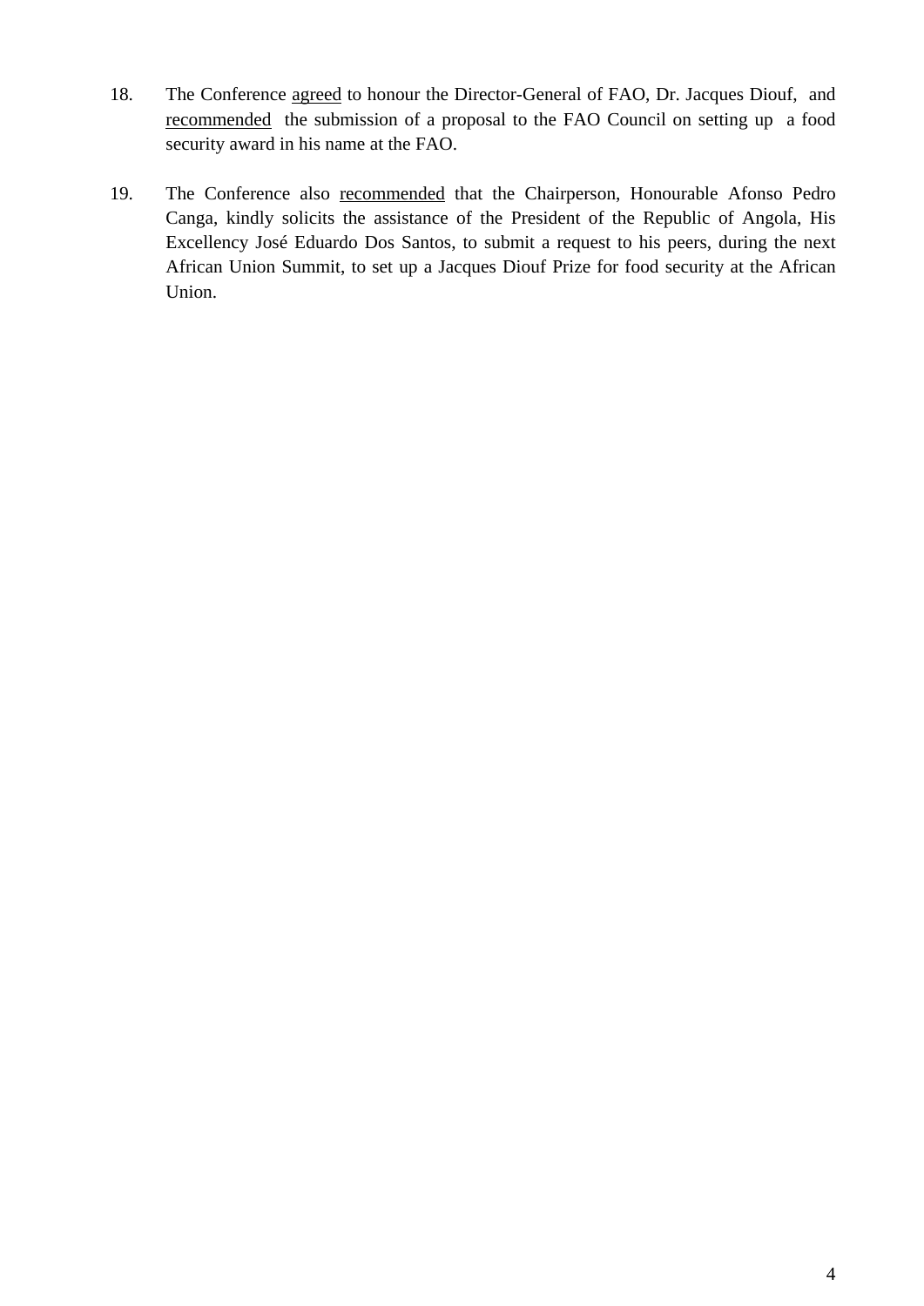18. The Conference agreed to honour the Director-General of FAO, Dr. Jacques Diouf, and recommended the submission of a proposal to the FAO Council on setting up a food security award in his name at the FAO.

19. The Conference also recommended that the Chairperson, Honourable Afonso Pedro Canga, kindly solicits the assistance of the President of the Republic of Angola, His Excellency José Eduardo Dos Santos, to submit a request to his peers, during the next African Union Summit, to set up a Jacques Diouf Prize for food security at the African Union.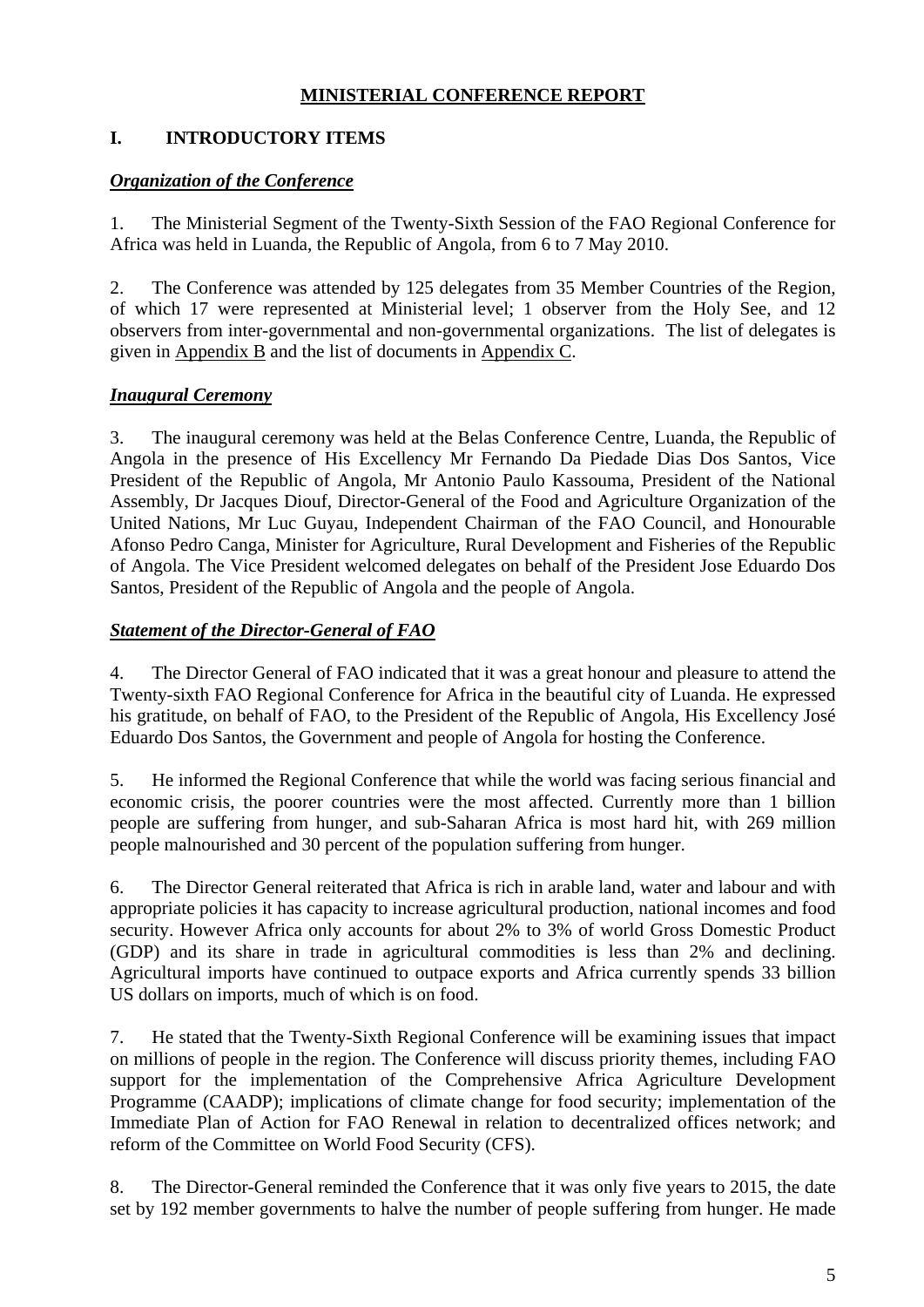## MINISTERIAL CONFERENCE REPORT

## I. INTRODUCTORY ITEMS

### *Organization of the Conference*

1. The Ministerial Segment of the Twenty-Sixth Session of the FAO Regional Conference for Africa was held in Luanda, the Republic of Angola, from 6 to 7 May 2010.

2. The Conference was attended by 125 delegates from 35 Member Countries of the Region, of which 17 were represented at Ministerial level; 1 observer from the Holy See, and 12 observers from inter-governmental and non-governmental organizations. The list of delegates is given in Appendix B and the list of documents in Appendix C.

### *Inaugural Ceremony*

3. The inaugural ceremony was held at the Belas Conference Centre, Luanda, the Republic of Angola in the presence of His Excellency Mr Fernando Da Piedade Dias Dos Santos, Vice President of the Republic of Angola, Mr Antonio Paulo Kassouma, President of the National Assembly, Dr Jacques Diouf, Director-General of the Food and Agriculture Organization of the United Nations, Mr Luc Guyau, Independent Chairman of the FAO Council, and Honourable Afonso Pedro Canga, Minister for Agriculture, Rural Development and Fisheries of the Republic of Angola. The Vice President welcomed delegates on behalf of the President Jose Eduardo Dos Santos, President of the Republic of Angola and the people of Angola.

### *Statement of the Director-General of FAO*

4. The Director General of FAO indicated that it was a great honour and pleasure to attend the Twenty-sixth FAO Regional Conference for Africa in the beautiful city of Luanda. He expressed his gratitude, on behalf of FAO, to the President of the Republic of Angola, His Excellency José Eduardo Dos Santos, the Government and people of Angola for hosting the Conference.

5. He informed the Regional Conference that while the world was facing serious financial and economic crisis, the poorer countries were the most affected. Currently more than 1 billion people are suffering from hunger, and sub-Saharan Africa is most hard hit, with 269 million people malnourished and 30 percent of the population suffering from hunger.

6. The Director General reiterated that Africa is rich in arable land, water and labour and with appropriate policies it has capacity to increase agricultural production, national incomes and food security. However Africa only accounts for about 2% to 3% of world Gross Domestic Product (GDP) and its share in trade in agricultural commodities is less than 2% and declining. Agricultural imports have continued to outpace exports and Africa currently spends 33 billion US dollars on imports, much of which is on food.

7. He stated that the Twenty-Sixth Regional Conference will be examining issues that impact on millions of people in the region. The Conference will discuss priority themes, including FAO support for the implementation of the Comprehensive Africa Agriculture Development Programme (CAADP); implications of climate change for food security; implementation of the Immediate Plan of Action for FAO Renewal in relation to decentralized offices network; and reform of the Committee on World Food Security (CFS).

8. The Director-General reminded the Conference that it was only five years to 2015, the date set by 192 member governments to halve the number of people suffering from hunger. He made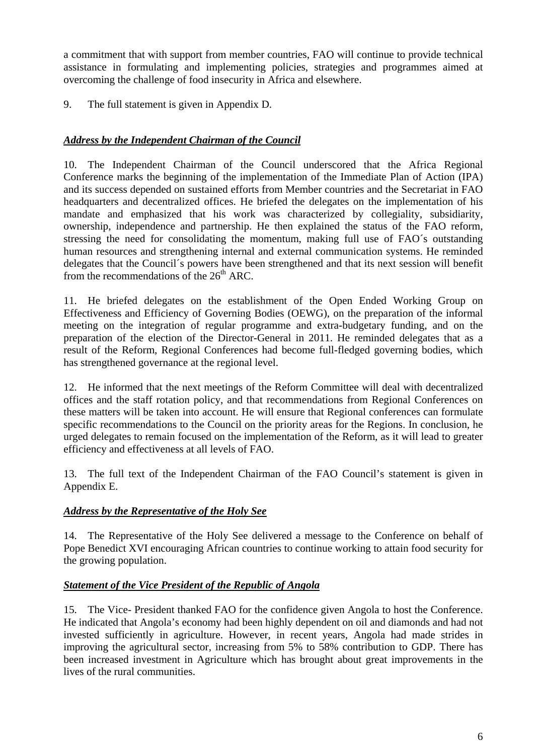a commitment that with support from member countries, FAO will continue to provide technical assistance in formulating and implementing policies, strategies and programmes aimed at overcoming the challenge of food insecurity in Africa and elsewhere.

9. The full statement is given in Appendix D.

### ***Address by the Independent Chairman of the Council***

10. The Independent Chairman of the Council underscored that the Africa Regional Conference marks the beginning of the implementation of the Immediate Plan of Action (IPA) and its success depended on sustained efforts from Member countries and the Secretariat in FAO headquarters and decentralized offices. He briefed the delegates on the implementation of his mandate and emphasized that his work was characterized by collegiality, subsidiarity, ownership, independence and partnership. He then explained the status of the FAO reform, stressing the need for consolidating the momentum, making full use of FAO´s outstanding human resources and strengthening internal and external communication systems. He reminded delegates that the Council´s powers have been strengthened and that its next session will benefit from the recommendations of the 26th ARC.

11. He briefed delegates on the establishment of the Open Ended Working Group on Effectiveness and Efficiency of Governing Bodies (OEWG), on the preparation of the informal meeting on the integration of regular programme and extra-budgetary funding, and on the preparation of the election of the Director-General in 2011. He reminded delegates that as a result of the Reform, Regional Conferences had become full-fledged governing bodies, which has strengthened governance at the regional level.

12. He informed that the next meetings of the Reform Committee will deal with decentralized offices and the staff rotation policy, and that recommendations from Regional Conferences on these matters will be taken into account. He will ensure that Regional conferences can formulate specific recommendations to the Council on the priority areas for the Regions. In conclusion, he urged delegates to remain focused on the implementation of the Reform, as it will lead to greater efficiency and effectiveness at all levels of FAO.

13. The full text of the Independent Chairman of the FAO Council's statement is given in Appendix E.

### ***Address by the Representative of the Holy See***

14. The Representative of the Holy See delivered a message to the Conference on behalf of Pope Benedict XVI encouraging African countries to continue working to attain food security for the growing population.

### ***Statement of the Vice President of the Republic of Angola***

15. The Vice- President thanked FAO for the confidence given Angola to host the Conference. He indicated that Angola's economy had been highly dependent on oil and diamonds and had not invested sufficiently in agriculture. However, in recent years, Angola had made strides in improving the agricultural sector, increasing from 5% to 58% contribution to GDP. There has been increased investment in Agriculture which has brought about great improvements in the lives of the rural communities.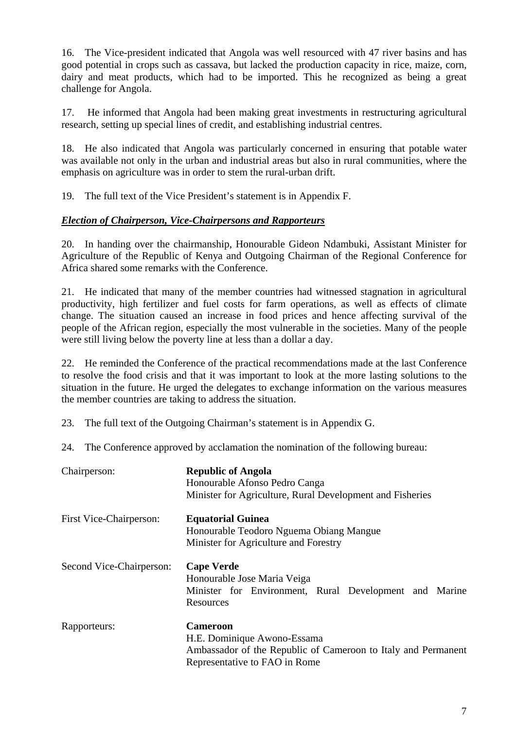16. The Vice-president indicated that Angola was well resourced with 47 river basins and has good potential in crops such as cassava, but lacked the production capacity in rice, maize, corn, dairy and meat products, which had to be imported. This he recognized as being a great challenge for Angola.

17. He informed that Angola had been making great investments in restructuring agricultural research, setting up special lines of credit, and establishing industrial centres.

18. He also indicated that Angola was particularly concerned in ensuring that potable water was available not only in the urban and industrial areas but also in rural communities, where the emphasis on agriculture was in order to stem the rural-urban drift.

19. The full text of the Vice President's statement is in Appendix F.

***Election of Chairperson, Vice-Chairpersons and Rapporteurs***

20. In handing over the chairmanship, Honourable Gideon Ndambuki, Assistant Minister for Agriculture of the Republic of Kenya and Outgoing Chairman of the Regional Conference for Africa shared some remarks with the Conference.

21. He indicated that many of the member countries had witnessed stagnation in agricultural productivity, high fertilizer and fuel costs for farm operations, as well as effects of climate change. The situation caused an increase in food prices and hence affecting survival of the people of the African region, especially the most vulnerable in the societies. Many of the people were still living below the poverty line at less than a dollar a day.

22. He reminded the Conference of the practical recommendations made at the last Conference to resolve the food crisis and that it was important to look at the more lasting solutions to the situation in the future. He urged the delegates to exchange information on the various measures the member countries are taking to address the situation.

23. The full text of the Outgoing Chairman's statement is in Appendix G.

24. The Conference approved by acclamation the nomination of the following bureau:

| | |
|---|---|
| Chairperson: | **Republic of Angola**<br>Honourable Afonso Pedro Canga<br>Minister for Agriculture, Rural Development and Fisheries |
| First Vice-Chairperson: | **Equatorial Guinea**<br>Honourable Teodoro Nguema Obiang Mangue<br>Minister for Agriculture and Forestry |
| Second Vice-Chairperson: | **Cape Verde**<br>Honourable Jose Maria Veiga<br>Minister for Environment, Rural Development and Marine Resources |
| Rapporteurs: | **Cameroon**<br>H.E. Dominique Awono-Essama<br>Ambassador of the Republic of Cameroon to Italy and Permanent Representative to FAO in Rome |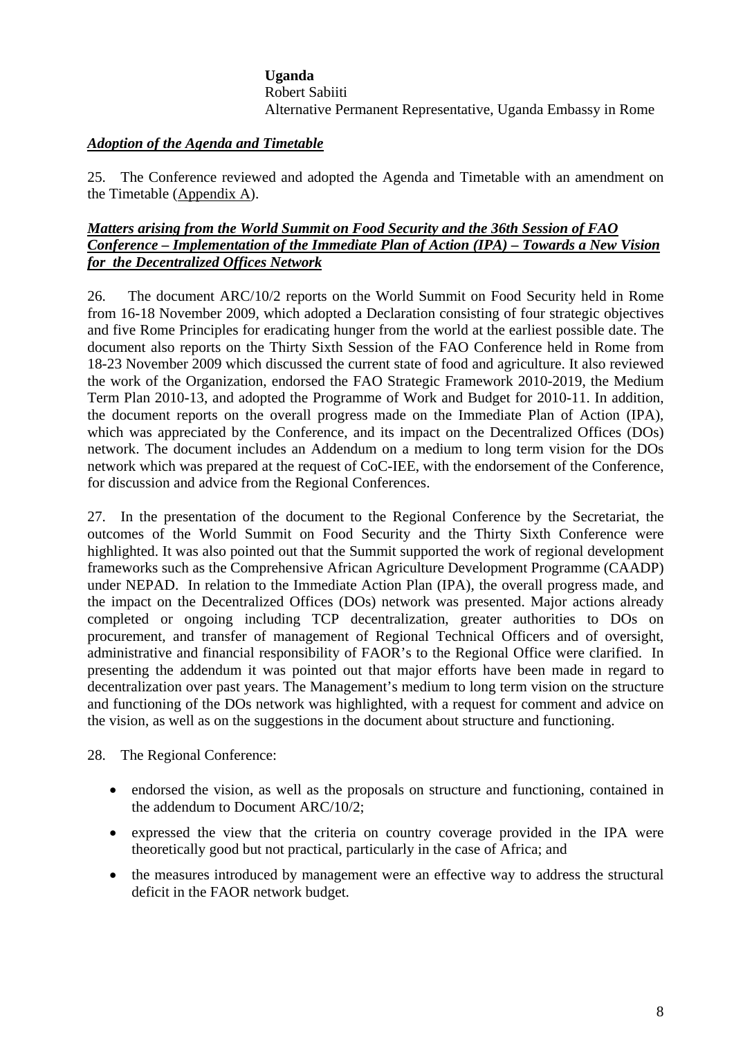**Uganda**
Robert Sabiiti
Alternative Permanent Representative, Uganda Embassy in Rome

***Adoption of the Agenda and Timetable***

25. The Conference reviewed and adopted the Agenda and Timetable with an amendment on the Timetable (Appendix A).

***Matters arising from the World Summit on Food Security and the 36th Session of FAO Conference – Implementation of the Immediate Plan of Action (IPA) – Towards a New Vision for the Decentralized Offices Network***

26. The document ARC/10/2 reports on the World Summit on Food Security held in Rome from 16-18 November 2009, which adopted a Declaration consisting of four strategic objectives and five Rome Principles for eradicating hunger from the world at the earliest possible date. The document also reports on the Thirty Sixth Session of the FAO Conference held in Rome from 18-23 November 2009 which discussed the current state of food and agriculture. It also reviewed the work of the Organization, endorsed the FAO Strategic Framework 2010-2019, the Medium Term Plan 2010-13, and adopted the Programme of Work and Budget for 2010-11. In addition, the document reports on the overall progress made on the Immediate Plan of Action (IPA), which was appreciated by the Conference, and its impact on the Decentralized Offices (DOs) network. The document includes an Addendum on a medium to long term vision for the DOs network which was prepared at the request of CoC-IEE, with the endorsement of the Conference, for discussion and advice from the Regional Conferences.

27. In the presentation of the document to the Regional Conference by the Secretariat, the outcomes of the World Summit on Food Security and the Thirty Sixth Conference were highlighted. It was also pointed out that the Summit supported the work of regional development frameworks such as the Comprehensive African Agriculture Development Programme (CAADP) under NEPAD. In relation to the Immediate Action Plan (IPA), the overall progress made, and the impact on the Decentralized Offices (DOs) network was presented. Major actions already completed or ongoing including TCP decentralization, greater authorities to DOs on procurement, and transfer of management of Regional Technical Officers and of oversight, administrative and financial responsibility of FAOR's to the Regional Office were clarified. In presenting the addendum it was pointed out that major efforts have been made in regard to decentralization over past years. The Management's medium to long term vision on the structure and functioning of the DOs network was highlighted, with a request for comment and advice on the vision, as well as on the suggestions in the document about structure and functioning.

28. The Regional Conference:

- endorsed the vision, as well as the proposals on structure and functioning, contained in the addendum to Document ARC/10/2;
- expressed the view that the criteria on country coverage provided in the IPA were theoretically good but not practical, particularly in the case of Africa; and
- the measures introduced by management were an effective way to address the structural deficit in the FAOR network budget.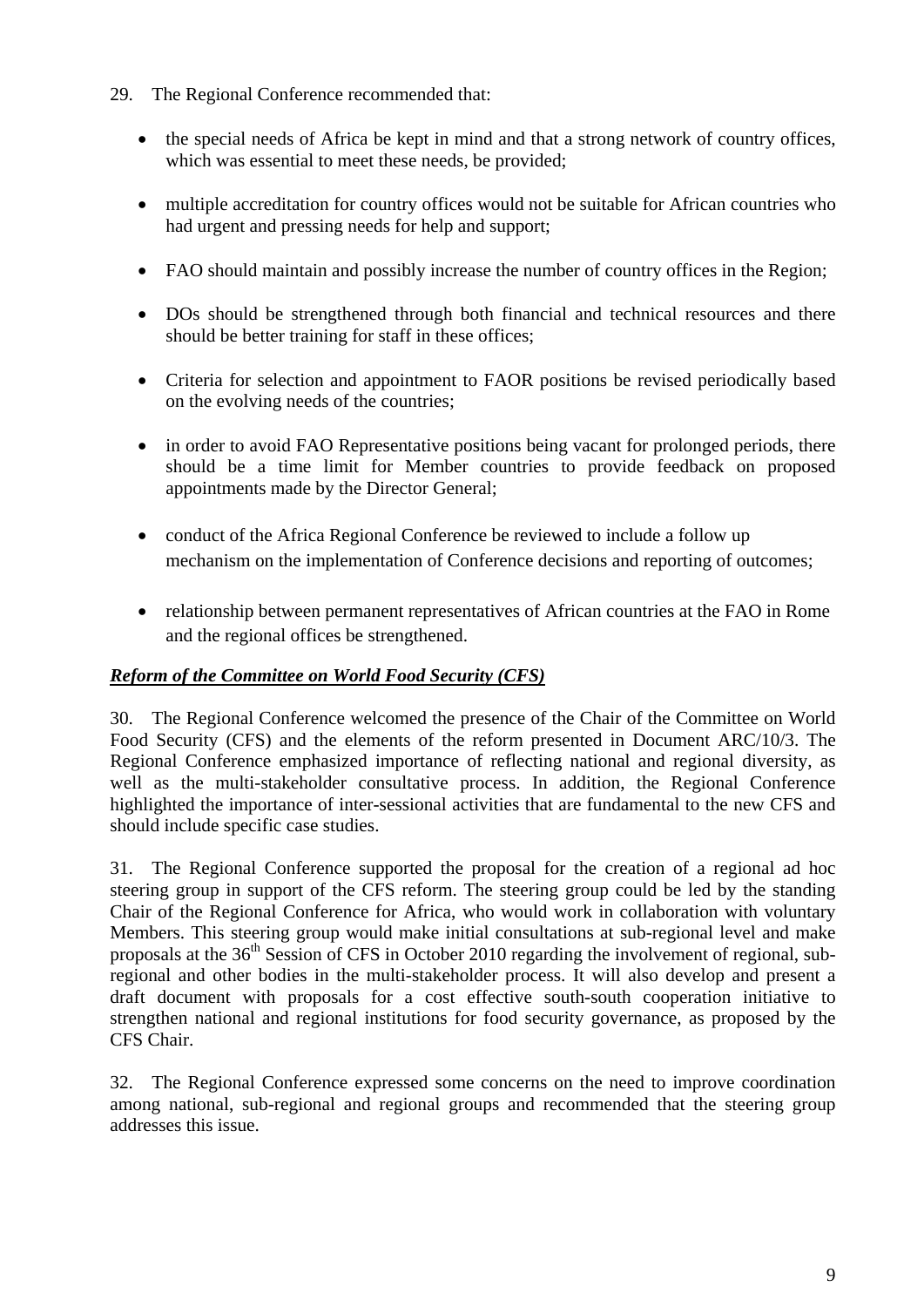29. The Regional Conference recommended that:

- the special needs of Africa be kept in mind and that a strong network of country offices, which was essential to meet these needs, be provided;
- multiple accreditation for country offices would not be suitable for African countries who had urgent and pressing needs for help and support;
- FAO should maintain and possibly increase the number of country offices in the Region;
- DOs should be strengthened through both financial and technical resources and there should be better training for staff in these offices;
- Criteria for selection and appointment to FAOR positions be revised periodically based on the evolving needs of the countries;
- in order to avoid FAO Representative positions being vacant for prolonged periods, there should be a time limit for Member countries to provide feedback on proposed appointments made by the Director General;
- conduct of the Africa Regional Conference be reviewed to include a follow up mechanism on the implementation of Conference decisions and reporting of outcomes;
- relationship between permanent representatives of African countries at the FAO in Rome and the regional offices be strengthened.

***Reform of the Committee on World Food Security (CFS)***

30. The Regional Conference welcomed the presence of the Chair of the Committee on World Food Security (CFS) and the elements of the reform presented in Document ARC/10/3. The Regional Conference emphasized importance of reflecting national and regional diversity, as well as the multi-stakeholder consultative process. In addition, the Regional Conference highlighted the importance of inter-sessional activities that are fundamental to the new CFS and should include specific case studies.

31. The Regional Conference supported the proposal for the creation of a regional ad hoc steering group in support of the CFS reform. The steering group could be led by the standing Chair of the Regional Conference for Africa, who would work in collaboration with voluntary Members. This steering group would make initial consultations at sub-regional level and make proposals at the 36th Session of CFS in October 2010 regarding the involvement of regional, sub-regional and other bodies in the multi-stakeholder process. It will also develop and present a draft document with proposals for a cost effective south-south cooperation initiative to strengthen national and regional institutions for food security governance, as proposed by the CFS Chair.

32. The Regional Conference expressed some concerns on the need to improve coordination among national, sub-regional and regional groups and recommended that the steering group addresses this issue.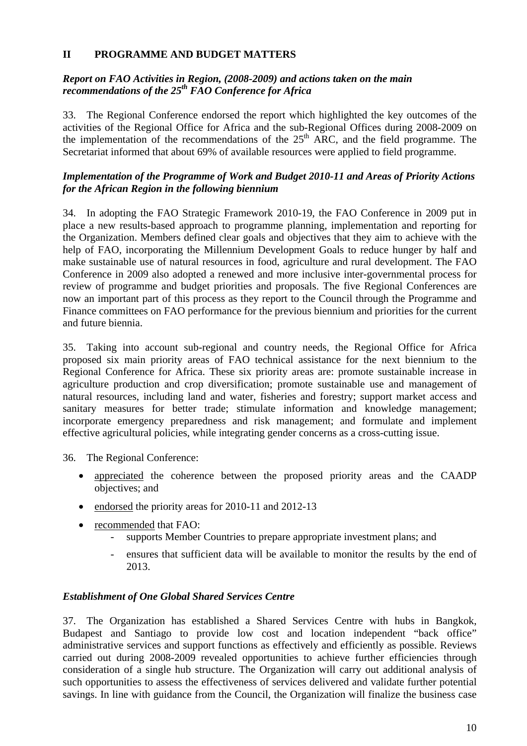## II PROGRAMME AND BUDGET MATTERS

### *Report on FAO Activities in Region, (2008-2009) and actions taken on the main recommendations of the 25th FAO Conference for Africa*

33. The Regional Conference endorsed the report which highlighted the key outcomes of the activities of the Regional Office for Africa and the sub-Regional Offices during 2008-2009 on the implementation of the recommendations of the 25th ARC, and the field programme. The Secretariat informed that about 69% of available resources were applied to field programme.

### *Implementation of the Programme of Work and Budget 2010-11 and Areas of Priority Actions for the African Region in the following biennium*

34. In adopting the FAO Strategic Framework 2010-19, the FAO Conference in 2009 put in place a new results-based approach to programme planning, implementation and reporting for the Organization. Members defined clear goals and objectives that they aim to achieve with the help of FAO, incorporating the Millennium Development Goals to reduce hunger by half and make sustainable use of natural resources in food, agriculture and rural development. The FAO Conference in 2009 also adopted a renewed and more inclusive inter-governmental process for review of programme and budget priorities and proposals. The five Regional Conferences are now an important part of this process as they report to the Council through the Programme and Finance committees on FAO performance for the previous biennium and priorities for the current and future biennia.

35. Taking into account sub-regional and country needs, the Regional Office for Africa proposed six main priority areas of FAO technical assistance for the next biennium to the Regional Conference for Africa. These six priority areas are: promote sustainable increase in agriculture production and crop diversification; promote sustainable use and management of natural resources, including land and water, fisheries and forestry; support market access and sanitary measures for better trade; stimulate information and knowledge management; incorporate emergency preparedness and risk management; and formulate and implement effective agricultural policies, while integrating gender concerns as a cross-cutting issue.

36. The Regional Conference:

- appreciated the coherence between the proposed priority areas and the CAADP objectives; and
- endorsed the priority areas for 2010-11 and 2012-13
- recommended that FAO:
  - supports Member Countries to prepare appropriate investment plans; and
  - ensures that sufficient data will be available to monitor the results by the end of 2013.

### *Establishment of One Global Shared Services Centre*

37. The Organization has established a Shared Services Centre with hubs in Bangkok, Budapest and Santiago to provide low cost and location independent "back office" administrative services and support functions as effectively and efficiently as possible. Reviews carried out during 2008-2009 revealed opportunities to achieve further efficiencies through consideration of a single hub structure. The Organization will carry out additional analysis of such opportunities to assess the effectiveness of services delivered and validate further potential savings. In line with guidance from the Council, the Organization will finalize the business case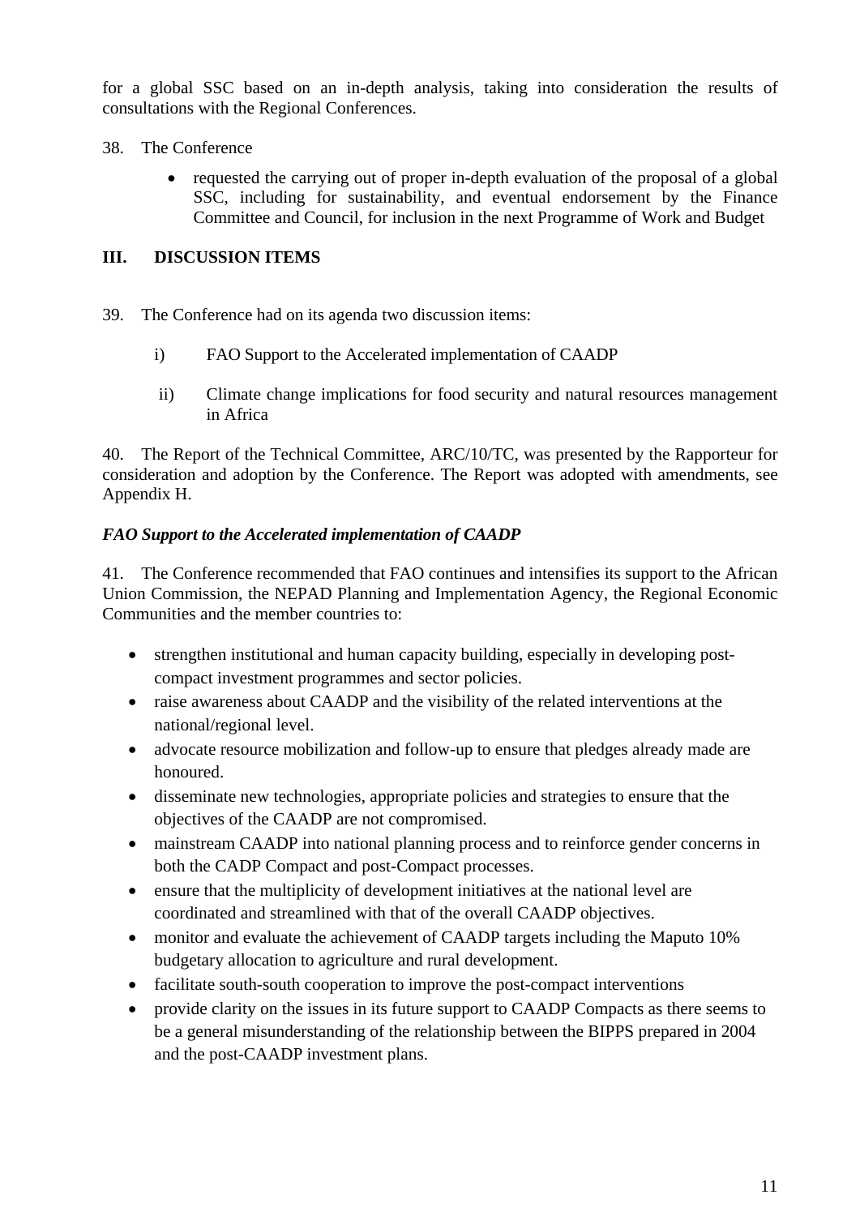for a global SSC based on an in-depth analysis, taking into consideration the results of consultations with the Regional Conferences.

38. The Conference

- requested the carrying out of proper in-depth evaluation of the proposal of a global SSC, including for sustainability, and eventual endorsement by the Finance Committee and Council, for inclusion in the next Programme of Work and Budget

## III. DISCUSSION ITEMS

39. The Conference had on its agenda two discussion items:

   i) FAO Support to the Accelerated implementation of CAADP

   ii) Climate change implications for food security and natural resources management in Africa

40. The Report of the Technical Committee, ARC/10/TC, was presented by the Rapporteur for consideration and adoption by the Conference. The Report was adopted with amendments, see Appendix H.

### *FAO Support to the Accelerated implementation of CAADP*

41. The Conference recommended that FAO continues and intensifies its support to the African Union Commission, the NEPAD Planning and Implementation Agency, the Regional Economic Communities and the member countries to:

- strengthen institutional and human capacity building, especially in developing post-compact investment programmes and sector policies.
- raise awareness about CAADP and the visibility of the related interventions at the national/regional level.
- advocate resource mobilization and follow-up to ensure that pledges already made are honoured.
- disseminate new technologies, appropriate policies and strategies to ensure that the objectives of the CAADP are not compromised.
- mainstream CAADP into national planning process and to reinforce gender concerns in both the CADP Compact and post-Compact processes.
- ensure that the multiplicity of development initiatives at the national level are coordinated and streamlined with that of the overall CAADP objectives.
- monitor and evaluate the achievement of CAADP targets including the Maputo 10% budgetary allocation to agriculture and rural development.
- facilitate south-south cooperation to improve the post-compact interventions
- provide clarity on the issues in its future support to CAADP Compacts as there seems to be a general misunderstanding of the relationship between the BIPPS prepared in 2004 and the post-CAADP investment plans.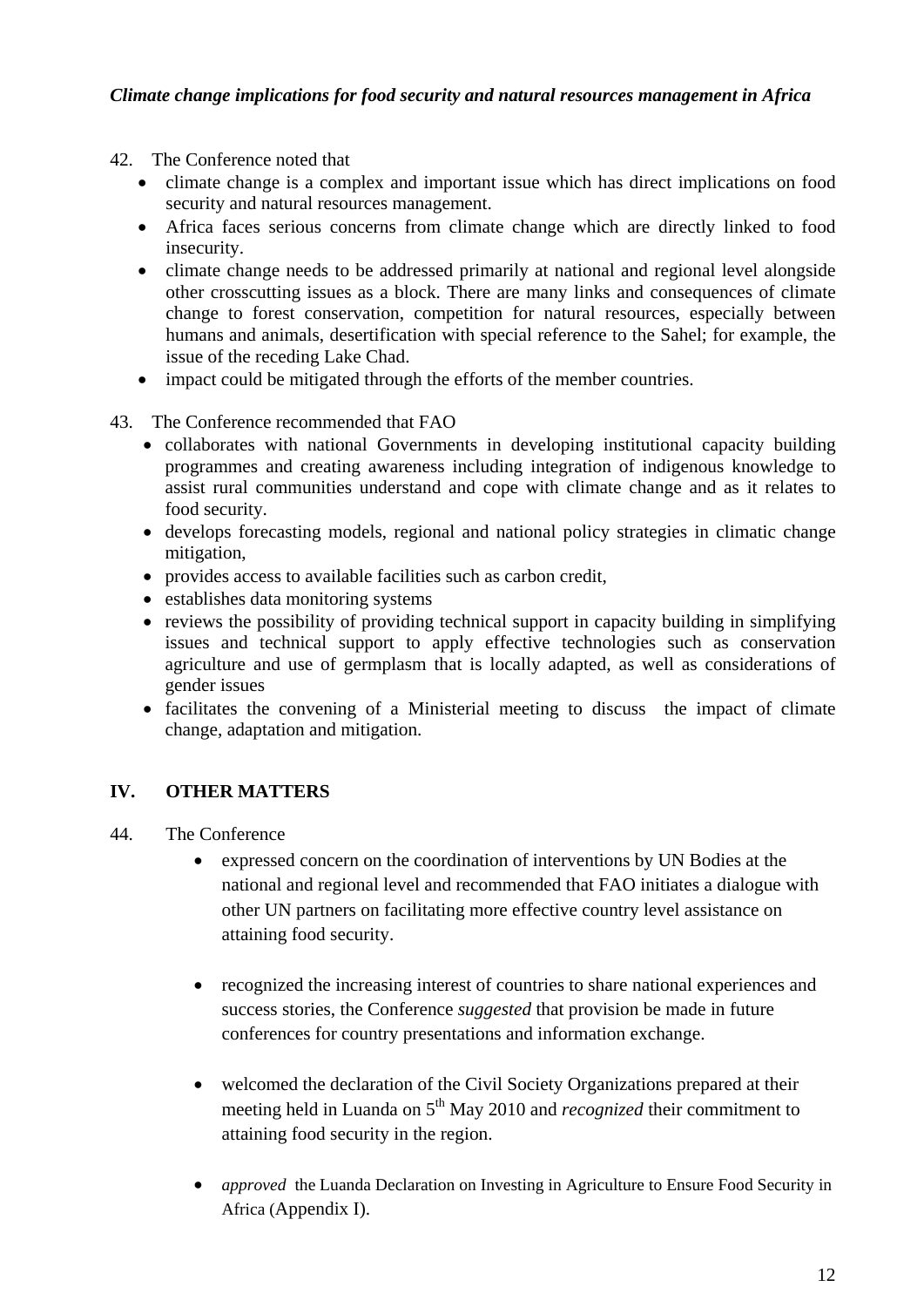*Climate change implications for food security and natural resources management in Africa*

42. The Conference noted that
    - climate change is a complex and important issue which has direct implications on food security and natural resources management.
    - Africa faces serious concerns from climate change which are directly linked to food insecurity.
    - climate change needs to be addressed primarily at national and regional level alongside other crosscutting issues as a block. There are many links and consequences of climate change to forest conservation, competition for natural resources, especially between humans and animals, desertification with special reference to the Sahel; for example, the issue of the receding Lake Chad.
    - impact could be mitigated through the efforts of the member countries.

43. The Conference recommended that FAO
    - collaborates with national Governments in developing institutional capacity building programmes and creating awareness including integration of indigenous knowledge to assist rural communities understand and cope with climate change and as it relates to food security.
    - develops forecasting models, regional and national policy strategies in climatic change mitigation,
    - provides access to available facilities such as carbon credit,
    - establishes data monitoring systems
    - reviews the possibility of providing technical support in capacity building in simplifying issues and technical support to apply effective technologies such as conservation agriculture and use of germplasm that is locally adapted, as well as considerations of gender issues
    - facilitates the convening of a Ministerial meeting to discuss the impact of climate change, adaptation and mitigation.

## IV. OTHER MATTERS

44. The Conference
    - expressed concern on the coordination of interventions by UN Bodies at the national and regional level and recommended that FAO initiates a dialogue with other UN partners on facilitating more effective country level assistance on attaining food security.
    - recognized the increasing interest of countries to share national experiences and success stories, the Conference *suggested* that provision be made in future conferences for country presentations and information exchange.
    - welcomed the declaration of the Civil Society Organizations prepared at their meeting held in Luanda on 5th May 2010 and *recognized* their commitment to attaining food security in the region.
    - *approved* the Luanda Declaration on Investing in Agriculture to Ensure Food Security in Africa (Appendix I).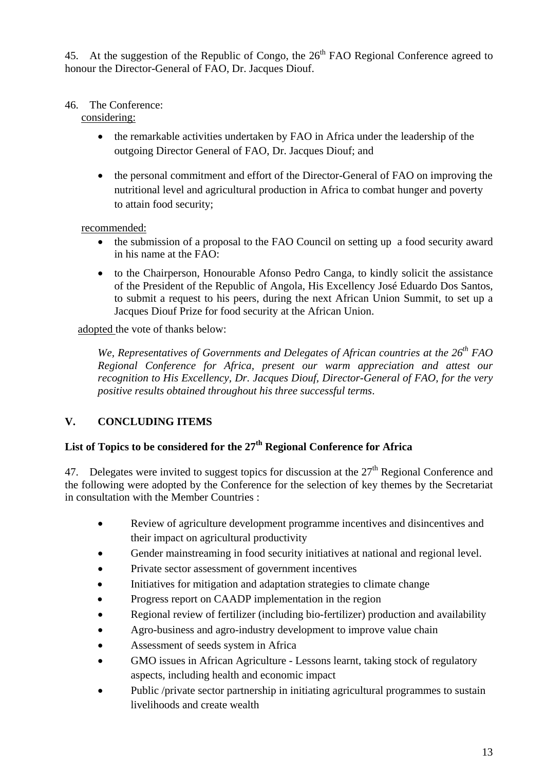45. At the suggestion of the Republic of Congo, the 26th FAO Regional Conference agreed to honour the Director-General of FAO, Dr. Jacques Diouf.

46. The Conference:

considering:

- the remarkable activities undertaken by FAO in Africa under the leadership of the outgoing Director General of FAO, Dr. Jacques Diouf; and
- the personal commitment and effort of the Director-General of FAO on improving the nutritional level and agricultural production in Africa to combat hunger and poverty to attain food security;

recommended:

- the submission of a proposal to the FAO Council on setting up a food security award in his name at the FAO:
- to the Chairperson, Honourable Afonso Pedro Canga, to kindly solicit the assistance of the President of the Republic of Angola, His Excellency José Eduardo Dos Santos, to submit a request to his peers, during the next African Union Summit, to set up a Jacques Diouf Prize for food security at the African Union.

adopted the vote of thanks below:

*We, Representatives of Governments and Delegates of African countries at the 26th FAO Regional Conference for Africa, present our warm appreciation and attest our recognition to His Excellency, Dr. Jacques Diouf, Director-General of FAO, for the very positive results obtained throughout his three successful terms.*

## V. CONCLUDING ITEMS

### List of Topics to be considered for the 27th Regional Conference for Africa

47. Delegates were invited to suggest topics for discussion at the 27th Regional Conference and the following were adopted by the Conference for the selection of key themes by the Secretariat in consultation with the Member Countries :

- Review of agriculture development programme incentives and disincentives and their impact on agricultural productivity
- Gender mainstreaming in food security initiatives at national and regional level.
- Private sector assessment of government incentives
- Initiatives for mitigation and adaptation strategies to climate change
- Progress report on CAADP implementation in the region
- Regional review of fertilizer (including bio-fertilizer) production and availability
- Agro-business and agro-industry development to improve value chain
- Assessment of seeds system in Africa
- GMO issues in African Agriculture - Lessons learnt, taking stock of regulatory aspects, including health and economic impact
- Public /private sector partnership in initiating agricultural programmes to sustain livelihoods and create wealth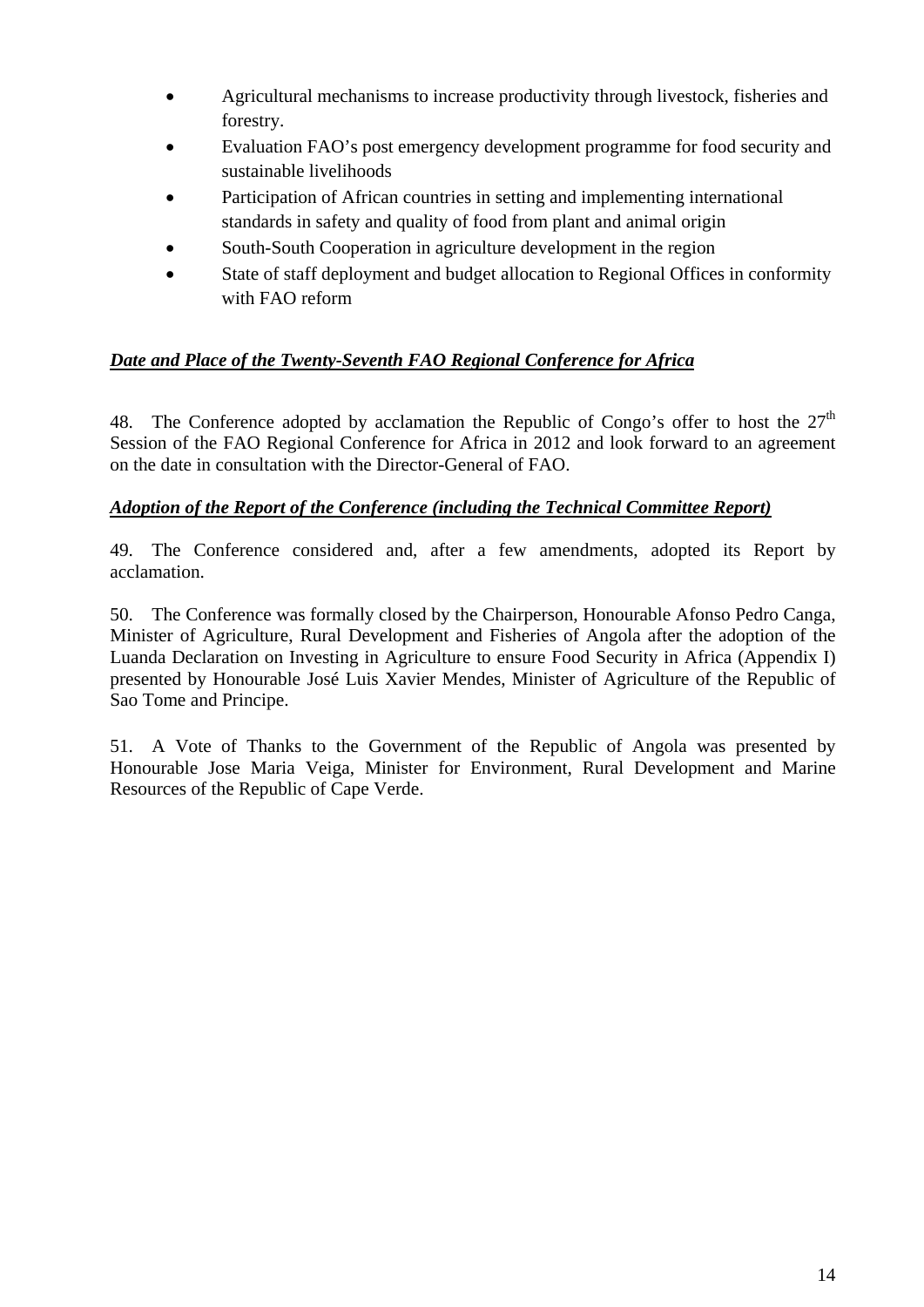- Agricultural mechanisms to increase productivity through livestock, fisheries and forestry.
- Evaluation FAO's post emergency development programme for food security and sustainable livelihoods
- Participation of African countries in setting and implementing international standards in safety and quality of food from plant and animal origin
- South-South Cooperation in agriculture development in the region
- State of staff deployment and budget allocation to Regional Offices in conformity with FAO reform

***Date and Place of the Twenty-Seventh FAO Regional Conference for Africa***

48. The Conference adopted by acclamation the Republic of Congo's offer to host the 27th Session of the FAO Regional Conference for Africa in 2012 and look forward to an agreement on the date in consultation with the Director-General of FAO.

***Adoption of the Report of the Conference (including the Technical Committee Report)***

49. The Conference considered and, after a few amendments, adopted its Report by acclamation.

50. The Conference was formally closed by the Chairperson, Honourable Afonso Pedro Canga, Minister of Agriculture, Rural Development and Fisheries of Angola after the adoption of the Luanda Declaration on Investing in Agriculture to ensure Food Security in Africa (Appendix I) presented by Honourable José Luis Xavier Mendes, Minister of Agriculture of the Republic of Sao Tome and Principe.

51. A Vote of Thanks to the Government of the Republic of Angola was presented by Honourable Jose Maria Veiga, Minister for Environment, Rural Development and Marine Resources of the Republic of Cape Verde.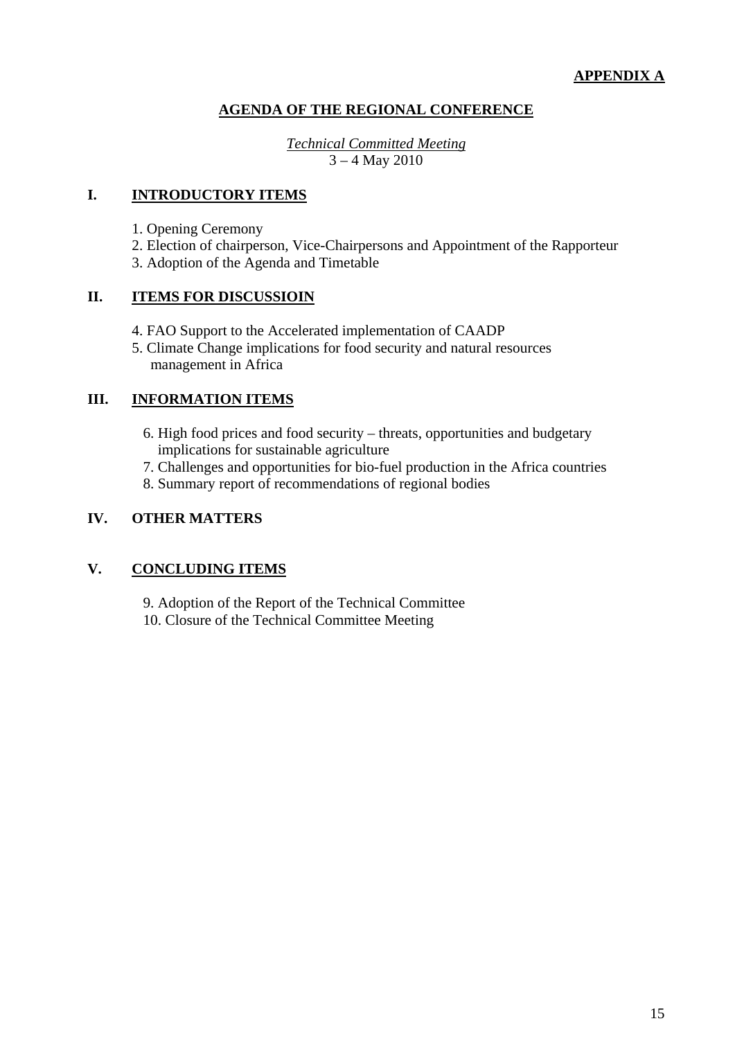**APPENDIX A**

## AGENDA OF THE REGIONAL CONFERENCE

*Technical Committed Meeting*
3 – 4 May 2010

### I. INTRODUCTORY ITEMS

1. Opening Ceremony
2. Election of chairperson, Vice-Chairpersons and Appointment of the Rapporteur
3. Adoption of the Agenda and Timetable

### II. ITEMS FOR DISCUSSIOIN

4. FAO Support to the Accelerated implementation of CAADP
5. Climate Change implications for food security and natural resources management in Africa

### III. INFORMATION ITEMS

6. High food prices and food security – threats, opportunities and budgetary implications for sustainable agriculture
7. Challenges and opportunities for bio-fuel production in the Africa countries
8. Summary report of recommendations of regional bodies

### IV. OTHER MATTERS

### V. CONCLUDING ITEMS

9. Adoption of the Report of the Technical Committee
10. Closure of the Technical Committee Meeting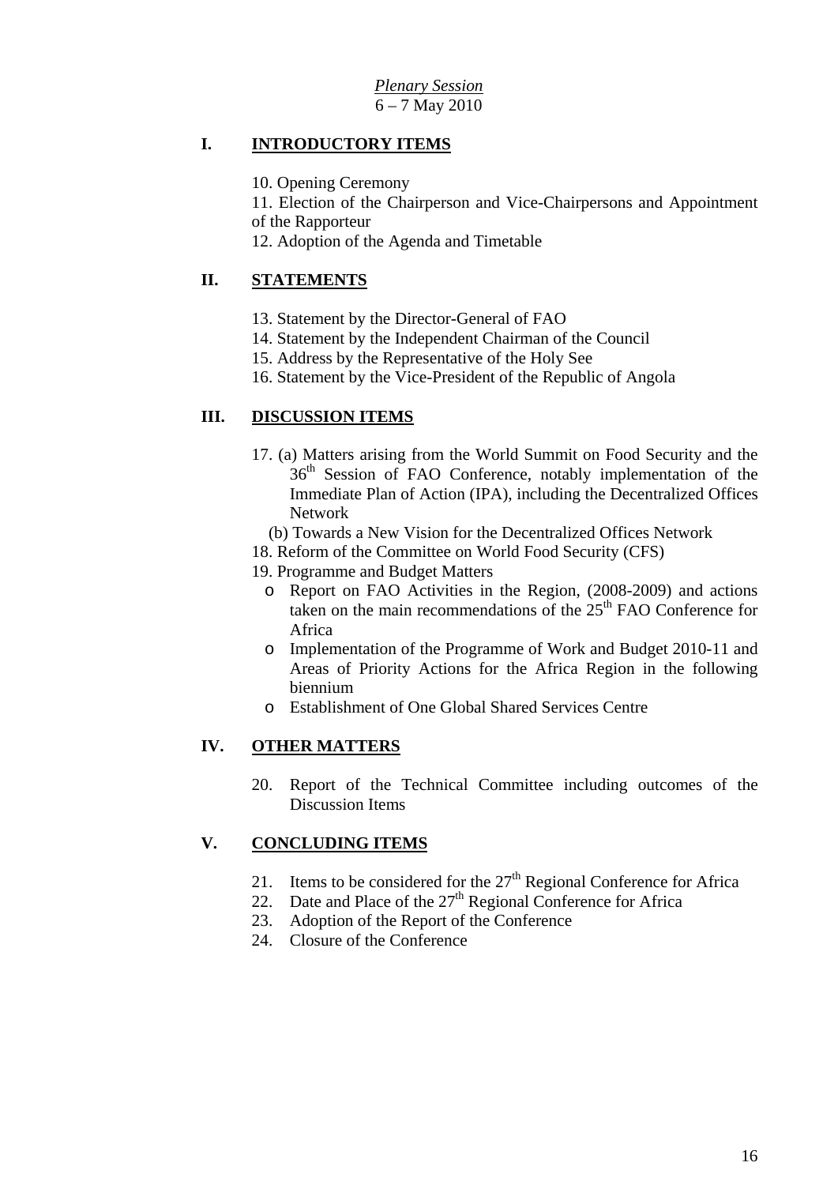*Plenary Session*

6 – 7 May 2010

## I. INTRODUCTORY ITEMS

10. Opening Ceremony
11. Election of the Chairperson and Vice-Chairpersons and Appointment of the Rapporteur
12. Adoption of the Agenda and Timetable

## II. STATEMENTS

13. Statement by the Director-General of FAO
14. Statement by the Independent Chairman of the Council
15. Address by the Representative of the Holy See
16. Statement by the Vice-President of the Republic of Angola

## III. DISCUSSION ITEMS

17. (a) Matters arising from the World Summit on Food Security and the 36th Session of FAO Conference, notably implementation of the Immediate Plan of Action (IPA), including the Decentralized Offices Network

    (b) Towards a New Vision for the Decentralized Offices Network
18. Reform of the Committee on World Food Security (CFS)
19. Programme and Budget Matters
    - Report on FAO Activities in the Region, (2008-2009) and actions taken on the main recommendations of the 25th FAO Conference for Africa
    - Implementation of the Programme of Work and Budget 2010-11 and Areas of Priority Actions for the Africa Region in the following biennium
    - Establishment of One Global Shared Services Centre

## IV. OTHER MATTERS

20. Report of the Technical Committee including outcomes of the Discussion Items

## V. CONCLUDING ITEMS

21. Items to be considered for the 27th Regional Conference for Africa
22. Date and Place of the 27th Regional Conference for Africa
23. Adoption of the Report of the Conference
24. Closure of the Conference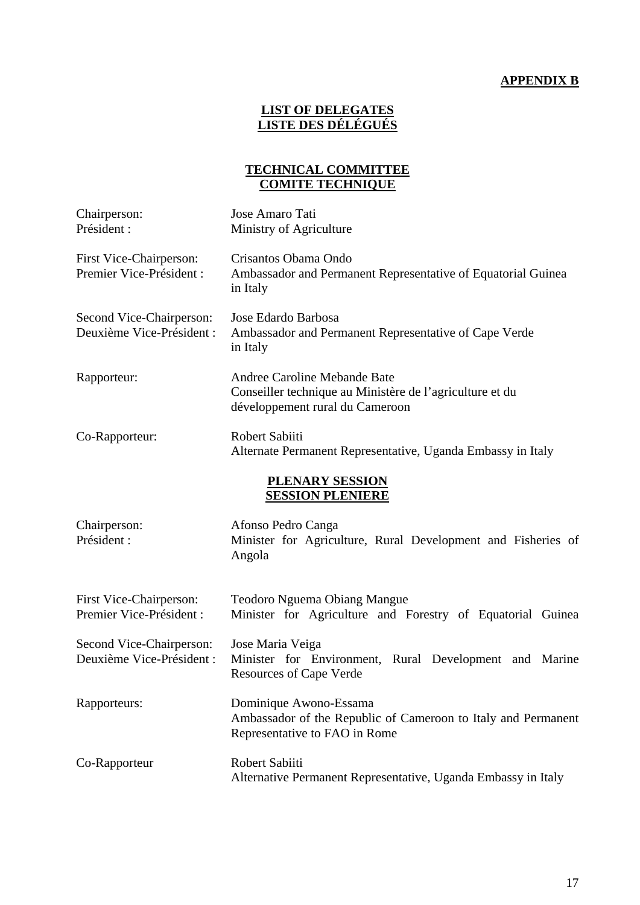**APPENDIX B**

**LIST OF DELEGATES**
**LISTE DES DÉLÉGUÉS**

**TECHNICAL COMMITTEE**
**COMITE TECHNIQUE**

| | |
|---|---|
| Chairperson:<br>Président : | Jose Amaro Tati<br>Ministry of Agriculture |
| First Vice-Chairperson:<br>Premier Vice-Président : | Crisantos Obama Ondo<br>Ambassador and Permanent Representative of Equatorial Guinea in Italy |
| Second Vice-Chairperson:<br>Deuxième Vice-Président : | Jose Edardo Barbosa<br>Ambassador and Permanent Representative of Cape Verde in Italy |
| Rapporteur: | Andree Caroline Mebande Bate<br>Conseiller technique au Ministère de l'agriculture et du développement rural du Cameroon |
| Co-Rapporteur: | Robert Sabiiti<br>Alternate Permanent Representative, Uganda Embassy in Italy |

**PLENARY SESSION**
**SESSION PLENIERE**

| | |
|---|---|
| Chairperson:<br>Président : | Afonso Pedro Canga<br>Minister for Agriculture, Rural Development and Fisheries of Angola |
| First Vice-Chairperson:<br>Premier Vice-Président : | Teodoro Nguema Obiang Mangue<br>Minister for Agriculture and Forestry of Equatorial Guinea |
| Second Vice-Chairperson:<br>Deuxième Vice-Président : | Jose Maria Veiga<br>Minister for Environment, Rural Development and Marine Resources of Cape Verde |
| Rapporteurs: | Dominique Awono-Essama<br>Ambassador of the Republic of Cameroon to Italy and Permanent Representative to FAO in Rome |
| Co-Rapporteur | Robert Sabiiti<br>Alternative Permanent Representative, Uganda Embassy in Italy |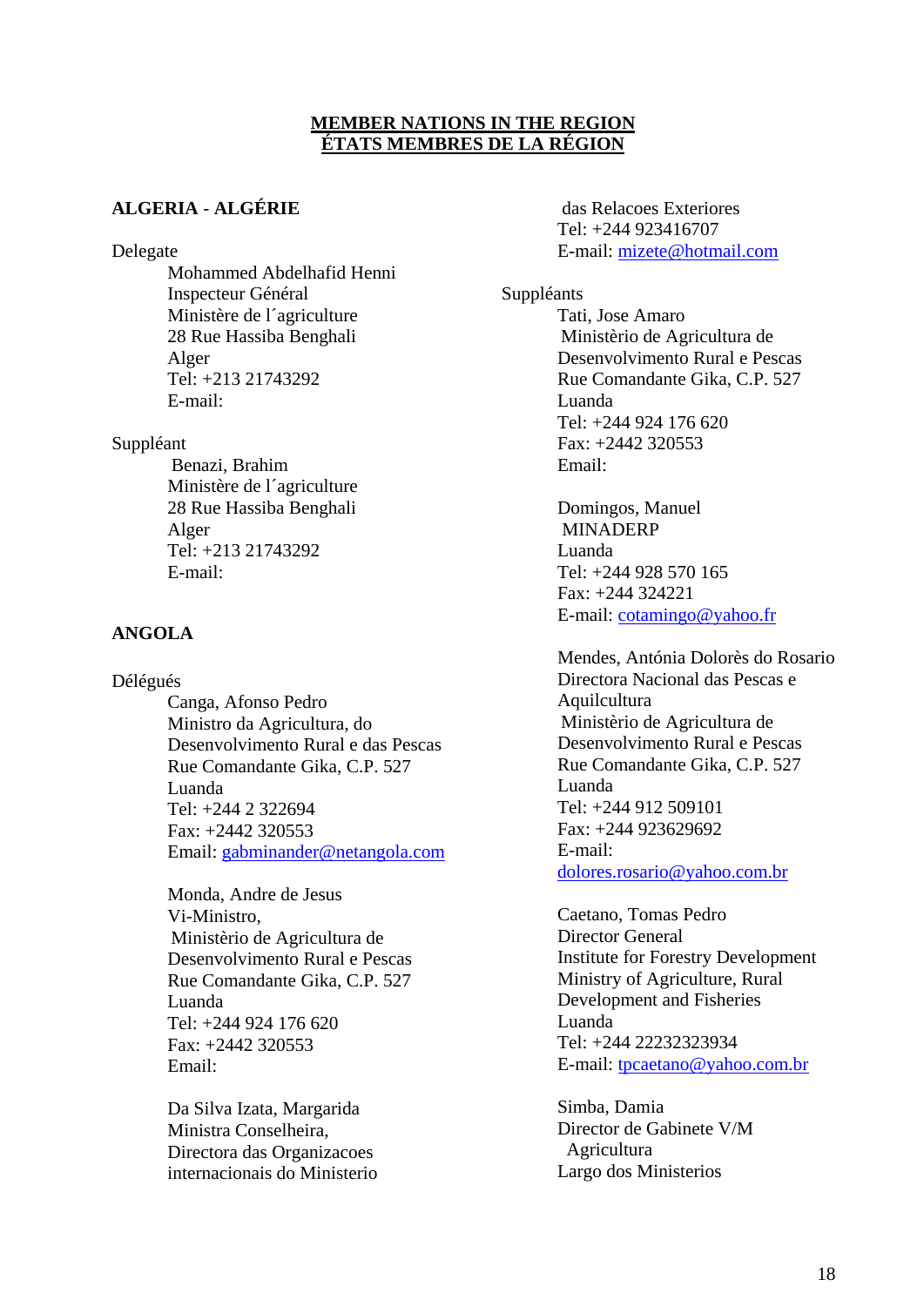**MEMBER NATIONS IN THE REGION**
**ÉTATS MEMBRES DE LA RÉGION**

**ALGERIA - ALGÉRIE**

Delegate

Mohammed Abdelhafid Henni
Inspecteur Général
Ministère de l´agriculture
28 Rue Hassiba Benghali
Alger
Tel: +213 21743292
E-mail:

Suppléant

Benazi, Brahim
Ministère de l´agriculture
28 Rue Hassiba Benghali
Alger
Tel: +213 21743292
E-mail:

**ANGOLA**

Délégués

Canga, Afonso Pedro
Ministro da Agricultura, do Desenvolvimento Rural e das Pescas
Rue Comandante Gika, C.P. 527
Luanda
Tel: +244 2 322694
Fax: +2442 320553
Email: gabminander@netangola.com

Monda, Andre de Jesus
Vi-Ministro,
Ministèrio de Agricultura de Desenvolvimento Rural e Pescas
Rue Comandante Gika, C.P. 527
Luanda
Tel: +244 924 176 620
Fax: +2442 320553
Email:

Da Silva Izata, Margarida
Ministra Conselheira,
Directora das Organizacoes internacionais do Ministerio das Relacoes Exteriores
Tel: +244 923416707
E-mail: mizete@hotmail.com

Suppléants

Tati, Jose Amaro
Ministèrio de Agricultura de Desenvolvimento Rural e Pescas
Rue Comandante Gika, C.P. 527
Luanda
Tel: +244 924 176 620
Fax: +2442 320553
Email:

Domingos, Manuel
MINADERP
Luanda
Tel: +244 928 570 165
Fax: +244 324221
E-mail: cotamingo@yahoo.fr

Mendes, Antónia Dolorès do Rosario
Directora Nacional das Pescas e Aquilcultura
Ministèrio de Agricultura de Desenvolvimento Rural e Pescas
Rue Comandante Gika, C.P. 527
Luanda
Tel: +244 912 509101
Fax: +244 923629692
E-mail:
dolores.rosario@yahoo.com.br

Caetano, Tomas Pedro
Director General
Institute for Forestry Development
Ministry of Agriculture, Rural Development and Fisheries
Luanda
Tel: +244 22232323934
E-mail: tpcaetano@yahoo.com.br

Simba, Damia
Director de Gabinete V/M Agricultura
Largo dos Ministerios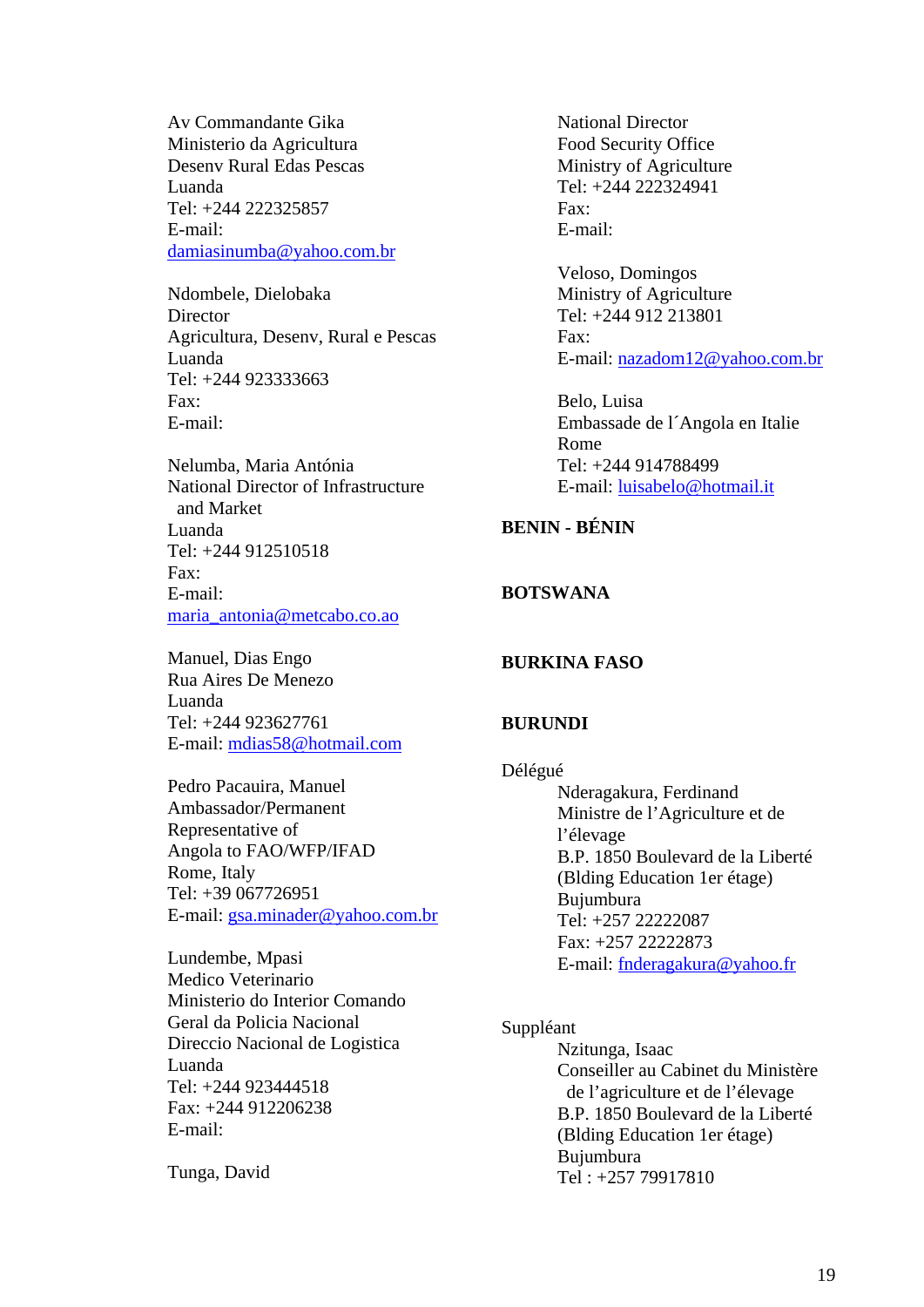Av Commandante Gika
Ministerio da Agricultura
Desenv Rural Edas Pescas
Luanda
Tel: +244 222325857
E-mail:
damiasinumba@yahoo.com.br

Ndombele, Dielobaka
Director
Agricultura, Desenv, Rural e Pescas
Luanda
Tel: +244 923333663
Fax:
E-mail:

Nelumba, Maria Antónia
National Director of Infrastructure and Market
Luanda
Tel: +244 912510518
Fax:
E-mail:
maria_antonia@metcabo.co.ao

Manuel, Dias Engo
Rua Aires De Menezo
Luanda
Tel: +244 923627761
E-mail: mdias58@hotmail.com

Pedro Pacauira, Manuel
Ambassador/Permanent
Representative of
Angola to FAO/WFP/IFAD
Rome, Italy
Tel: +39 067726951
E-mail: gsa.minader@yahoo.com.br

Lundembe, Mpasi
Medico Veterinario
Ministerio do Interior Comando
Geral da Policia Nacional
Direccio Nacional de Logistica
Luanda
Tel: +244 923444518
Fax: +244 912206238
E-mail:

Tunga, David
National Director
Food Security Office
Ministry of Agriculture
Tel: +244 222324941
Fax:
E-mail:

Veloso, Domingos
Ministry of Agriculture
Tel: +244 912 213801
Fax:
E-mail: nazadom12@yahoo.com.br

Belo, Luisa
Embassade de l´Angola en Italie
Rome
Tel: +244 914788499
E-mail: luisabelo@hotmail.it

**BENIN - BÉNIN**

**BOTSWANA**

**BURKINA FASO**

**BURUNDI**

Délégué

Nderagakura, Ferdinand
Ministre de l'Agriculture et de l'élevage
B.P. 1850 Boulevard de la Liberté
(Blding Education 1er étage)
Bujumbura
Tel: +257 22222087
Fax: +257 22222873
E-mail: fnderagakura@yahoo.fr

Suppléant

Nzitunga, Isaac
Conseiller au Cabinet du Ministère de l'agriculture et de l'élevage
B.P. 1850 Boulevard de la Liberté
(Blding Education 1er étage)
Bujumbura
Tel : +257 79917810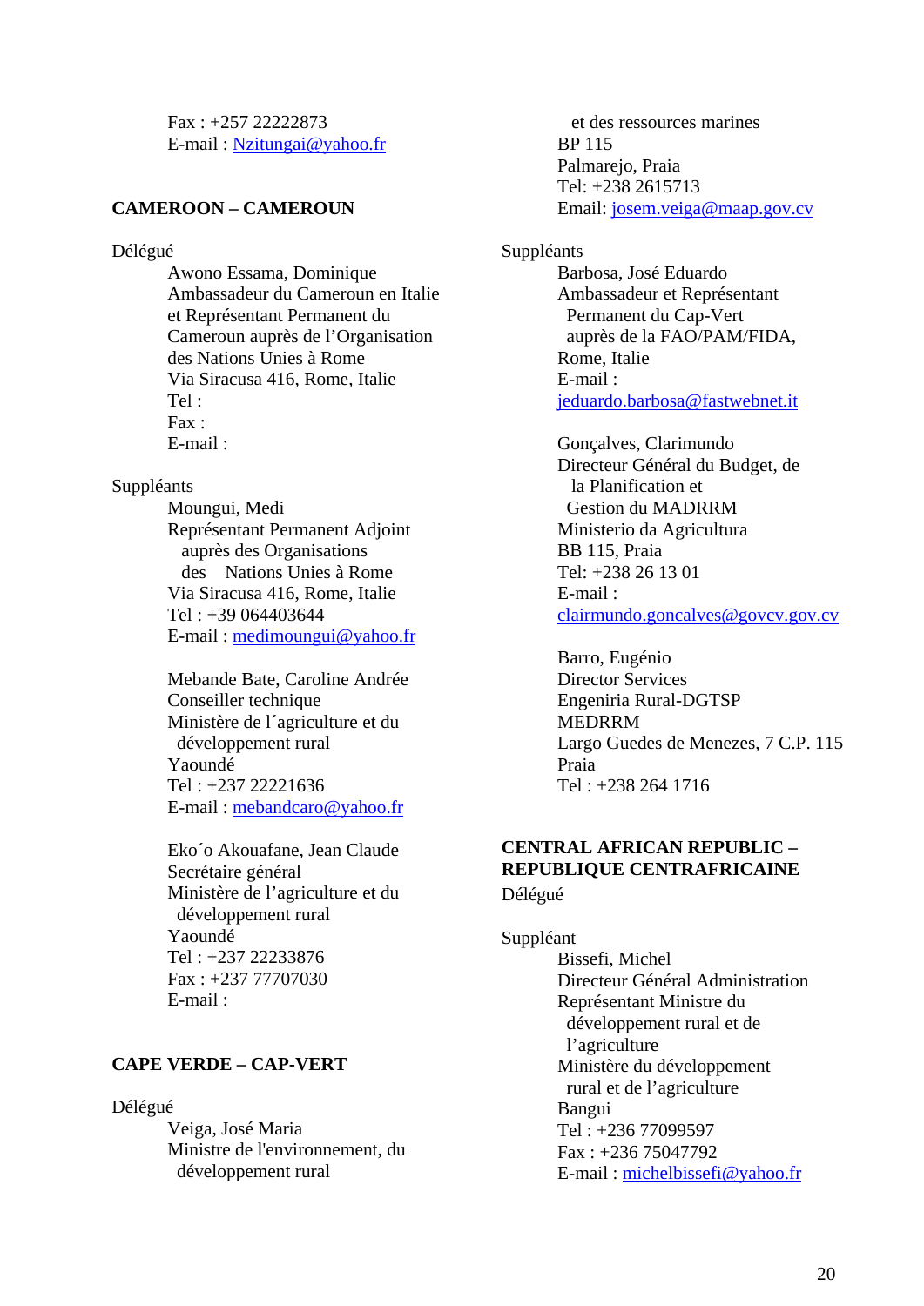Fax : +257 22222873
E-mail : Nzitungai@yahoo.fr

**CAMEROON – CAMEROUN**

Délégué

Awono Essama, Dominique
Ambassadeur du Cameroun en Italie et Représentant Permanent du Cameroun auprès de l'Organisation des Nations Unies à Rome
Via Siracusa 416, Rome, Italie
Tel :
Fax :
E-mail :

Suppléants

Moungui, Medi
Représentant Permanent Adjoint auprès des Organisations des Nations Unies à Rome
Via Siracusa 416, Rome, Italie
Tel : +39 064403644
E-mail : medimoungui@yahoo.fr

Mebande Bate, Caroline Andrée
Conseiller technique
Ministère de l´agriculture et du développement rural
Yaoundé
Tel : +237 22221636
E-mail : mebandcaro@yahoo.fr

Eko´o Akouafane, Jean Claude
Secrétaire général
Ministère de l'agriculture et du développement rural
Yaoundé
Tel : +237 22233876
Fax : +237 77707030
E-mail :

**CAPE VERDE – CAP-VERT**

Délégué

Veiga, José Maria
Ministre de l'environnement, du développement rural et des ressources marines
BP 115
Palmarejo, Praia
Tel: +238 2615713
Email: josem.veiga@maap.gov.cv

Suppléants

Barbosa, José Eduardo
Ambassadeur et Représentant Permanent du Cap-Vert auprès de la FAO/PAM/FIDA,
Rome, Italie
E-mail :
jeduardo.barbosa@fastwebnet.it

Gonçalves, Clarimundo
Directeur Général du Budget, de la Planification et Gestion du MADRRM
Ministerio da Agricultura
BB 115, Praia
Tel: +238 26 13 01
E-mail :
clairmundo.goncalves@govcv.gov.cv

Barro, Eugénio
Director Services
Engeniria Rural-DGTSP
MEDRRM
Largo Guedes de Menezes, 7 C.P. 115
Praia
Tel : +238 264 1716

**CENTRAL AFRICAN REPUBLIC – REPUBLIQUE CENTRAFRICAINE**

Délégué

Suppléant

Bissefi, Michel
Directeur Général Administration
Représentant Ministre du développement rural et de l'agriculture
Ministère du développement rural et de l'agriculture
Bangui
Tel : +236 77099597
Fax : +236 75047792
E-mail : michelbissefi@yahoo.fr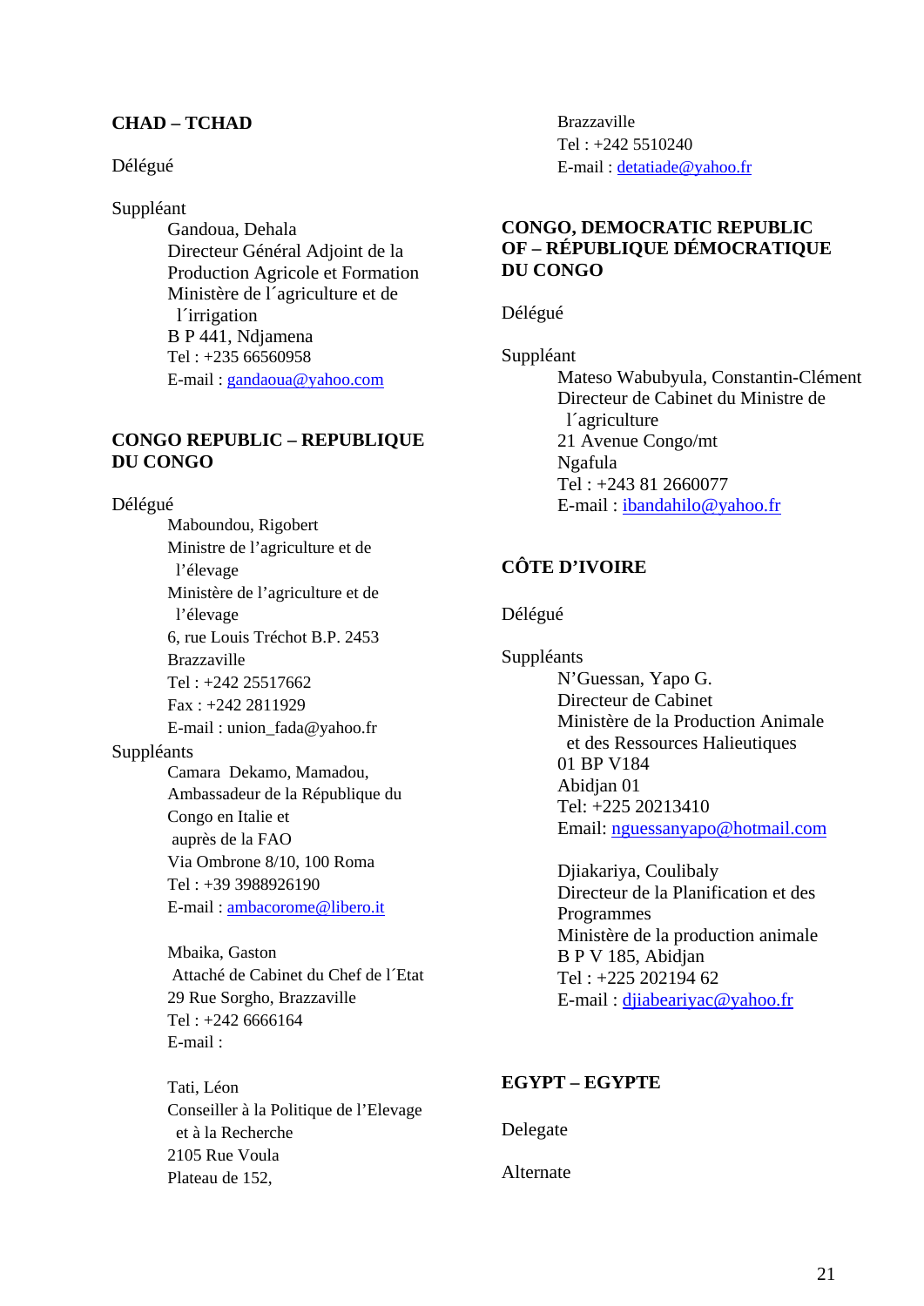## CHAD – TCHAD

Délégué

Suppléant

Gandoua, Dehala
Directeur Général Adjoint de la Production Agricole et Formation
Ministère de l´agriculture et de l´irrigation
B P 441, Ndjamena
Tel : +235 66560958
E-mail : gandaoua@yahoo.com

## CONGO REPUBLIC – REPUBLIQUE DU CONGO

Délégué

Maboundou, Rigobert
Ministre de l'agriculture et de l'élevage
Ministère de l'agriculture et de l'élevage
6, rue Louis Tréchot B.P. 2453
Brazzaville
Tel : +242 25517662
Fax : +242 2811929
E-mail : union_fada@yahoo.fr

Suppléants

Camara Dekamo, Mamadou,
Ambassadeur de la République du Congo en Italie et auprès de la FAO
Via Ombrone 8/10, 100 Roma
Tel : +39 3988926190
E-mail : ambacorome@libero.it

Mbaika, Gaston
Attaché de Cabinet du Chef de l´Etat
29 Rue Sorgho, Brazzaville
Tel : +242 6666164
E-mail :

Tati, Léon
Conseiller à la Politique de l'Elevage et à la Recherche
2105 Rue Voula
Plateau de 152,
Brazzaville
Tel : +242 5510240
E-mail : detatiade@yahoo.fr

## CONGO, DEMOCRATIC REPUBLIC OF – RÉPUBLIQUE DÉMOCRATIQUE DU CONGO

Délégué

Suppléant

Mateso Wabubyula, Constantin-Clément
Directeur de Cabinet du Ministre de l´agriculture
21 Avenue Congo/mt
Ngafula
Tel : +243 81 2660077
E-mail : ibandahilo@yahoo.fr

## CÔTE D'IVOIRE

Délégué

Suppléants

N'Guessan, Yapo G.
Directeur de Cabinet
Ministère de la Production Animale et des Ressources Halieutiques
01 BP V184
Abidjan 01
Tel: +225 20213410
Email: nguessanyapo@hotmail.com

Djiakariya, Coulibaly
Directeur de la Planification et des Programmes
Ministère de la production animale
B P V 185, Abidjan
Tel : +225 202194 62
E-mail : djiabeariyac@yahoo.fr

## EGYPT – EGYPTE

Delegate

Alternate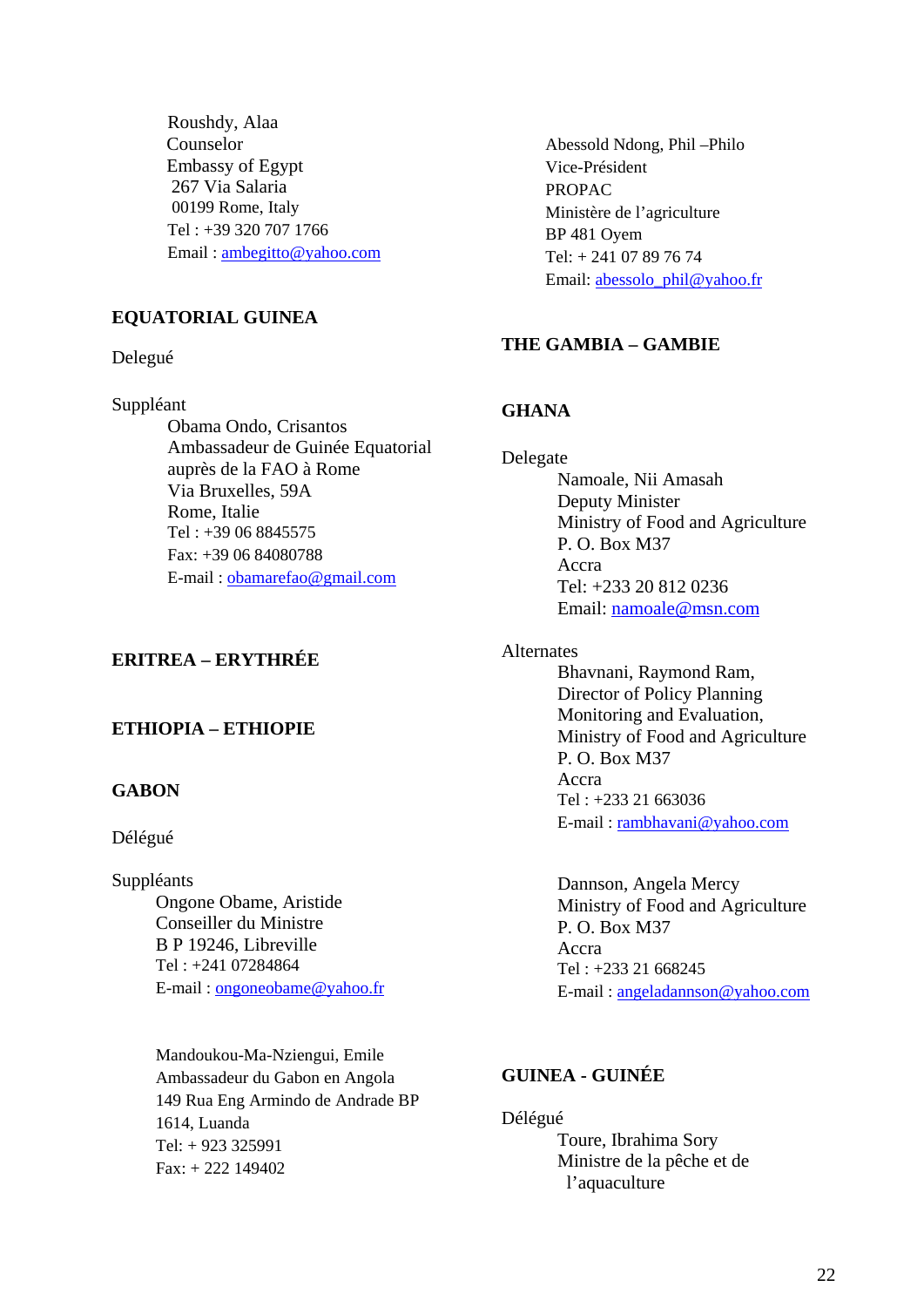Roushdy, Alaa
Counselor
Embassy of Egypt
267 Via Salaria
00199 Rome, Italy
Tel : +39 320 707 1766
Email : ambegitto@yahoo.com

**EQUATORIAL GUINEA**

Delegué

Suppléant

Obama Ondo, Crisantos
Ambassadeur de Guinée Equatorial auprès de la FAO à Rome
Via Bruxelles, 59A
Rome, Italie
Tel : +39 06 8845575
Fax: +39 06 84080788
E-mail : obamarefao@gmail.com

**ERITREA – ERYTHRÉE**

**ETHIOPIA – ETHIOPIE**

**GABON**

Délégué

Suppléants

Ongone Obame, Aristide
Conseiller du Ministre
B P 19246, Libreville
Tel : +241 07284864
E-mail : ongoneobame@yahoo.fr

Mandoukou-Ma-Nziengui, Emile
Ambassadeur du Gabon en Angola
149 Rua Eng Armindo de Andrade BP 1614, Luanda
Tel: + 923 325991
Fax: + 222 149402

Abessold Ndong, Phil –Philo
Vice-Président
PROPAC
Ministère de l'agriculture
BP 481 Oyem
Tel: + 241 07 89 76 74
Email: abessolo_phil@yahoo.fr

**THE GAMBIA – GAMBIE**

**GHANA**

Delegate

Namoale, Nii Amasah
Deputy Minister
Ministry of Food and Agriculture
P. O. Box M37
Accra
Tel: +233 20 812 0236
Email: namoale@msn.com

Alternates

Bhavnani, Raymond Ram,
Director of Policy Planning Monitoring and Evaluation,
Ministry of Food and Agriculture
P. O. Box M37
Accra
Tel : +233 21 663036
E-mail : rambhavani@yahoo.com

Dannson, Angela Mercy
Ministry of Food and Agriculture
P. O. Box M37
Accra
Tel : +233 21 668245
E-mail : angeladannson@yahoo.com

**GUINEA - GUINÉE**

Délégué

Toure, Ibrahima Sory
Ministre de la pêche et de l'aquaculture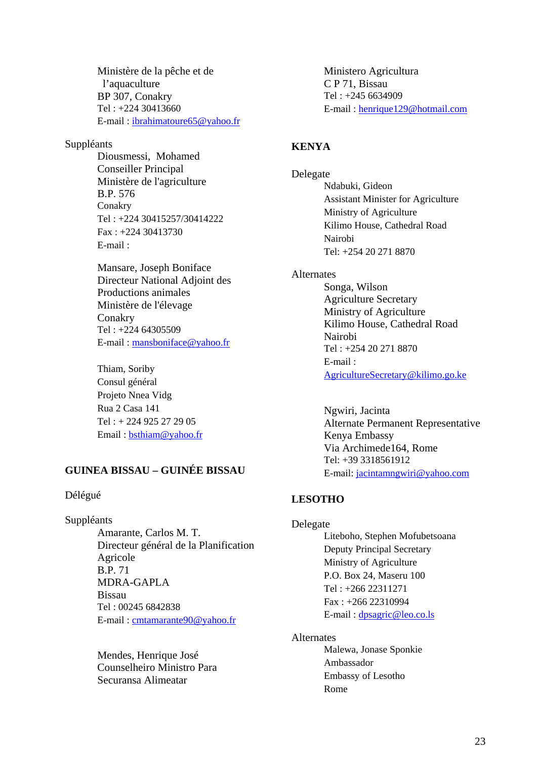Ministère de la pêche et de l'aquaculture
BP 307, Conakry
Tel : +224 30413660
E-mail : ibrahimatoure65@yahoo.fr

Suppléants

Diousmessi, Mohamed
Conseiller Principal
Ministère de l'agriculture
B.P. 576
Conakry
Tel : +224 30415257/30414222
Fax : +224 30413730
E-mail :

Mansare, Joseph Boniface
Directeur National Adjoint des Productions animales
Ministère de l'élevage
Conakry
Tel : +224 64305509
E-mail : mansboniface@yahoo.fr

Thiam, Soriby
Consul général
Projeto Nnea Vidg
Rua 2 Casa 141
Tel : + 224 925 27 29 05
Email : bsthiam@yahoo.fr

## GUINEA BISSAU – GUINÉE BISSAU

Délégué

Suppléants

Amarante, Carlos M. T.
Directeur général de la Planification Agricole
B.P. 71
MDRA-GAPLA
Bissau
Tel : 00245 6842838
E-mail : cmtamarante90@yahoo.fr

Mendes, Henrique José
Counselheiro Ministro Para Securansa Alimeatar
Ministero Agricultura
C P 71, Bissau
Tel : +245 6634909
E-mail : henrique129@hotmail.com

## KENYA

Delegate

Ndabuki, Gideon
Assistant Minister for Agriculture
Ministry of Agriculture
Kilimo House, Cathedral Road
Nairobi
Tel: +254 20 271 8870

Alternates

Songa, Wilson
Agriculture Secretary
Ministry of Agriculture
Kilimo House, Cathedral Road
Nairobi
Tel : +254 20 271 8870
E-mail : AgricultureSecretary@kilimo.go.ke

Ngwiri, Jacinta
Alternate Permanent Representative
Kenya Embassy
Via Archimede164, Rome
Tel: +39 3318561912
E-mail: jacintamngwiri@yahoo.com

## LESOTHO

Delegate

Liteboho, Stephen Mofubetsoana
Deputy Principal Secretary
Ministry of Agriculture
P.O. Box 24, Maseru 100
Tel : +266 22311271
Fax : +266 22310994
E-mail : dpsagric@leo.co.ls

Alternates

Malewa, Jonase Sponkie
Ambassador
Embassy of Lesotho
Rome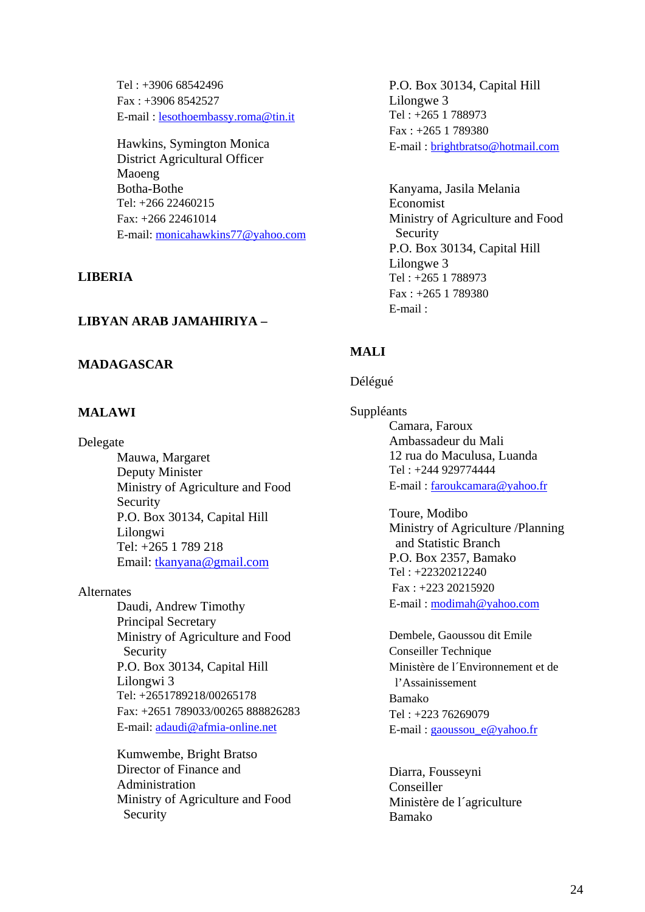Tel : +3906 68542496
Fax : +3906 8542527
E-mail : lesothoembassy.roma@tin.it

Hawkins, Symington Monica
District Agricultural Officer
Maoeng
Botha-Bothe
Tel: +266 22460215
Fax: +266 22461014
E-mail: monicahawkins77@yahoo.com

**LIBERIA**

**LIBYAN ARAB JAMAHIRIYA –**

**MADAGASCAR**

**MALAWI**

Delegate

Mauwa, Margaret
Deputy Minister
Ministry of Agriculture and Food Security
P.O. Box 30134, Capital Hill
Lilongwi
Tel: +265 1 789 218
Email: tkanyana@gmail.com

Alternates

Daudi, Andrew Timothy
Principal Secretary
Ministry of Agriculture and Food Security
P.O. Box 30134, Capital Hill
Lilongwi 3
Tel: +2651789218/00265178
Fax: +2651 789033/00265 888826283
E-mail: adaudi@afmia-online.net

Kumwembe, Bright Bratso
Director of Finance and Administration
Ministry of Agriculture and Food Security
P.O. Box 30134, Capital Hill
Lilongwe 3
Tel : +265 1 788973
Fax : +265 1 789380
E-mail : brightbratso@hotmail.com

Kanyama, Jasila Melania
Economist
Ministry of Agriculture and Food Security
P.O. Box 30134, Capital Hill
Lilongwe 3
Tel : +265 1 788973
Fax : +265 1 789380
E-mail :

**MALI**

Délégué

Suppléants

Camara, Faroux
Ambassadeur du Mali
12 rua do Maculusa, Luanda
Tel : +244 929774444
E-mail : faroukcamara@yahoo.fr

Toure, Modibo
Ministry of Agriculture /Planning and Statistic Branch
P.O. Box 2357, Bamako
Tel : +22320212240
Fax : +223 20215920
E-mail : modimah@yahoo.com

Dembele, Gaoussou dit Emile
Conseiller Technique
Ministère de l´Environnement et de l'Assainissement
Bamako
Tel : +223 76269079
E-mail : gaoussou_e@yahoo.fr

Diarra, Fousseyni
Conseiller
Ministère de l´agriculture
Bamako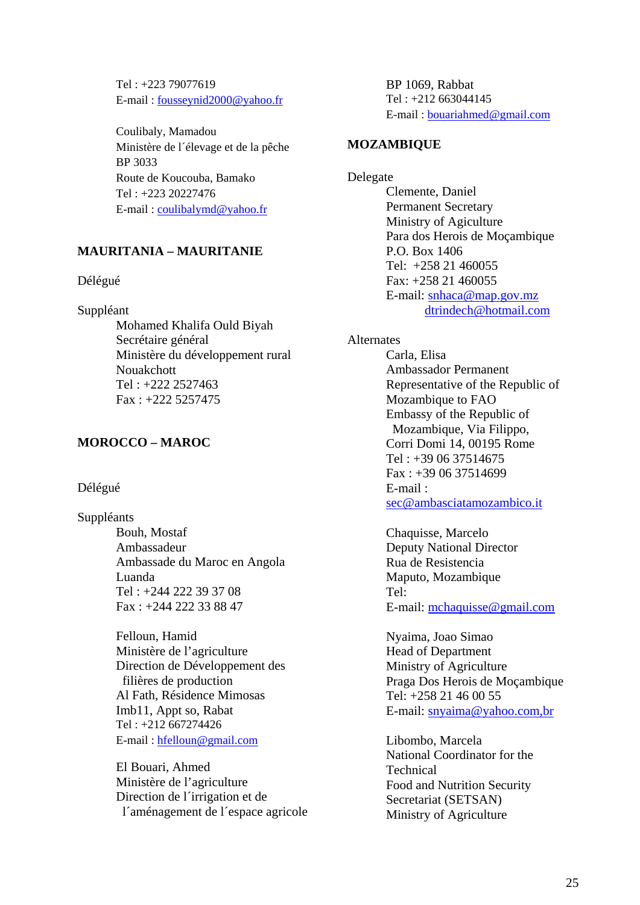Tel : +223 79077619
E-mail : fousseynid2000@yahoo.fr

Coulibaly, Mamadou
Ministère de l´élevage et de la pêche
BP 3033
Route de Koucouba, Bamako
Tel : +223 20227476
E-mail : coulibalymd@yahoo.fr

**MAURITANIA – MAURITANIE**

Délégué

Suppléant
Mohamed Khalifa Ould Biyah
Secrétaire général
Ministère du développement rural
Nouakchott
Tel : +222 2527463
Fax : +222 5257475

**MOROCCO – MAROC**

Délégué

Suppléants
Bouh, Mostaf
Ambassadeur
Ambassade du Maroc en Angola
Luanda
Tel : +244 222 39 37 08
Fax : +244 222 33 88 47

Felloun, Hamid
Ministère de l'agriculture
Direction de Développement des filières de production
Al Fath, Résidence Mimosas
Imb11, Appt so, Rabat
Tel : +212 667274426
E-mail : hfelloun@gmail.com

El Bouari, Ahmed
Ministère de l'agriculture
Direction de l´irrigation et de l´aménagement de l´espace agricole
BP 1069, Rabbat
Tel : +212 663044145
E-mail : bouariahmed@gmail.com

**MOZAMBIQUE**

Delegate
Clemente, Daniel
Permanent Secretary
Ministry of Agiculture
Para dos Herois de Moçambique
P.O. Box 1406
Tel: +258 21 460055
Fax: +258 21 460055
E-mail: snhaca@map.gov.mz
dtrindech@hotmail.com

Alternates
Carla, Elisa
Ambassador Permanent
Representative of the Republic of Mozambique to FAO
Embassy of the Republic of Mozambique, Via Filippo, Corri Domi 14, 00195 Rome
Tel : +39 06 37514675
Fax : +39 06 37514699
E-mail :
sec@ambasciatamozambico.it

Chaquisse, Marcelo
Deputy National Director
Rua de Resistencia
Maputo, Mozambique
Tel:
E-mail: mchaquisse@gmail.com

Nyaima, Joao Simao
Head of Department
Ministry of Agriculture
Praga Dos Herois de Moçambique
Tel: +258 21 46 00 55
E-mail: snyaima@yahoo.com,br

Libombo, Marcela
National Coordinator for the Technical
Food and Nutrition Security Secretariat (SETSAN)
Ministry of Agriculture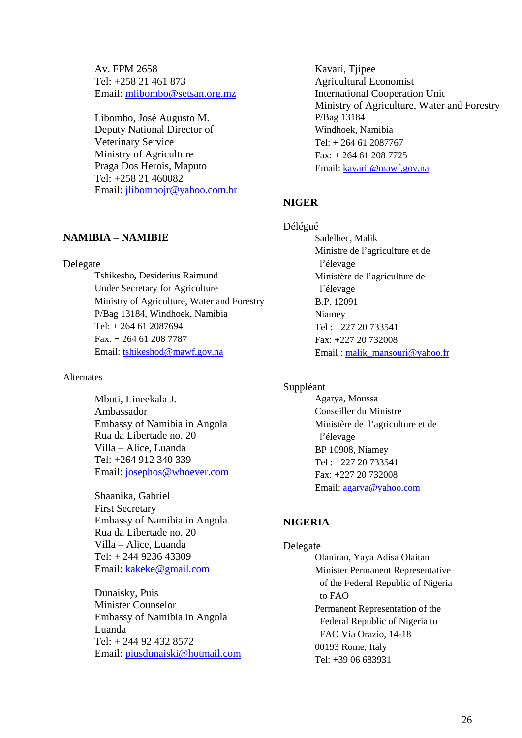Av. FPM 2658
Tel: +258 21 461 873
Email: mlibombo@setsan.org.mz

Libombo, José Augusto M.
Deputy National Director of Veterinary Service
Ministry of Agriculture
Praga Dos Herois, Maputo
Tel: +258 21 460082
Email: jlibombojr@yahoo.com.br

## NAMIBIA – NAMIBIE

Delegate

Tshikesho, Desiderius Raimund
Under Secretary for Agriculture
Ministry of Agriculture, Water and Forestry
P/Bag 13184, Windhoek, Namibia
Tel: + 264 61 2087694
Fax: + 264 61 208 7787
Email: tshikeshod@mawf,gov.na

Alternates

Mboti, Lineekala J.
Ambassador
Embassy of Namibia in Angola
Rua da Libertade no. 20
Villa – Alice, Luanda
Tel: +264 912 340 339
Email: josephos@whoever.com

Shaanika, Gabriel
First Secretary
Embassy of Namibia in Angola
Rua da Libertade no. 20
Villa – Alice, Luanda
Tel: + 244 9236 43309
Email: kakeke@gmail.com

Dunaisky, Puis
Minister Counselor
Embassy of Namibia in Angola
Luanda
Tel: + 244 92 432 8572
Email: piusdunaiski@hotmail.com

Kavari, Tjipee
Agricultural Economist
International Cooperation Unit
Ministry of Agriculture, Water and Forestry
P/Bag 13184
Windhoek, Namibia
Tel: + 264 61 2087767
Fax: + 264 61 208 7725
Email: kavarit@mawf,gov.na

## NIGER

Délégué

Sadelhec, Malik
Ministre de l'agriculture et de l'élevage
Ministère de l'agriculture de l´élevage
B.P. 12091
Niamey
Tel : +227 20 733541
Fax: +227 20 732008
Email : malik_mansouri@yahoo.fr

Suppléant

Agarya, Moussa
Conseiller du Ministre
Ministère de l'agriculture et de l'élevage
BP 10908, Niamey
Tel : +227 20 733541
Fax: +227 20 732008
Email: agarya@yahoo.com

## NIGERIA

Delegate

Olaniran, Yaya Adisa Olaitan
Minister Permanent Representative of the Federal Republic of Nigeria to FAO
Permanent Representation of the Federal Republic of Nigeria to FAO Via Orazio, 14-18
00193 Rome, Italy
Tel: +39 06 683931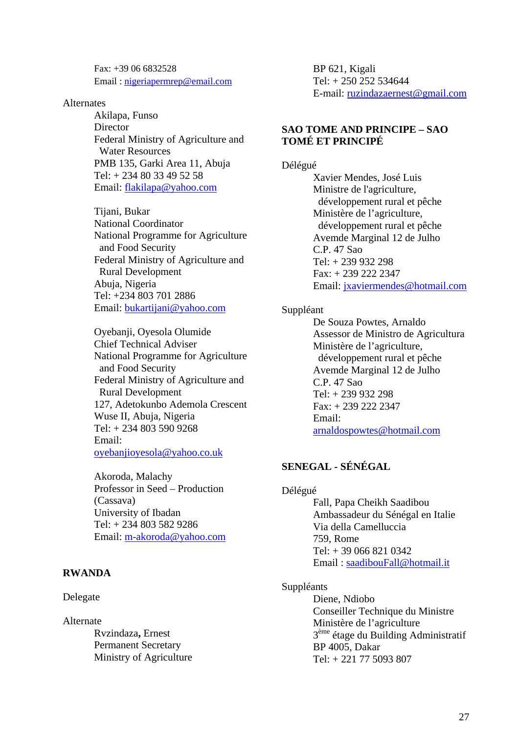Fax: +39 06 6832528
Email : nigeriapermrep@email.com

Alternates

Akilapa, Funso
Director
Federal Ministry of Agriculture and Water Resources
PMB 135, Garki Area 11, Abuja
Tel: + 234 80 33 49 52 58
Email: flakilapa@yahoo.com

Tijani, Bukar
National Coordinator
National Programme for Agriculture and Food Security
Federal Ministry of Agriculture and Rural Development
Abuja, Nigeria
Tel: +234 803 701 2886
Email: bukartijani@yahoo.com

Oyebanji, Oyesola Olumide
Chief Technical Adviser
National Programme for Agriculture and Food Security
Federal Ministry of Agriculture and Rural Development
127, Adetokunbo Ademola Crescent
Wuse II, Abuja, Nigeria
Tel: + 234 803 590 9268
Email:
oyebanjioyesola@yahoo.co.uk

Akoroda, Malachy
Professor in Seed – Production (Cassava)
University of Ibadan
Tel: + 234 803 582 9286
Email: m-akoroda@yahoo.com

## RWANDA

Delegate

Alternate

Rvzindaza**,** Ernest
Permanent Secretary
Ministry of Agriculture
BP 621, Kigali
Tel: + 250 252 534644
E-mail: ruzindazaernest@gmail.com

## SAO TOME AND PRINCIPE – SAO TOMÉ ET PRINCIPÉ

Délégué

Xavier Mendes, José Luis
Ministre de l'agriculture, développement rural et pêche
Ministère de l’agriculture, développement rural et pêche
Avemde Marginal 12 de Julho
C.P. 47 Sao
Tel: + 239 932 298
Fax: + 239 222 2347
Email: jxaviermendes@hotmail.com

Suppléant

De Souza Powtes, Arnaldo
Assessor de Ministro de Agricultura
Ministère de l’agriculture, développement rural et pêche
Avemde Marginal 12 de Julho
C.P. 47 Sao
Tel: + 239 932 298
Fax: + 239 222 2347
Email:
arnaldospowtes@hotmail.com

## SENEGAL - SÉNÉGAL

Délégué

Fall, Papa Cheikh Saadibou
Ambassadeur du Sénégal en Italie
Via della Camelluccia
759, Rome
Tel: + 39 066 821 0342
Email : saadibouFall@hotmail.it

Suppléants

Diene, Ndiobo
Conseiller Technique du Ministre
Ministère de l’agriculture
3ème étage du Building Administratif
BP 4005, Dakar
Tel: + 221 77 5093 807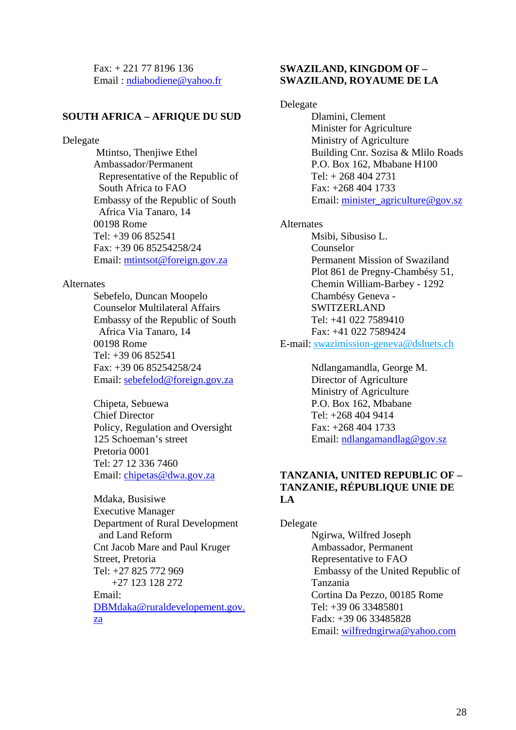Fax: + 221 77 8196 136
Email : ndiabodiene@yahoo.fr

## SOUTH AFRICA – AFRIQUE DU SUD

Delegate

Mtintso, Thenjiwe Ethel
Ambassador/Permanent Representative of the Republic of South Africa to FAO
Embassy of the Republic of South Africa Via Tanaro, 14
00198 Rome
Tel: +39 06 852541
Fax: +39 06 85254258/24
Email: mtintsot@foreign.gov.za

Alternates

Sebefelo, Duncan Moopelo
Counselor Multilateral Affairs
Embassy of the Republic of South Africa Via Tanaro, 14
00198 Rome
Tel: +39 06 852541
Fax: +39 06 85254258/24
Email: sebefelod@foreign.gov.za

Chipeta, Sebuewa
Chief Director
Policy, Regulation and Oversight
125 Schoeman's street
Pretoria 0001
Tel: 27 12 336 7460
Email: chipetas@dwa.gov.za

Mdaka, Busisiwe
Executive Manager
Department of Rural Development and Land Reform
Cnt Jacob Mare and Paul Kruger Street, Pretoria
Tel: +27 825 772 969
+27 123 128 272
Email:
DBMdaka@ruraldevelopement.gov.za

## SWAZILAND, KINGDOM OF – SWAZILAND, ROYAUME DE LA

Delegate

Dlamini, Clement
Minister for Agriculture
Ministry of Agriculture
Building Cnr. Sozisa & Mlilo Roads
P.O. Box 162, Mbabane H100
Tel: + 268 404 2731
Fax: +268 404 1733
Email: minister_agriculture@gov.sz

Alternates

Msibi, Sibusiso L.
Counselor
Permanent Mission of Swaziland
Plot 861 de Pregny-Chambésy 51,
Chemin William-Barbey - 1292
Chambésy Geneva -
SWITZERLAND
Tel: +41 022 7589410
Fax: +41 022 7589424
E-mail: swazimission-geneva@dslnets.ch

Ndlangamandla, George M.
Director of Agriculture
Ministry of Agriculture
P.O. Box 162, Mbabane
Tel: +268 404 9414
Fax: +268 404 1733
Email: ndlangamandlag@gov.sz

## TANZANIA, UNITED REPUBLIC OF – TANZANIE, RÉPUBLIQUE UNIE DE LA

Delegate

Ngirwa, Wilfred Joseph
Ambassador, Permanent Representative to FAO
Embassy of the United Republic of Tanzania
Cortina Da Pezzo, 00185 Rome
Tel: +39 06 33485801
Fadx: +39 06 33485828
Email: wilfredngirwa@yahoo.com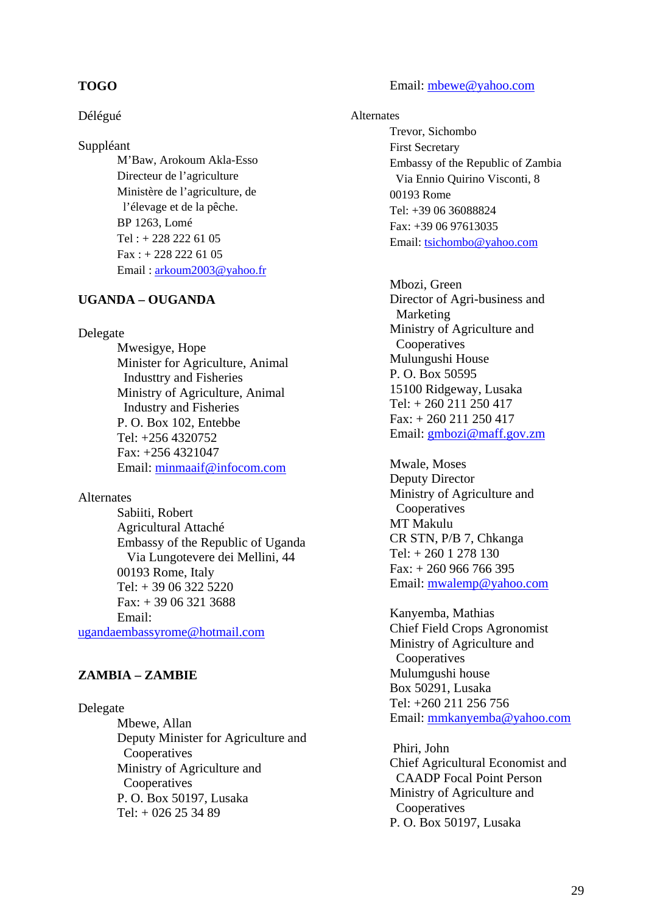**TOGO**

Délégué

Suppléant

M'Baw, Arokoum Akla-Esso
Directeur de l'agriculture
Ministère de l'agriculture, de l'élevage et de la pêche.
BP 1263, Lomé
Tel : + 228 222 61 05
Fax : + 228 222 61 05
Email : arkoum2003@yahoo.fr

**UGANDA – OUGANDA**

Delegate

Mwesigye, Hope
Minister for Agriculture, Animal Industtry and Fisheries
Ministry of Agriculture, Animal Industry and Fisheries
P. O. Box 102, Entebbe
Tel: +256 4320752
Fax: +256 4321047
Email: minmaaif@infocom.com

Alternates

Sabiiti, Robert
Agricultural Attaché
Embassy of the Republic of Uganda
Via Lungotevere dei Mellini, 44
00193 Rome, Italy
Tel: + 39 06 322 5220
Fax: + 39 06 321 3688
Email: ugandaembassyrome@hotmail.com

**ZAMBIA – ZAMBIE**

Delegate

Mbewe, Allan
Deputy Minister for Agriculture and Cooperatives
Ministry of Agriculture and Cooperatives
P. O. Box 50197, Lusaka
Tel: + 026 25 34 89
Email: mbewe@yahoo.com

Alternates

Trevor, Sichombo
First Secretary
Embassy of the Republic of Zambia
Via Ennio Quirino Visconti, 8
00193 Rome
Tel: +39 06 36088824
Fax: +39 06 97613035
Email: tsichombo@yahoo.com

Mbozi, Green
Director of Agri-business and Marketing
Ministry of Agriculture and Cooperatives
Mulungushi House
P. O. Box 50595
15100 Ridgeway, Lusaka
Tel: + 260 211 250 417
Fax: + 260 211 250 417
Email: gmbozi@maff.gov.zm

Mwale, Moses
Deputy Director
Ministry of Agriculture and Cooperatives
MT Makulu
CR STN, P/B 7, Chkanga
Tel: + 260 1 278 130
Fax: + 260 966 766 395
Email: mwalemp@yahoo.com

Kanyemba, Mathias
Chief Field Crops Agronomist
Ministry of Agriculture and Cooperatives
Mulumgushi house
Box 50291, Lusaka
Tel: +260 211 256 756
Email: mmkanyemba@yahoo.com

Phiri, John
Chief Agricultural Economist and CAADP Focal Point Person
Ministry of Agriculture and Cooperatives
P. O. Box 50197, Lusaka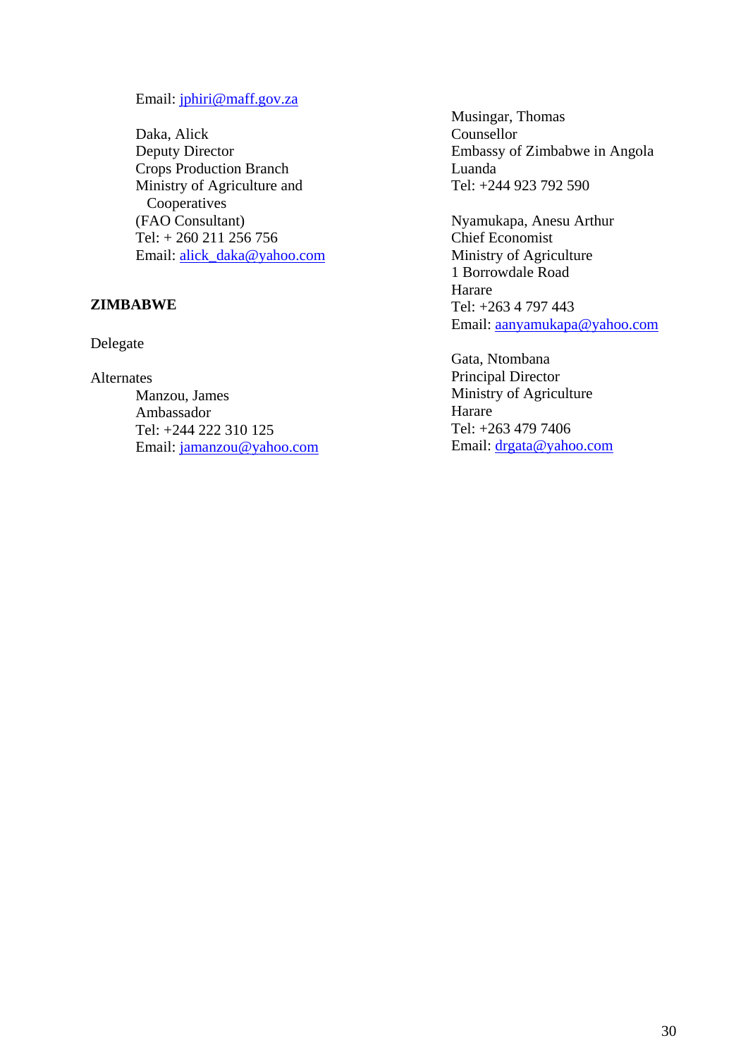Email: jphiri@maff.gov.za

Daka, Alick
Deputy Director
Crops Production Branch
Ministry of Agriculture and
Cooperatives
(FAO Consultant)
Tel: + 260 211 256 756
Email: alick_daka@yahoo.com

**ZIMBABWE**

Delegate

Alternates

Manzou, James
Ambassador
Tel: +244 222 310 125
Email: jamanzou@yahoo.com

Musingar, Thomas
Counsellor
Embassy of Zimbabwe in Angola
Luanda
Tel: +244 923 792 590

Nyamukapa, Anesu Arthur
Chief Economist
Ministry of Agriculture
1 Borrowdale Road
Harare
Tel: +263 4 797 443
Email: aanyamukapa@yahoo.com

Gata, Ntombana
Principal Director
Ministry of Agriculture
Harare
Tel: +263 479 7406
Email: drgata@yahoo.com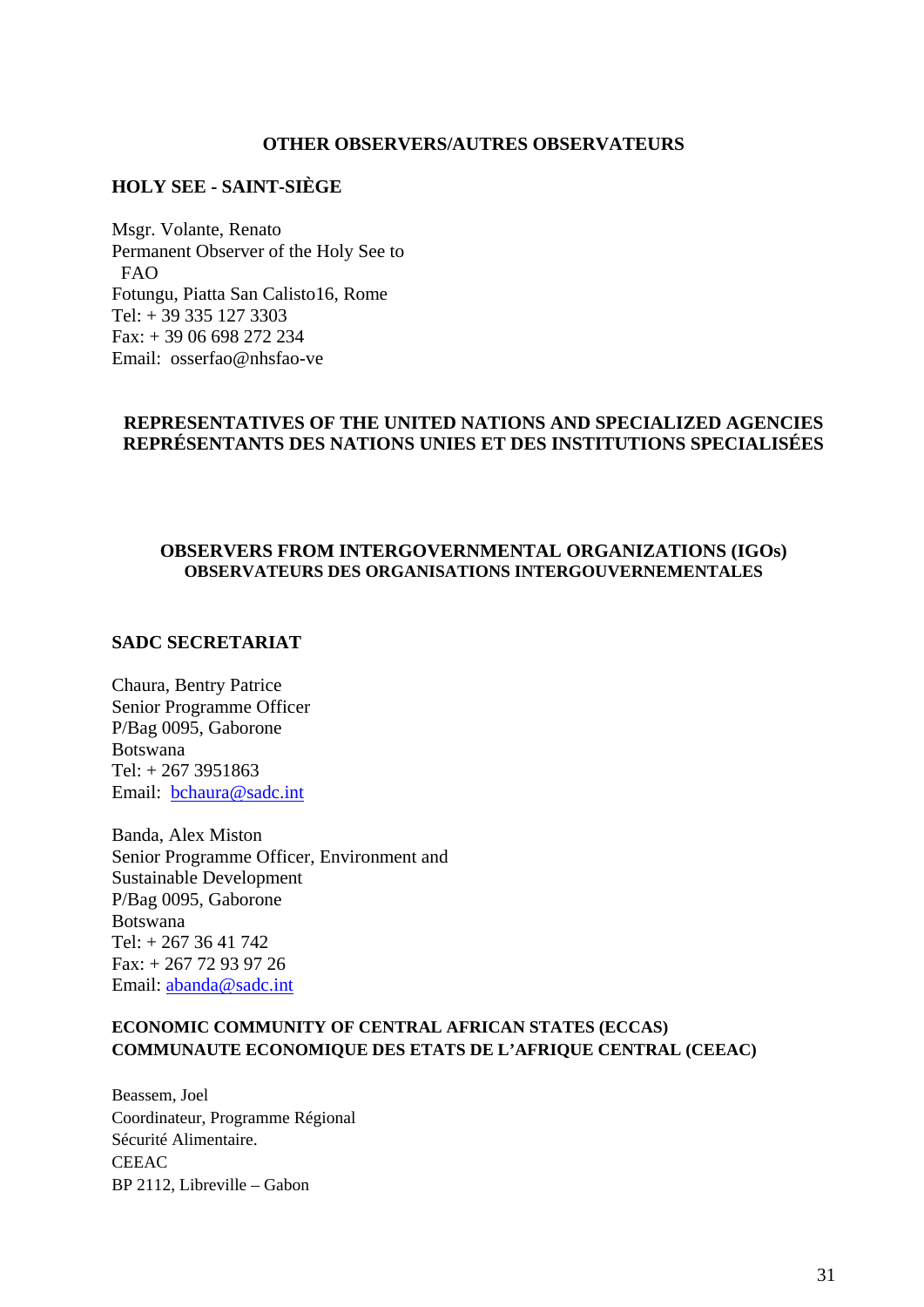**OTHER OBSERVERS/AUTRES OBSERVATEURS**

**HOLY SEE - SAINT-SIÈGE**

Msgr. Volante, Renato
Permanent Observer of the Holy See to FAO
Fotungu, Piatta San Calisto16, Rome
Tel: + 39 335 127 3303
Fax: + 39 06 698 272 234
Email: osserfao@nhsfao-ve

**REPRESENTATIVES OF THE UNITED NATIONS AND SPECIALIZED AGENCIES**
**REPRÉSENTANTS DES NATIONS UNIES ET DES INSTITUTIONS SPECIALISÉES**

**OBSERVERS FROM INTERGOVERNMENTAL ORGANIZATIONS (IGOs)**
**OBSERVATEURS DES ORGANISATIONS INTERGOUVERNEMENTALES**

**SADC SECRETARIAT**

Chaura, Bentry Patrice
Senior Programme Officer
P/Bag 0095, Gaborone
Botswana
Tel: + 267 3951863
Email: bchaura@sadc.int

Banda, Alex Miston
Senior Programme Officer, Environment and Sustainable Development
P/Bag 0095, Gaborone
Botswana
Tel: + 267 36 41 742
Fax: + 267 72 93 97 26
Email: abanda@sadc.int

**ECONOMIC COMMUNITY OF CENTRAL AFRICAN STATES (ECCAS)**
**COMMUNAUTE ECONOMIQUE DES ETATS DE L'AFRIQUE CENTRAL (CEEAC)**

Beassem, Joel
Coordinateur, Programme Régional Sécurité Alimentaire.
CEEAC
BP 2112, Libreville – Gabon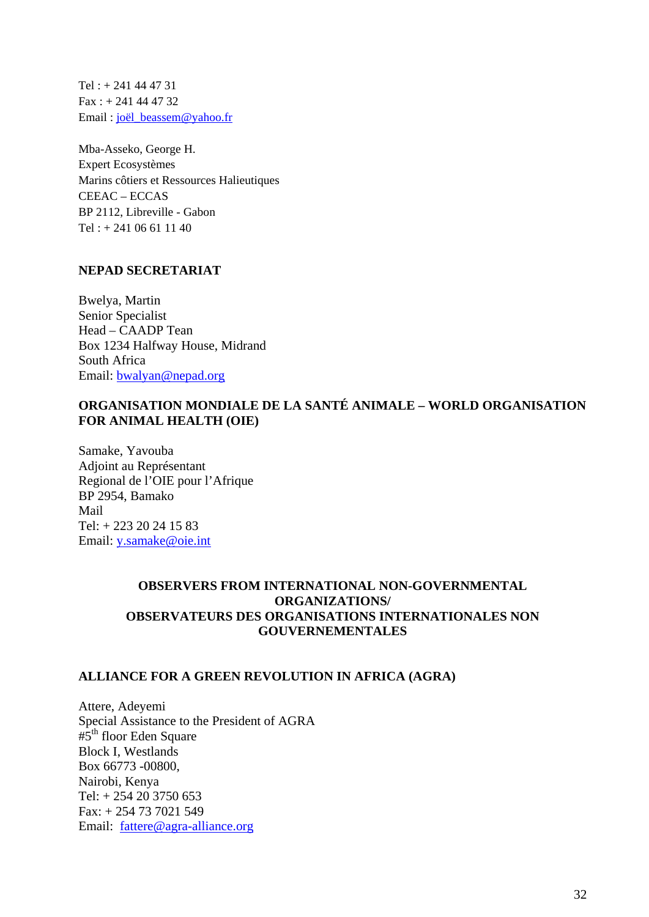Tel : + 241 44 47 31
Fax : + 241 44 47 32
Email : joël_beassem@yahoo.fr

Mba-Asseko, George H.
Expert Ecosystèmes
Marins côtiers et Ressources Halieutiques
CEEAC – ECCAS
BP 2112, Libreville - Gabon
Tel : + 241 06 61 11 40

**NEPAD SECRETARIAT**

Bwelya, Martin
Senior Specialist
Head – CAADP Tean
Box 1234 Halfway House, Midrand
South Africa
Email: bwalyan@nepad.org

**ORGANISATION MONDIALE DE LA SANTÉ ANIMALE – WORLD ORGANISATION FOR ANIMAL HEALTH (OIE)**

Samake, Yavouba
Adjoint au Représentant
Regional de l'OIE pour l'Afrique
BP 2954, Bamako
Mail
Tel: + 223 20 24 15 83
Email: y.samake@oie.int

## OBSERVERS FROM INTERNATIONAL NON-GOVERNMENTAL ORGANIZATIONS/ OBSERVATEURS DES ORGANISATIONS INTERNATIONALES NON GOUVERNEMENTALES

**ALLIANCE FOR A GREEN REVOLUTION IN AFRICA (AGRA)**

Attere, Adeyemi
Special Assistance to the President of AGRA
#5th floor Eden Square
Block I, Westlands
Box 66773 -00800,
Nairobi, Kenya
Tel: + 254 20 3750 653
Fax: + 254 73 7021 549
Email: fattere@agra-alliance.org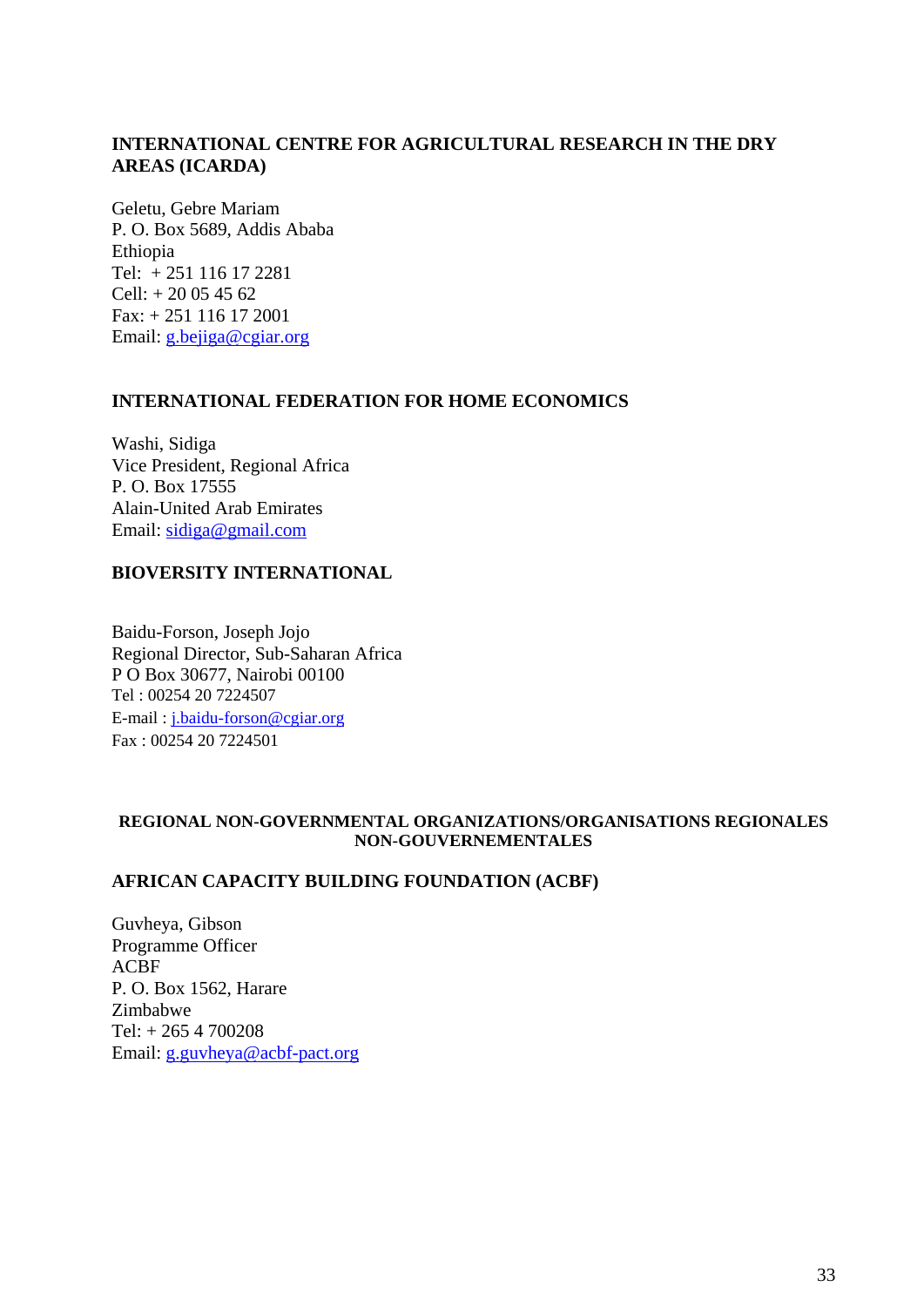**INTERNATIONAL CENTRE FOR AGRICULTURAL RESEARCH IN THE DRY AREAS (ICARDA)**

Geletu, Gebre Mariam  
P. O. Box 5689, Addis Ababa  
Ethiopia  
Tel: + 251 116 17 2281  
Cell: + 20 05 45 62  
Fax: + 251 116 17 2001  
Email: g.bejiga@cgiar.org

**INTERNATIONAL FEDERATION FOR HOME ECONOMICS**

Washi, Sidiga  
Vice President, Regional Africa  
P. O. Box 17555  
Alain-United Arab Emirates  
Email: sidiga@gmail.com

**BIOVERSITY INTERNATIONAL**

Baidu-Forson, Joseph Jojo  
Regional Director, Sub-Saharan Africa  
P O Box 30677, Nairobi 00100  
Tel : 00254 20 7224507  
E-mail : j.baidu-forson@cgiar.org  
Fax : 00254 20 7224501

**REGIONAL NON-GOVERNMENTAL ORGANIZATIONS/ORGANISATIONS REGIONALES NON-GOUVERNEMENTALES**

**AFRICAN CAPACITY BUILDING FOUNDATION (ACBF)**

Guvheya, Gibson  
Programme Officer  
ACBF  
P. O. Box 1562, Harare  
Zimbabwe  
Tel: + 265 4 700208  
Email: g.guvheya@acbf-pact.org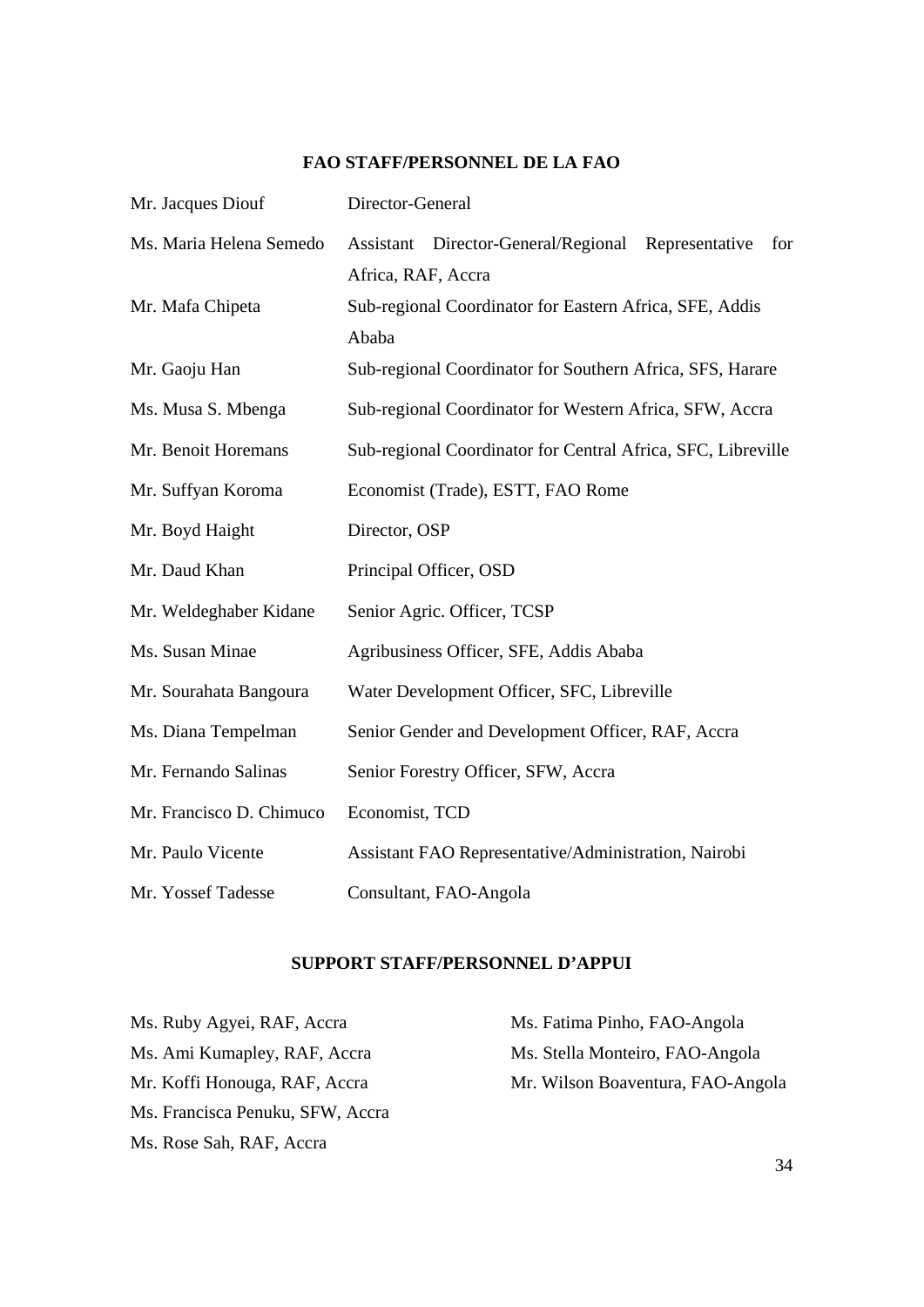## FAO STAFF/PERSONNEL DE LA FAO

| | |
|---|---|
| Mr. Jacques Diouf | Director-General |
| Ms. Maria Helena Semedo | Assistant Director-General/Regional Representative for Africa, RAF, Accra |
| Mr. Mafa Chipeta | Sub-regional Coordinator for Eastern Africa, SFE, Addis Ababa |
| Mr. Gaoju Han | Sub-regional Coordinator for Southern Africa, SFS, Harare |
| Ms. Musa S. Mbenga | Sub-regional Coordinator for Western Africa, SFW, Accra |
| Mr. Benoit Horemans | Sub-regional Coordinator for Central Africa, SFC, Libreville |
| Mr. Suffyan Koroma | Economist (Trade), ESTT, FAO Rome |
| Mr. Boyd Haight | Director, OSP |
| Mr. Daud Khan | Principal Officer, OSD |
| Mr. Weldeghaber Kidane | Senior Agric. Officer, TCSP |
| Ms. Susan Minae | Agribusiness Officer, SFE, Addis Ababa |
| Mr. Sourahata Bangoura | Water Development Officer, SFC, Libreville |
| Ms. Diana Tempelman | Senior Gender and Development Officer, RAF, Accra |
| Mr. Fernando Salinas | Senior Forestry Officer, SFW, Accra |
| Mr. Francisco D. Chimuco | Economist, TCD |
| Mr. Paulo Vicente | Assistant FAO Representative/Administration, Nairobi |
| Mr. Yossef Tadesse | Consultant, FAO-Angola |

## SUPPORT STAFF/PERSONNEL D'APPUI

Ms. Ruby Agyei, RAF, Accra
Ms. Ami Kumapley, RAF, Accra
Mr. Koffi Honouga, RAF, Accra
Ms. Francisca Penuku, SFW, Accra
Ms. Rose Sah, RAF, Accra
Ms. Fatima Pinho, FAO-Angola
Ms. Stella Monteiro, FAO-Angola
Mr. Wilson Boaventura, FAO-Angola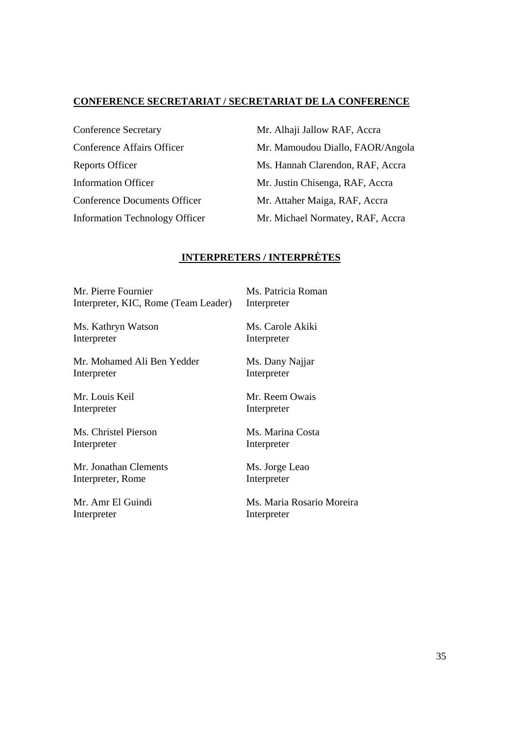**CONFERENCE SECRETARIAT / SECRETARIAT DE LA CONFERENCE**

| | |
|---|---|
| Conference Secretary | Mr. Alhaji Jallow RAF, Accra |
| Conference Affairs Officer | Mr. Mamoudou Diallo, FAOR/Angola |
| Reports Officer | Ms. Hannah Clarendon, RAF, Accra |
| Information Officer | Mr. Justin Chisenga, RAF, Accra |
| Conference Documents Officer | Mr. Attaher Maiga, RAF, Accra |
| Information Technology Officer | Mr. Michael Normatey, RAF, Accra |

**INTERPRETERS / INTERPRÈTES**

Mr. Pierre Fournier
Interpreter, KIC, Rome (Team Leader)

Ms. Kathryn Watson
Interpreter

Mr. Mohamed Ali Ben Yedder
Interpreter

Mr. Louis Keil
Interpreter

Ms. Christel Pierson
Interpreter

Mr. Jonathan Clements
Interpreter, Rome

Mr. Amr El Guindi
Interpreter

Ms. Patricia Roman
Interpreter

Ms. Carole Akiki
Interpreter

Ms. Dany Najjar
Interpreter

Mr. Reem Owais
Interpreter

Ms. Marina Costa
Interpreter

Ms. Jorge Leao
Interpreter

Ms. Maria Rosario Moreira
Interpreter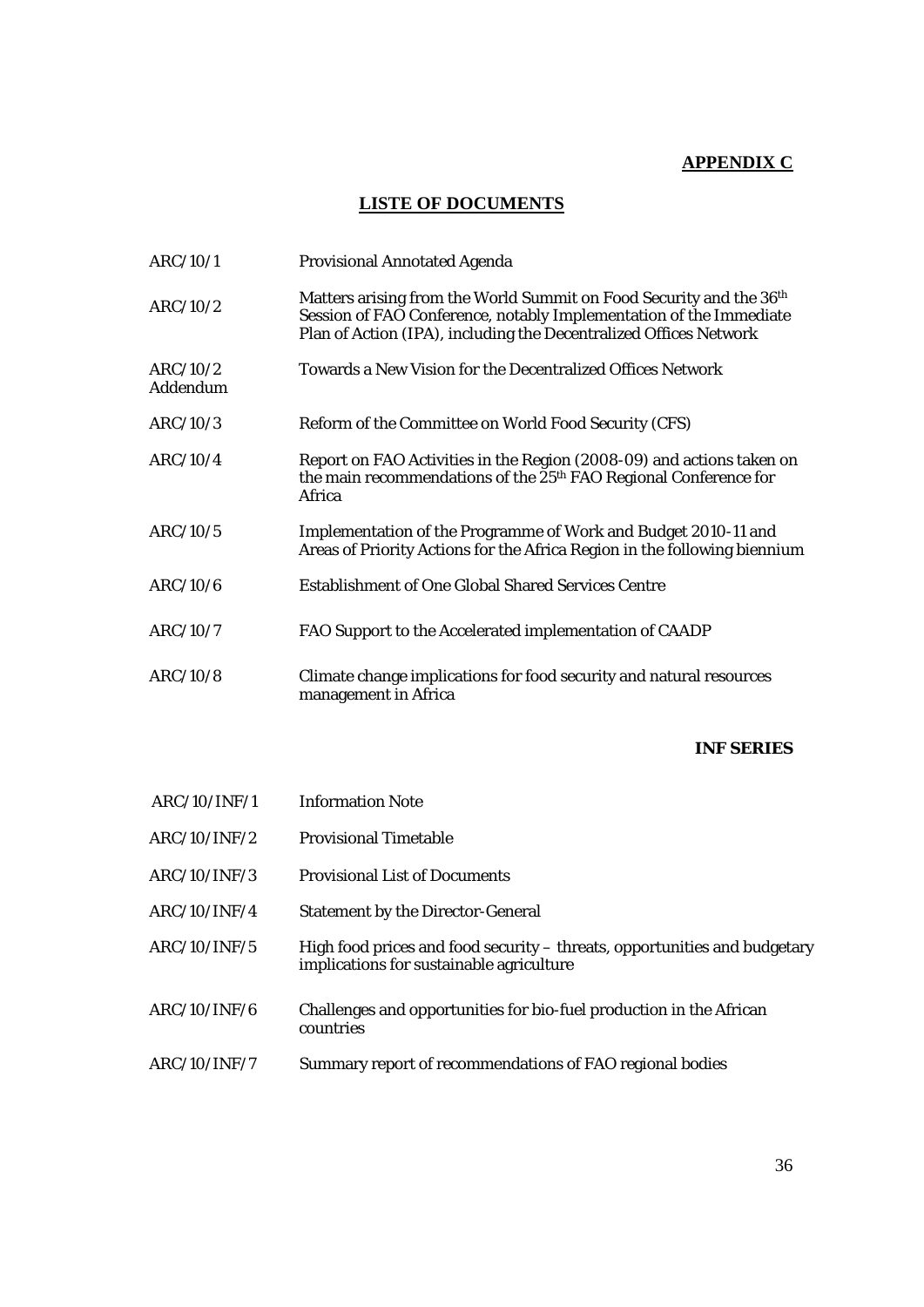**APPENDIX C**

## LISTE OF DOCUMENTS

| | |
|---|---|
| ARC/10/1 | Provisional Annotated Agenda |
| ARC/10/2 | Matters arising from the World Summit on Food Security and the 36th Session of FAO Conference, notably Implementation of the Immediate Plan of Action (IPA), including the Decentralized Offices Network |
| ARC/10/2 Addendum | Towards a New Vision for the Decentralized Offices Network |
| ARC/10/3 | Reform of the Committee on World Food Security (CFS) |
| ARC/10/4 | Report on FAO Activities in the Region (2008-09) and actions taken on the main recommendations of the 25th FAO Regional Conference for Africa |
| ARC/10/5 | Implementation of the Programme of Work and Budget 2010-11 and Areas of Priority Actions for the Africa Region in the following biennium |
| ARC/10/6 | Establishment of One Global Shared Services Centre |
| ARC/10/7 | FAO Support to the Accelerated implementation of CAADP |
| ARC/10/8 | Climate change implications for food security and natural resources management in Africa |

**INF SERIES**

| | |
|---|---|
| ARC/10/INF/1 | Information Note |
| ARC/10/INF/2 | Provisional Timetable |
| ARC/10/INF/3 | Provisional List of Documents |
| ARC/10/INF/4 | Statement by the Director-General |
| ARC/10/INF/5 | High food prices and food security – threats, opportunities and budgetary implications for sustainable agriculture |
| ARC/10/INF/6 | Challenges and opportunities for bio-fuel production in the African countries |
| ARC/10/INF/7 | Summary report of recommendations of FAO regional bodies |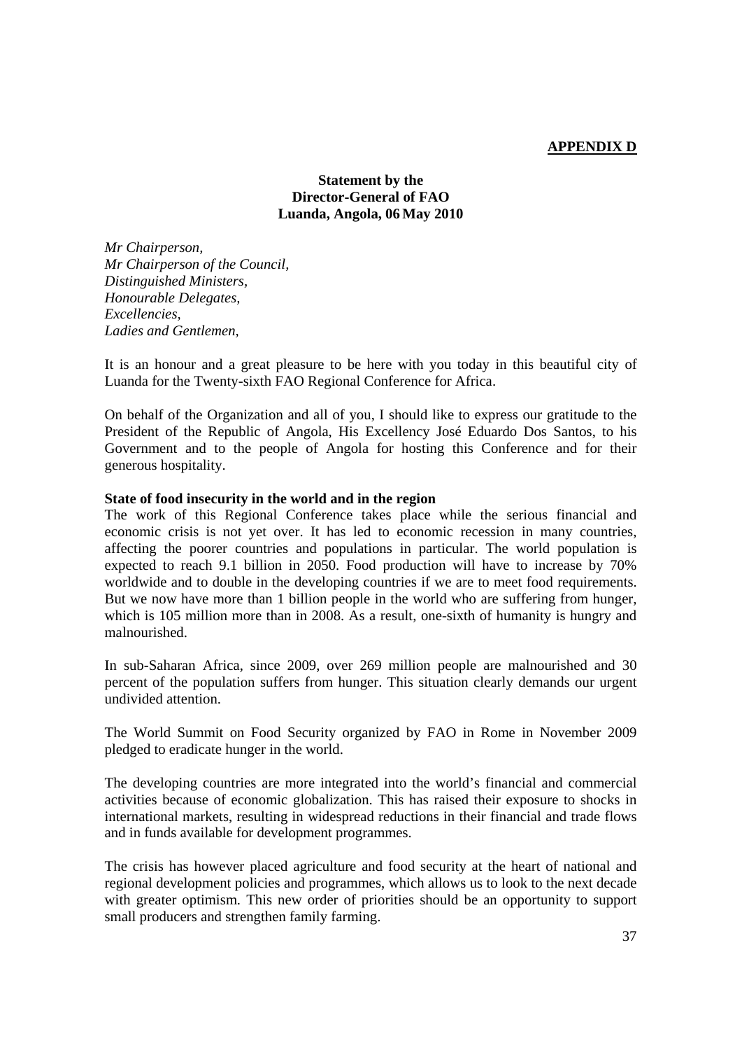**APPENDIX D**

**Statement by the Director-General of FAO Luanda, Angola, 06 May 2010**

*Mr Chairperson,*
*Mr Chairperson of the Council,*
*Distinguished Ministers,*
*Honourable Delegates,*
*Excellencies,*
*Ladies and Gentlemen,*

It is an honour and a great pleasure to be here with you today in this beautiful city of Luanda for the Twenty-sixth FAO Regional Conference for Africa.

On behalf of the Organization and all of you, I should like to express our gratitude to the President of the Republic of Angola, His Excellency José Eduardo Dos Santos, to his Government and to the people of Angola for hosting this Conference and for their generous hospitality.

**State of food insecurity in the world and in the region**

The work of this Regional Conference takes place while the serious financial and economic crisis is not yet over. It has led to economic recession in many countries, affecting the poorer countries and populations in particular. The world population is expected to reach 9.1 billion in 2050. Food production will have to increase by 70% worldwide and to double in the developing countries if we are to meet food requirements. But we now have more than 1 billion people in the world who are suffering from hunger, which is 105 million more than in 2008. As a result, one-sixth of humanity is hungry and malnourished.

In sub-Saharan Africa, since 2009, over 269 million people are malnourished and 30 percent of the population suffers from hunger. This situation clearly demands our urgent undivided attention.

The World Summit on Food Security organized by FAO in Rome in November 2009 pledged to eradicate hunger in the world.

The developing countries are more integrated into the world's financial and commercial activities because of economic globalization. This has raised their exposure to shocks in international markets, resulting in widespread reductions in their financial and trade flows and in funds available for development programmes.

The crisis has however placed agriculture and food security at the heart of national and regional development policies and programmes, which allows us to look to the next decade with greater optimism. This new order of priorities should be an opportunity to support small producers and strengthen family farming.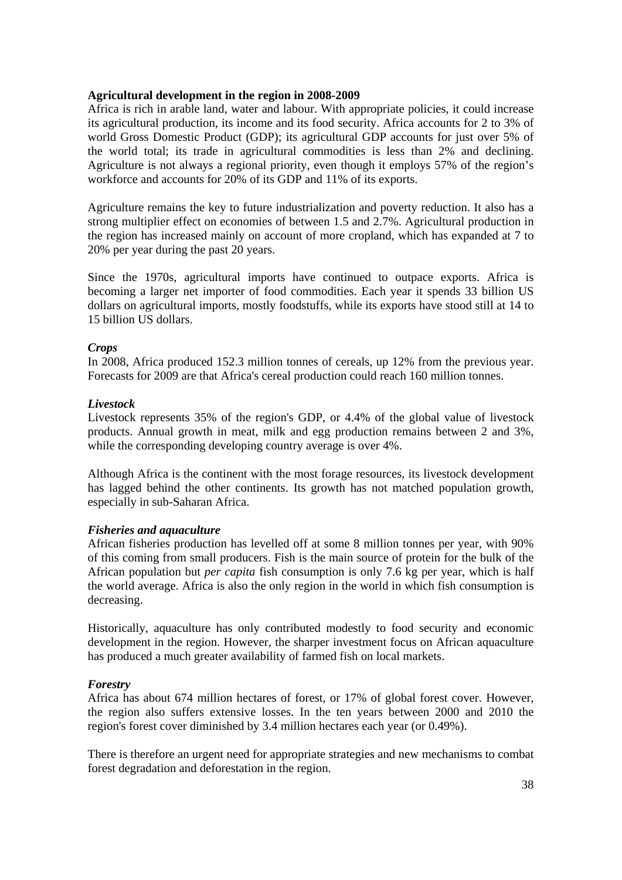**Agricultural development in the region in 2008-2009**

Africa is rich in arable land, water and labour. With appropriate policies, it could increase its agricultural production, its income and its food security. Africa accounts for 2 to 3% of world Gross Domestic Product (GDP); its agricultural GDP accounts for just over 5% of the world total; its trade in agricultural commodities is less than 2% and declining. Agriculture is not always a regional priority, even though it employs 57% of the region's workforce and accounts for 20% of its GDP and 11% of its exports.

Agriculture remains the key to future industrialization and poverty reduction. It also has a strong multiplier effect on economies of between 1.5 and 2.7%. Agricultural production in the region has increased mainly on account of more cropland, which has expanded at 7 to 20% per year during the past 20 years.

Since the 1970s, agricultural imports have continued to outpace exports. Africa is becoming a larger net importer of food commodities. Each year it spends 33 billion US dollars on agricultural imports, mostly foodstuffs, while its exports have stood still at 14 to 15 billion US dollars.

***Crops***

In 2008, Africa produced 152.3 million tonnes of cereals, up 12% from the previous year. Forecasts for 2009 are that Africa's cereal production could reach 160 million tonnes.

***Livestock***

Livestock represents 35% of the region's GDP, or 4.4% of the global value of livestock products. Annual growth in meat, milk and egg production remains between 2 and 3%, while the corresponding developing country average is over 4%.

Although Africa is the continent with the most forage resources, its livestock development has lagged behind the other continents. Its growth has not matched population growth, especially in sub-Saharan Africa.

***Fisheries and aquaculture***

African fisheries production has levelled off at some 8 million tonnes per year, with 90% of this coming from small producers. Fish is the main source of protein for the bulk of the African population but *per capita* fish consumption is only 7.6 kg per year, which is half the world average. Africa is also the only region in the world in which fish consumption is decreasing.

Historically, aquaculture has only contributed modestly to food security and economic development in the region. However, the sharper investment focus on African aquaculture has produced a much greater availability of farmed fish on local markets.

***Forestry***

Africa has about 674 million hectares of forest, or 17% of global forest cover. However, the region also suffers extensive losses. In the ten years between 2000 and 2010 the region's forest cover diminished by 3.4 million hectares each year (or 0.49%).

There is therefore an urgent need for appropriate strategies and new mechanisms to combat forest degradation and deforestation in the region.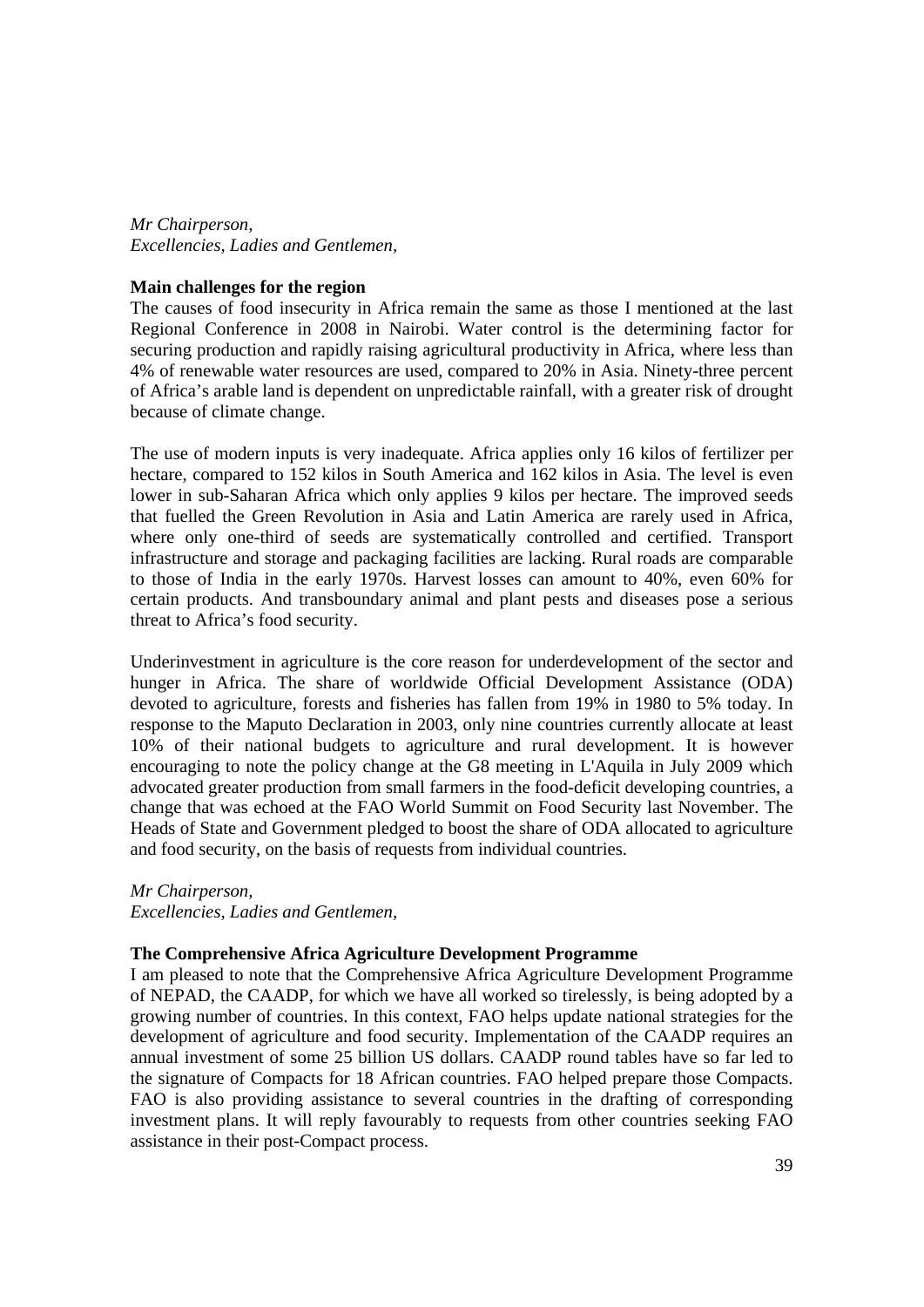*Mr Chairperson,*
*Excellencies, Ladies and Gentlemen,*

**Main challenges for the region**

The causes of food insecurity in Africa remain the same as those I mentioned at the last Regional Conference in 2008 in Nairobi. Water control is the determining factor for securing production and rapidly raising agricultural productivity in Africa, where less than 4% of renewable water resources are used, compared to 20% in Asia. Ninety-three percent of Africa's arable land is dependent on unpredictable rainfall, with a greater risk of drought because of climate change.

The use of modern inputs is very inadequate. Africa applies only 16 kilos of fertilizer per hectare, compared to 152 kilos in South America and 162 kilos in Asia. The level is even lower in sub-Saharan Africa which only applies 9 kilos per hectare. The improved seeds that fuelled the Green Revolution in Asia and Latin America are rarely used in Africa, where only one-third of seeds are systematically controlled and certified. Transport infrastructure and storage and packaging facilities are lacking. Rural roads are comparable to those of India in the early 1970s. Harvest losses can amount to 40%, even 60% for certain products. And transboundary animal and plant pests and diseases pose a serious threat to Africa's food security.

Underinvestment in agriculture is the core reason for underdevelopment of the sector and hunger in Africa. The share of worldwide Official Development Assistance (ODA) devoted to agriculture, forests and fisheries has fallen from 19% in 1980 to 5% today. In response to the Maputo Declaration in 2003, only nine countries currently allocate at least 10% of their national budgets to agriculture and rural development. It is however encouraging to note the policy change at the G8 meeting in L'Aquila in July 2009 which advocated greater production from small farmers in the food-deficit developing countries, a change that was echoed at the FAO World Summit on Food Security last November. The Heads of State and Government pledged to boost the share of ODA allocated to agriculture and food security, on the basis of requests from individual countries.

*Mr Chairperson,*
*Excellencies, Ladies and Gentlemen,*

**The Comprehensive Africa Agriculture Development Programme**

I am pleased to note that the Comprehensive Africa Agriculture Development Programme of NEPAD, the CAADP, for which we have all worked so tirelessly, is being adopted by a growing number of countries. In this context, FAO helps update national strategies for the development of agriculture and food security. Implementation of the CAADP requires an annual investment of some 25 billion US dollars. CAADP round tables have so far led to the signature of Compacts for 18 African countries. FAO helped prepare those Compacts. FAO is also providing assistance to several countries in the drafting of corresponding investment plans. It will reply favourably to requests from other countries seeking FAO assistance in their post-Compact process.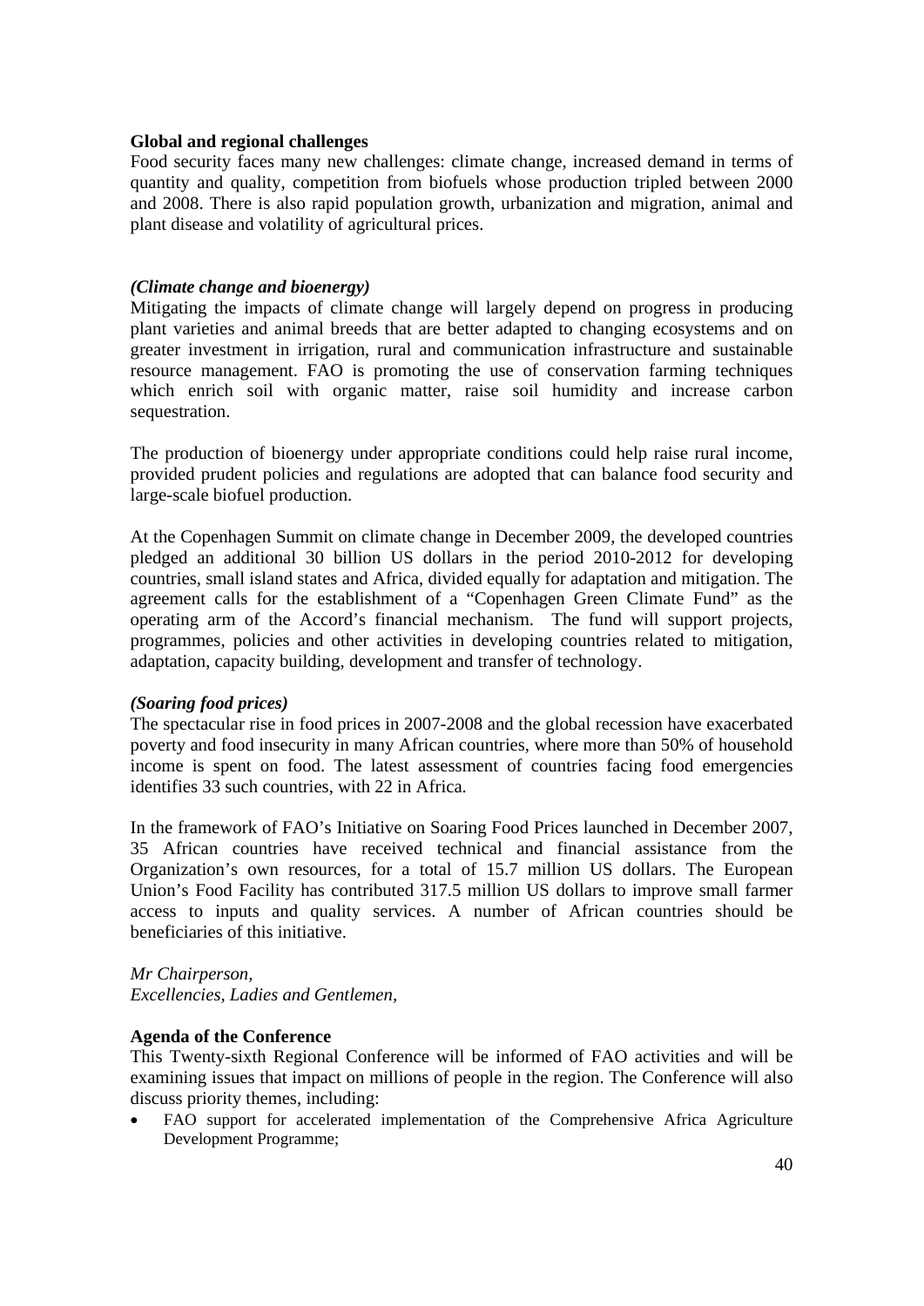**Global and regional challenges**

Food security faces many new challenges: climate change, increased demand in terms of quantity and quality, competition from biofuels whose production tripled between 2000 and 2008. There is also rapid population growth, urbanization and migration, animal and plant disease and volatility of agricultural prices.

***(Climate change and bioenergy)***

Mitigating the impacts of climate change will largely depend on progress in producing plant varieties and animal breeds that are better adapted to changing ecosystems and on greater investment in irrigation, rural and communication infrastructure and sustainable resource management. FAO is promoting the use of conservation farming techniques which enrich soil with organic matter, raise soil humidity and increase carbon sequestration.

The production of bioenergy under appropriate conditions could help raise rural income, provided prudent policies and regulations are adopted that can balance food security and large-scale biofuel production.

At the Copenhagen Summit on climate change in December 2009, the developed countries pledged an additional 30 billion US dollars in the period 2010-2012 for developing countries, small island states and Africa, divided equally for adaptation and mitigation. The agreement calls for the establishment of a "Copenhagen Green Climate Fund" as the operating arm of the Accord's financial mechanism. The fund will support projects, programmes, policies and other activities in developing countries related to mitigation, adaptation, capacity building, development and transfer of technology.

***(Soaring food prices)***

The spectacular rise in food prices in 2007-2008 and the global recession have exacerbated poverty and food insecurity in many African countries, where more than 50% of household income is spent on food. The latest assessment of countries facing food emergencies identifies 33 such countries, with 22 in Africa.

In the framework of FAO's Initiative on Soaring Food Prices launched in December 2007, 35 African countries have received technical and financial assistance from the Organization's own resources, for a total of 15.7 million US dollars. The European Union's Food Facility has contributed 317.5 million US dollars to improve small farmer access to inputs and quality services. A number of African countries should be beneficiaries of this initiative.

*Mr Chairperson,*
*Excellencies, Ladies and Gentlemen,*

**Agenda of the Conference**

This Twenty-sixth Regional Conference will be informed of FAO activities and will be examining issues that impact on millions of people in the region. The Conference will also discuss priority themes, including:

- FAO support for accelerated implementation of the Comprehensive Africa Agriculture Development Programme;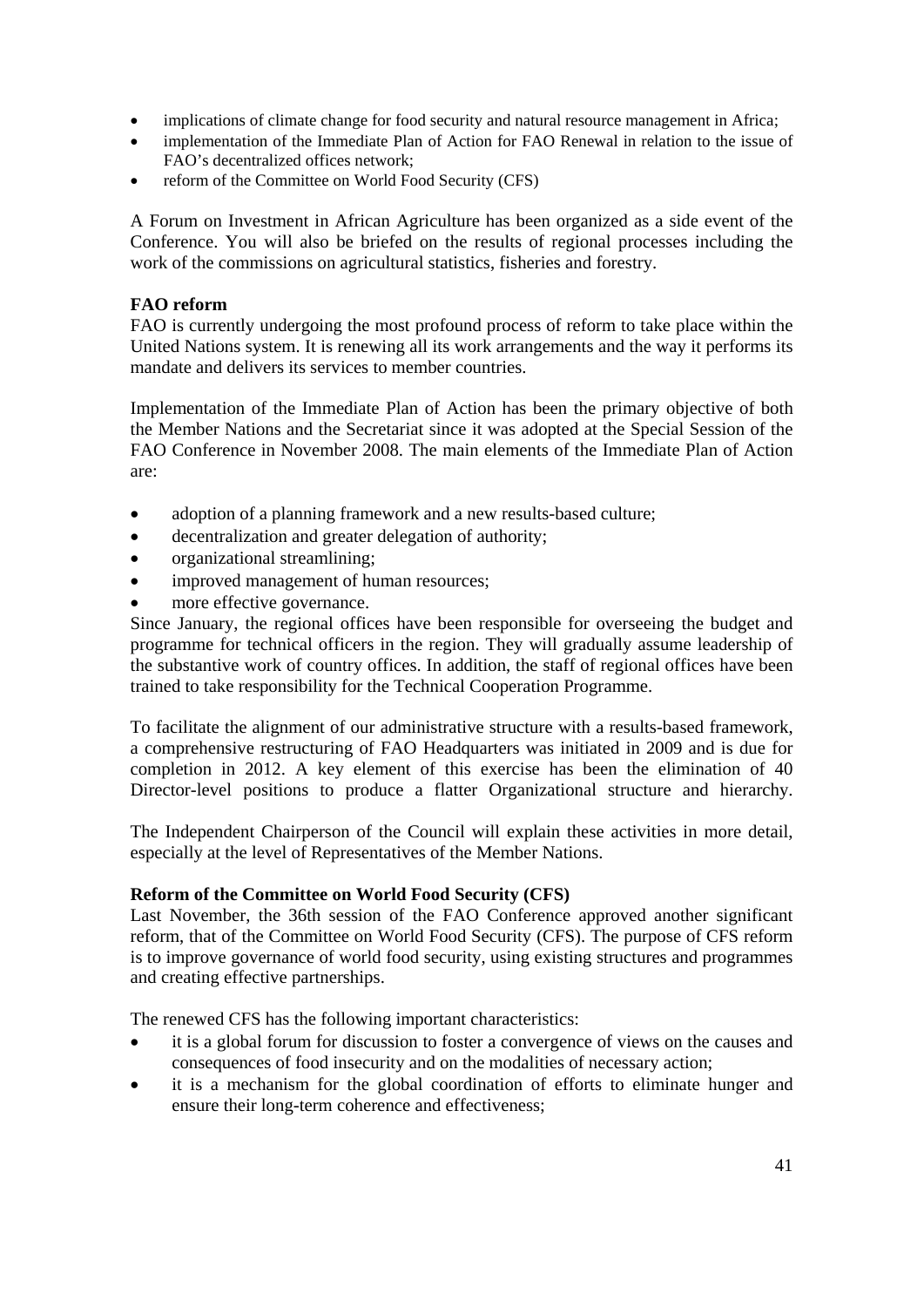- implications of climate change for food security and natural resource management in Africa;
- implementation of the Immediate Plan of Action for FAO Renewal in relation to the issue of FAO's decentralized offices network;
- reform of the Committee on World Food Security (CFS)

A Forum on Investment in African Agriculture has been organized as a side event of the Conference. You will also be briefed on the results of regional processes including the work of the commissions on agricultural statistics, fisheries and forestry.

**FAO reform**

FAO is currently undergoing the most profound process of reform to take place within the United Nations system. It is renewing all its work arrangements and the way it performs its mandate and delivers its services to member countries.

Implementation of the Immediate Plan of Action has been the primary objective of both the Member Nations and the Secretariat since it was adopted at the Special Session of the FAO Conference in November 2008. The main elements of the Immediate Plan of Action are:

- adoption of a planning framework and a new results-based culture;
- decentralization and greater delegation of authority;
- organizational streamlining;
- improved management of human resources;
- more effective governance.

Since January, the regional offices have been responsible for overseeing the budget and programme for technical officers in the region. They will gradually assume leadership of the substantive work of country offices. In addition, the staff of regional offices have been trained to take responsibility for the Technical Cooperation Programme.

To facilitate the alignment of our administrative structure with a results-based framework, a comprehensive restructuring of FAO Headquarters was initiated in 2009 and is due for completion in 2012. A key element of this exercise has been the elimination of 40 Director-level positions to produce a flatter Organizational structure and hierarchy.

The Independent Chairperson of the Council will explain these activities in more detail, especially at the level of Representatives of the Member Nations.

**Reform of the Committee on World Food Security (CFS)**

Last November, the 36th session of the FAO Conference approved another significant reform, that of the Committee on World Food Security (CFS). The purpose of CFS reform is to improve governance of world food security, using existing structures and programmes and creating effective partnerships.

The renewed CFS has the following important characteristics:

- it is a global forum for discussion to foster a convergence of views on the causes and consequences of food insecurity and on the modalities of necessary action;
- it is a mechanism for the global coordination of efforts to eliminate hunger and ensure their long-term coherence and effectiveness;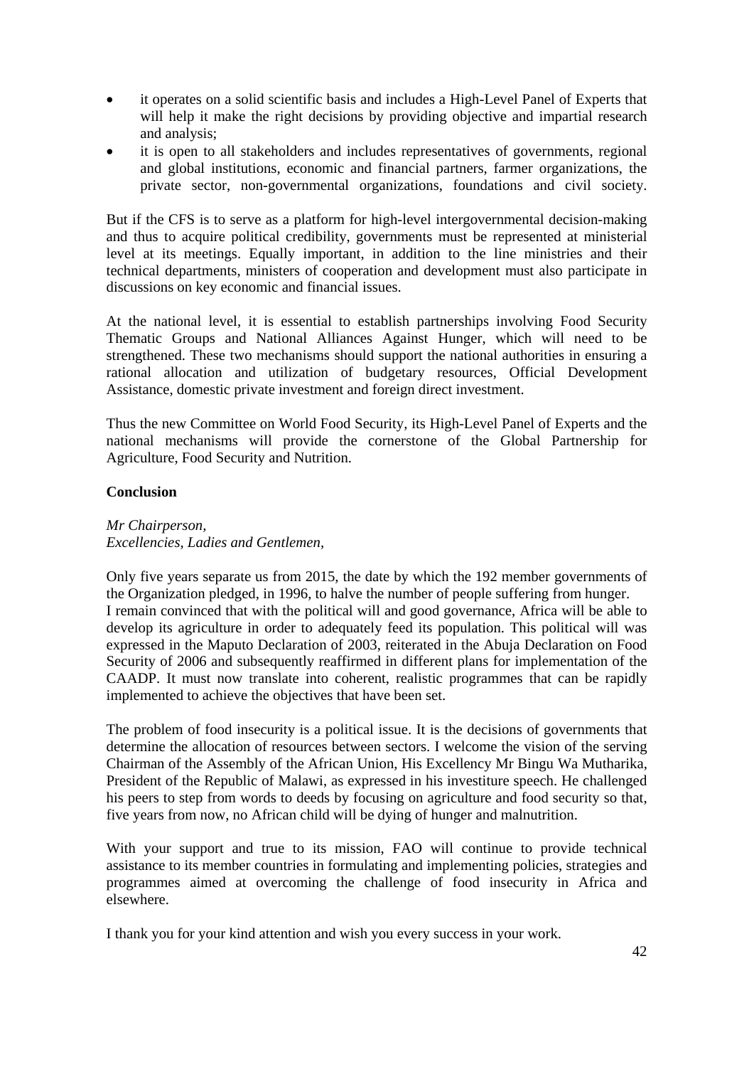- it operates on a solid scientific basis and includes a High-Level Panel of Experts that will help it make the right decisions by providing objective and impartial research and analysis;
- it is open to all stakeholders and includes representatives of governments, regional and global institutions, economic and financial partners, farmer organizations, the private sector, non-governmental organizations, foundations and civil society.

But if the CFS is to serve as a platform for high-level intergovernmental decision-making and thus to acquire political credibility, governments must be represented at ministerial level at its meetings. Equally important, in addition to the line ministries and their technical departments, ministers of cooperation and development must also participate in discussions on key economic and financial issues.

At the national level, it is essential to establish partnerships involving Food Security Thematic Groups and National Alliances Against Hunger, which will need to be strengthened. These two mechanisms should support the national authorities in ensuring a rational allocation and utilization of budgetary resources, Official Development Assistance, domestic private investment and foreign direct investment.

Thus the new Committee on World Food Security, its High-Level Panel of Experts and the national mechanisms will provide the cornerstone of the Global Partnership for Agriculture, Food Security and Nutrition.

**Conclusion**

*Mr Chairperson,*
*Excellencies, Ladies and Gentlemen,*

Only five years separate us from 2015, the date by which the 192 member governments of the Organization pledged, in 1996, to halve the number of people suffering from hunger.
I remain convinced that with the political will and good governance, Africa will be able to develop its agriculture in order to adequately feed its population. This political will was expressed in the Maputo Declaration of 2003, reiterated in the Abuja Declaration on Food Security of 2006 and subsequently reaffirmed in different plans for implementation of the CAADP. It must now translate into coherent, realistic programmes that can be rapidly implemented to achieve the objectives that have been set.

The problem of food insecurity is a political issue. It is the decisions of governments that determine the allocation of resources between sectors. I welcome the vision of the serving Chairman of the Assembly of the African Union, His Excellency Mr Bingu Wa Mutharika, President of the Republic of Malawi, as expressed in his investiture speech. He challenged his peers to step from words to deeds by focusing on agriculture and food security so that, five years from now, no African child will be dying of hunger and malnutrition.

With your support and true to its mission, FAO will continue to provide technical assistance to its member countries in formulating and implementing policies, strategies and programmes aimed at overcoming the challenge of food insecurity in Africa and elsewhere.

I thank you for your kind attention and wish you every success in your work.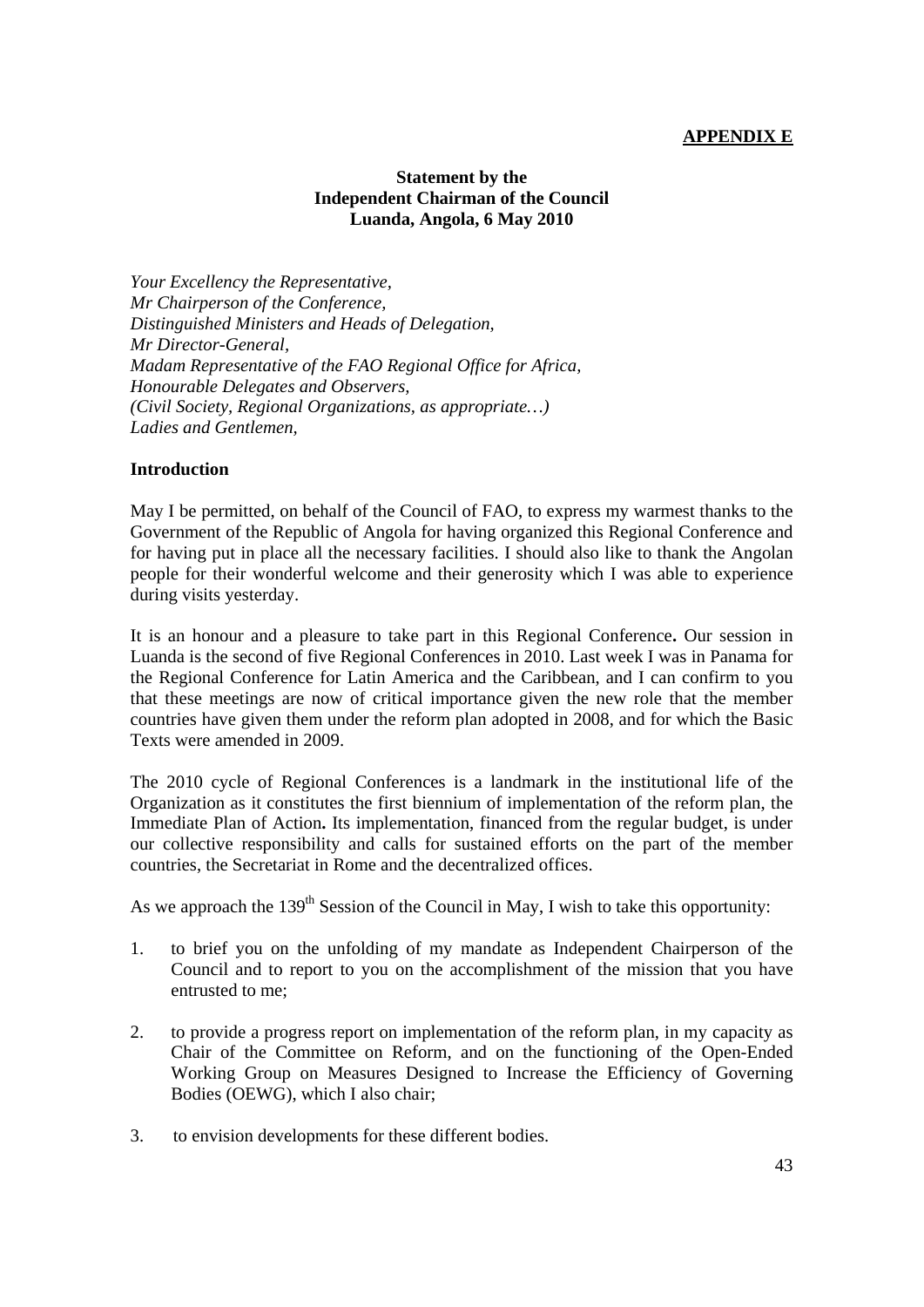**APPENDIX E**

**Statement by the
Independent Chairman of the Council
Luanda, Angola, 6 May 2010**

*Your Excellency the Representative,*
*Mr Chairperson of the Conference,*
*Distinguished Ministers and Heads of Delegation,*
*Mr Director-General,*
*Madam Representative of the FAO Regional Office for Africa,*
*Honourable Delegates and Observers,*
*(Civil Society, Regional Organizations, as appropriate…)*
*Ladies and Gentlemen,*

**Introduction**

May I be permitted, on behalf of the Council of FAO, to express my warmest thanks to the Government of the Republic of Angola for having organized this Regional Conference and for having put in place all the necessary facilities. I should also like to thank the Angolan people for their wonderful welcome and their generosity which I was able to experience during visits yesterday.

It is an honour and a pleasure to take part in this Regional Conference**.** Our session in Luanda is the second of five Regional Conferences in 2010. Last week I was in Panama for the Regional Conference for Latin America and the Caribbean, and I can confirm to you that these meetings are now of critical importance given the new role that the member countries have given them under the reform plan adopted in 2008, and for which the Basic Texts were amended in 2009.

The 2010 cycle of Regional Conferences is a landmark in the institutional life of the Organization as it constitutes the first biennium of implementation of the reform plan, the Immediate Plan of Action**.** Its implementation, financed from the regular budget, is under our collective responsibility and calls for sustained efforts on the part of the member countries, the Secretariat in Rome and the decentralized offices.

As we approach the 139th Session of the Council in May, I wish to take this opportunity:

1. to brief you on the unfolding of my mandate as Independent Chairperson of the Council and to report to you on the accomplishment of the mission that you have entrusted to me;

2. to provide a progress report on implementation of the reform plan, in my capacity as Chair of the Committee on Reform, and on the functioning of the Open-Ended Working Group on Measures Designed to Increase the Efficiency of Governing Bodies (OEWG), which I also chair;

3. to envision developments for these different bodies.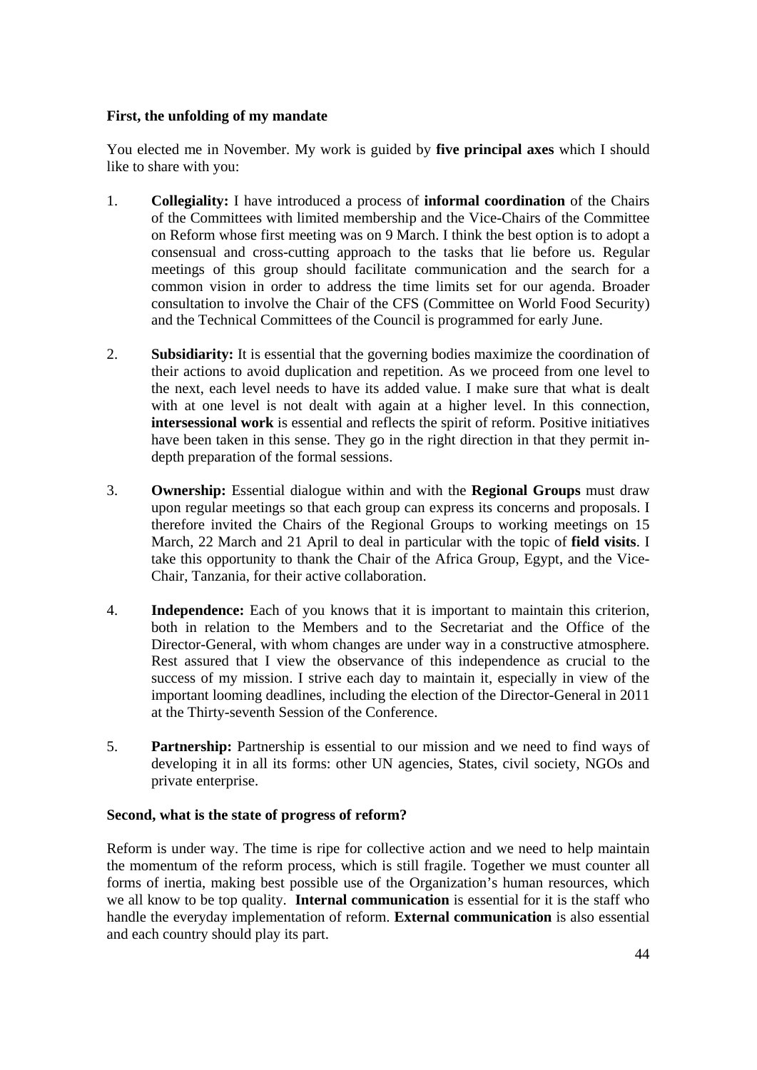**First, the unfolding of my mandate**

You elected me in November. My work is guided by **five principal axes** which I should like to share with you:

1. **Collegiality:** I have introduced a process of **informal coordination** of the Chairs of the Committees with limited membership and the Vice-Chairs of the Committee on Reform whose first meeting was on 9 March. I think the best option is to adopt a consensual and cross-cutting approach to the tasks that lie before us. Regular meetings of this group should facilitate communication and the search for a common vision in order to address the time limits set for our agenda. Broader consultation to involve the Chair of the CFS (Committee on World Food Security) and the Technical Committees of the Council is programmed for early June.

2. **Subsidiarity:** It is essential that the governing bodies maximize the coordination of their actions to avoid duplication and repetition. As we proceed from one level to the next, each level needs to have its added value. I make sure that what is dealt with at one level is not dealt with again at a higher level. In this connection, **intersessional work** is essential and reflects the spirit of reform. Positive initiatives have been taken in this sense. They go in the right direction in that they permit in-depth preparation of the formal sessions.

3. **Ownership:** Essential dialogue within and with the **Regional Groups** must draw upon regular meetings so that each group can express its concerns and proposals. I therefore invited the Chairs of the Regional Groups to working meetings on 15 March, 22 March and 21 April to deal in particular with the topic of **field visits**. I take this opportunity to thank the Chair of the Africa Group, Egypt, and the Vice-Chair, Tanzania, for their active collaboration.

4. **Independence:** Each of you knows that it is important to maintain this criterion, both in relation to the Members and to the Secretariat and the Office of the Director-General, with whom changes are under way in a constructive atmosphere. Rest assured that I view the observance of this independence as crucial to the success of my mission. I strive each day to maintain it, especially in view of the important looming deadlines, including the election of the Director-General in 2011 at the Thirty-seventh Session of the Conference.

5. **Partnership:** Partnership is essential to our mission and we need to find ways of developing it in all its forms: other UN agencies, States, civil society, NGOs and private enterprise.

**Second, what is the state of progress of reform?**

Reform is under way. The time is ripe for collective action and we need to help maintain the momentum of the reform process, which is still fragile. Together we must counter all forms of inertia, making best possible use of the Organization's human resources, which we all know to be top quality. **Internal communication** is essential for it is the staff who handle the everyday implementation of reform. **External communication** is also essential and each country should play its part.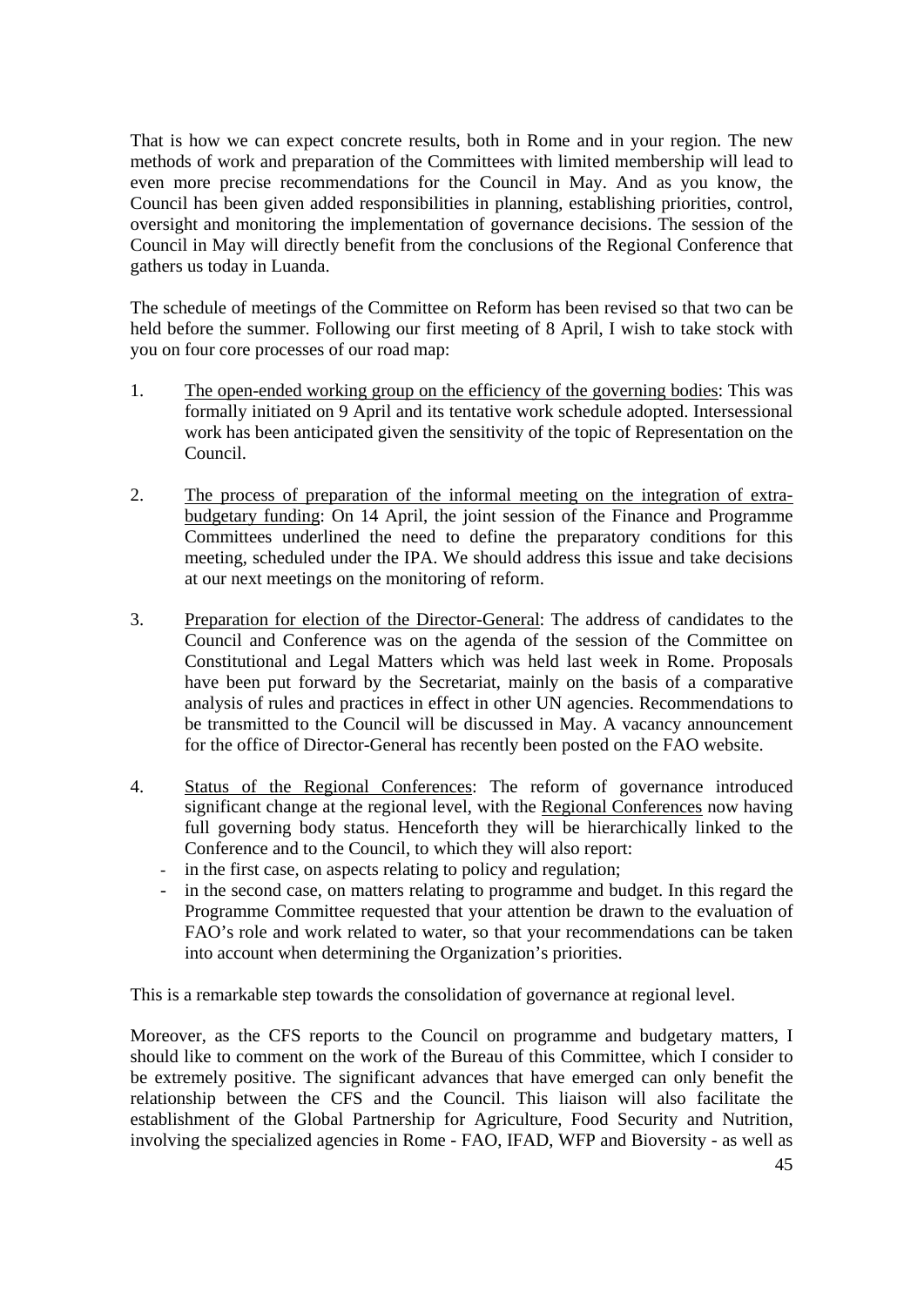That is how we can expect concrete results, both in Rome and in your region. The new methods of work and preparation of the Committees with limited membership will lead to even more precise recommendations for the Council in May. And as you know, the Council has been given added responsibilities in planning, establishing priorities, control, oversight and monitoring the implementation of governance decisions. The session of the Council in May will directly benefit from the conclusions of the Regional Conference that gathers us today in Luanda.

The schedule of meetings of the Committee on Reform has been revised so that two can be held before the summer. Following our first meeting of 8 April, I wish to take stock with you on four core processes of our road map:

1. The open-ended working group on the efficiency of the governing bodies: This was formally initiated on 9 April and its tentative work schedule adopted. Intersessional work has been anticipated given the sensitivity of the topic of Representation on the Council.

2. The process of preparation of the informal meeting on the integration of extra-budgetary funding: On 14 April, the joint session of the Finance and Programme Committees underlined the need to define the preparatory conditions for this meeting, scheduled under the IPA. We should address this issue and take decisions at our next meetings on the monitoring of reform.

3. Preparation for election of the Director-General: The address of candidates to the Council and Conference was on the agenda of the session of the Committee on Constitutional and Legal Matters which was held last week in Rome. Proposals have been put forward by the Secretariat, mainly on the basis of a comparative analysis of rules and practices in effect in other UN agencies. Recommendations to be transmitted to the Council will be discussed in May. A vacancy announcement for the office of Director-General has recently been posted on the FAO website.

4. Status of the Regional Conferences: The reform of governance introduced significant change at the regional level, with the Regional Conferences now having full governing body status. Henceforth they will be hierarchically linked to the Conference and to the Council, to which they will also report:
   - in the first case, on aspects relating to policy and regulation;
   - in the second case, on matters relating to programme and budget. In this regard the Programme Committee requested that your attention be drawn to the evaluation of FAO's role and work related to water, so that your recommendations can be taken into account when determining the Organization's priorities.

This is a remarkable step towards the consolidation of governance at regional level.

Moreover, as the CFS reports to the Council on programme and budgetary matters, I should like to comment on the work of the Bureau of this Committee, which I consider to be extremely positive. The significant advances that have emerged can only benefit the relationship between the CFS and the Council. This liaison will also facilitate the establishment of the Global Partnership for Agriculture, Food Security and Nutrition, involving the specialized agencies in Rome - FAO, IFAD, WFP and Bioversity - as well as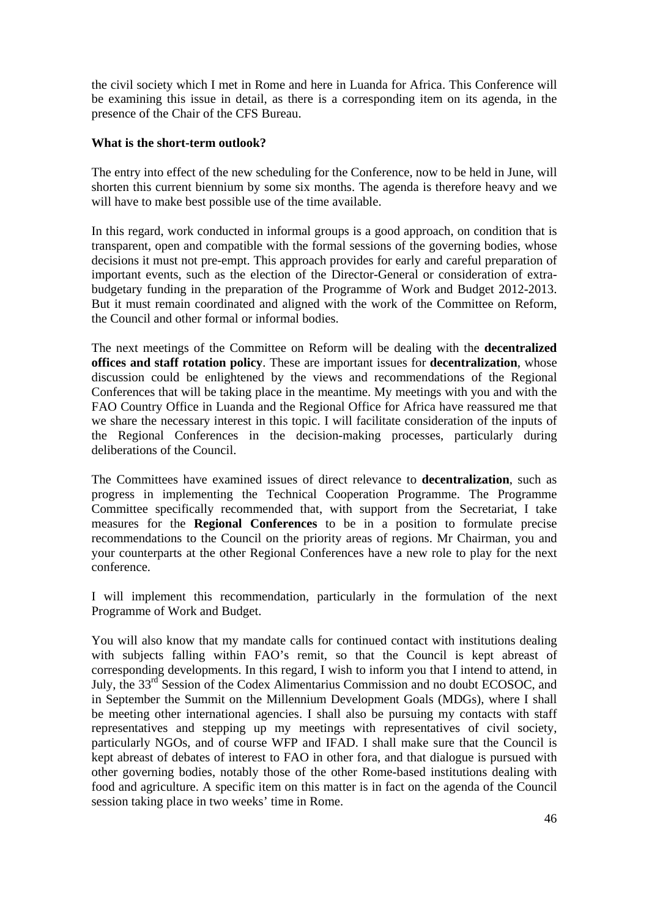the civil society which I met in Rome and here in Luanda for Africa. This Conference will be examining this issue in detail, as there is a corresponding item on its agenda, in the presence of the Chair of the CFS Bureau.

**What is the short-term outlook?**

The entry into effect of the new scheduling for the Conference, now to be held in June, will shorten this current biennium by some six months. The agenda is therefore heavy and we will have to make best possible use of the time available.

In this regard, work conducted in informal groups is a good approach, on condition that is transparent, open and compatible with the formal sessions of the governing bodies, whose decisions it must not pre-empt. This approach provides for early and careful preparation of important events, such as the election of the Director-General or consideration of extra-budgetary funding in the preparation of the Programme of Work and Budget 2012-2013. But it must remain coordinated and aligned with the work of the Committee on Reform, the Council and other formal or informal bodies.

The next meetings of the Committee on Reform will be dealing with the **decentralized offices and staff rotation policy**. These are important issues for **decentralization**, whose discussion could be enlightened by the views and recommendations of the Regional Conferences that will be taking place in the meantime. My meetings with you and with the FAO Country Office in Luanda and the Regional Office for Africa have reassured me that we share the necessary interest in this topic. I will facilitate consideration of the inputs of the Regional Conferences in the decision-making processes, particularly during deliberations of the Council.

The Committees have examined issues of direct relevance to **decentralization**, such as progress in implementing the Technical Cooperation Programme. The Programme Committee specifically recommended that, with support from the Secretariat, I take measures for the **Regional Conferences** to be in a position to formulate precise recommendations to the Council on the priority areas of regions. Mr Chairman, you and your counterparts at the other Regional Conferences have a new role to play for the next conference.

I will implement this recommendation, particularly in the formulation of the next Programme of Work and Budget.

You will also know that my mandate calls for continued contact with institutions dealing with subjects falling within FAO's remit, so that the Council is kept abreast of corresponding developments. In this regard, I wish to inform you that I intend to attend, in July, the 33rd Session of the Codex Alimentarius Commission and no doubt ECOSOC, and in September the Summit on the Millennium Development Goals (MDGs), where I shall be meeting other international agencies. I shall also be pursuing my contacts with staff representatives and stepping up my meetings with representatives of civil society, particularly NGOs, and of course WFP and IFAD. I shall make sure that the Council is kept abreast of debates of interest to FAO in other fora, and that dialogue is pursued with other governing bodies, notably those of the other Rome-based institutions dealing with food and agriculture. A specific item on this matter is in fact on the agenda of the Council session taking place in two weeks' time in Rome.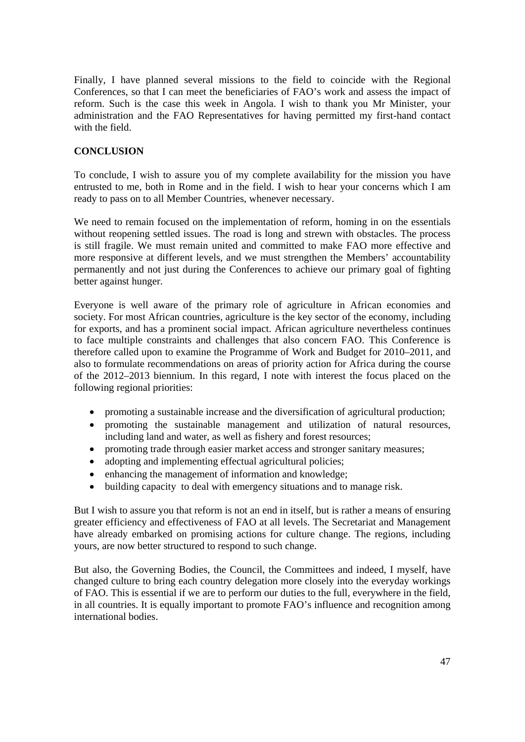Finally, I have planned several missions to the field to coincide with the Regional Conferences, so that I can meet the beneficiaries of FAO's work and assess the impact of reform. Such is the case this week in Angola. I wish to thank you Mr Minister, your administration and the FAO Representatives for having permitted my first-hand contact with the field.

**CONCLUSION**

To conclude, I wish to assure you of my complete availability for the mission you have entrusted to me, both in Rome and in the field. I wish to hear your concerns which I am ready to pass on to all Member Countries, whenever necessary.

We need to remain focused on the implementation of reform, homing in on the essentials without reopening settled issues. The road is long and strewn with obstacles. The process is still fragile. We must remain united and committed to make FAO more effective and more responsive at different levels, and we must strengthen the Members' accountability permanently and not just during the Conferences to achieve our primary goal of fighting better against hunger.

Everyone is well aware of the primary role of agriculture in African economies and society. For most African countries, agriculture is the key sector of the economy, including for exports, and has a prominent social impact. African agriculture nevertheless continues to face multiple constraints and challenges that also concern FAO. This Conference is therefore called upon to examine the Programme of Work and Budget for 2010–2011, and also to formulate recommendations on areas of priority action for Africa during the course of the 2012–2013 biennium. In this regard, I note with interest the focus placed on the following regional priorities:

- promoting a sustainable increase and the diversification of agricultural production;
- promoting the sustainable management and utilization of natural resources, including land and water, as well as fishery and forest resources;
- promoting trade through easier market access and stronger sanitary measures;
- adopting and implementing effectual agricultural policies;
- enhancing the management of information and knowledge;
- building capacity to deal with emergency situations and to manage risk.

But I wish to assure you that reform is not an end in itself, but is rather a means of ensuring greater efficiency and effectiveness of FAO at all levels. The Secretariat and Management have already embarked on promising actions for culture change. The regions, including yours, are now better structured to respond to such change.

But also, the Governing Bodies, the Council, the Committees and indeed, I myself, have changed culture to bring each country delegation more closely into the everyday workings of FAO. This is essential if we are to perform our duties to the full, everywhere in the field, in all countries. It is equally important to promote FAO's influence and recognition among international bodies.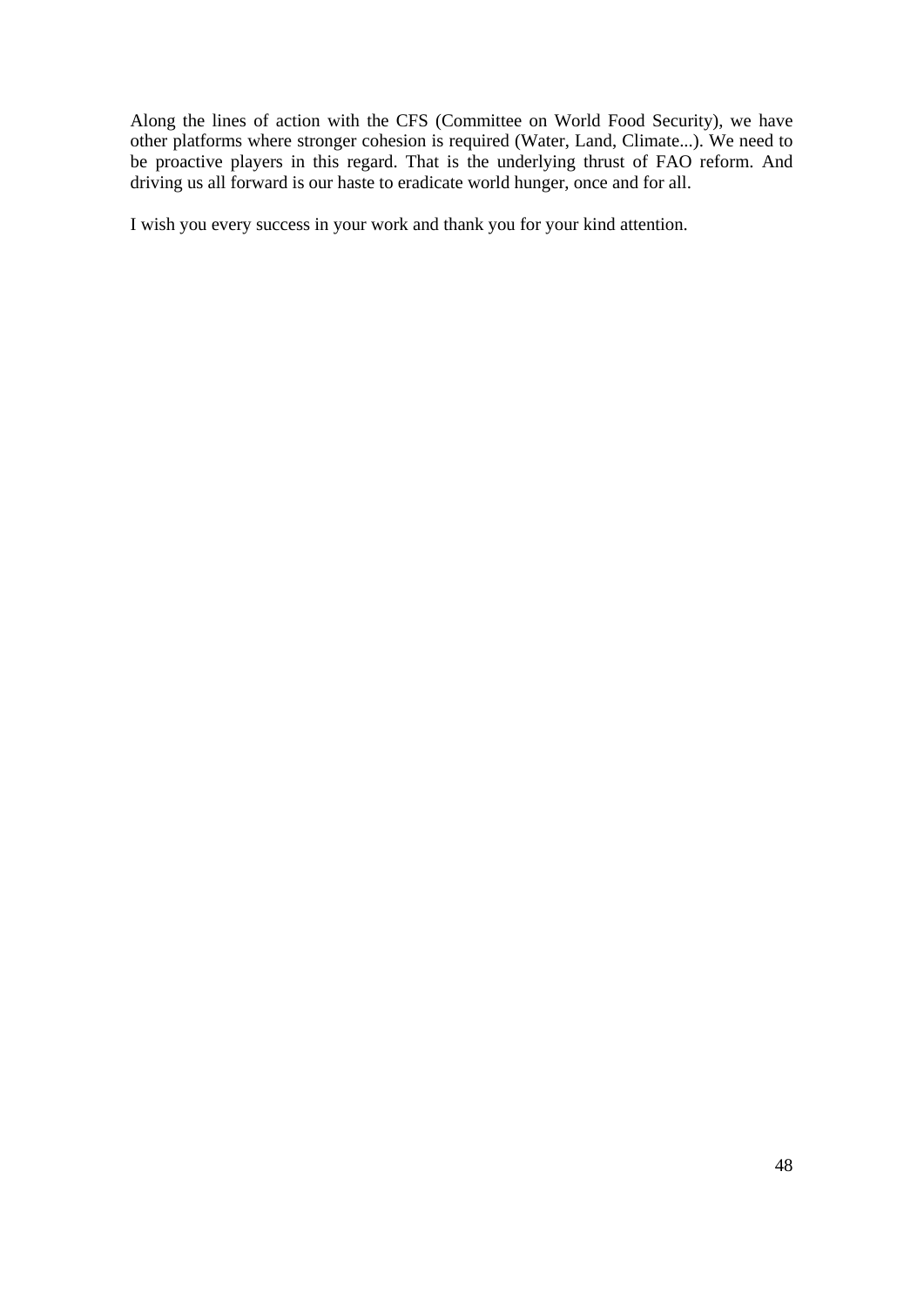Along the lines of action with the CFS (Committee on World Food Security), we have other platforms where stronger cohesion is required (Water, Land, Climate...). We need to be proactive players in this regard. That is the underlying thrust of FAO reform. And driving us all forward is our haste to eradicate world hunger, once and for all.

I wish you every success in your work and thank you for your kind attention.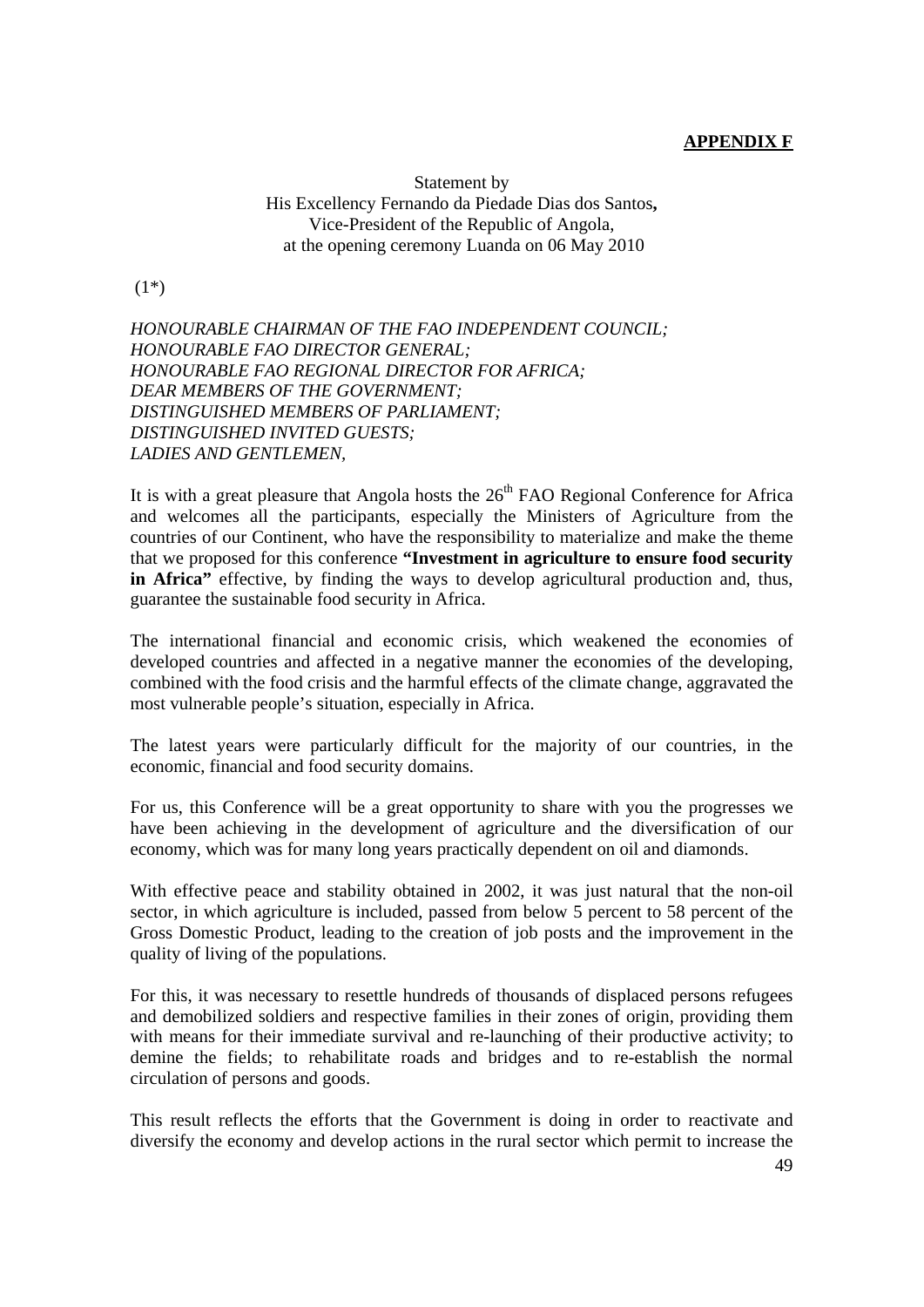**APPENDIX F**

Statement by
His Excellency Fernando da Piedade Dias dos Santos**,**
Vice-President of the Republic of Angola,
at the opening ceremony Luanda on 06 May 2010

(1*)

*HONOURABLE CHAIRMAN OF THE FAO INDEPENDENT COUNCIL;*
*HONOURABLE FAO DIRECTOR GENERAL;*
*HONOURABLE FAO REGIONAL DIRECTOR FOR AFRICA;*
*DEAR MEMBERS OF THE GOVERNMENT;*
*DISTINGUISHED MEMBERS OF PARLIAMENT;*
*DISTINGUISHED INVITED GUESTS;*
*LADIES AND GENTLEMEN,*

It is with a great pleasure that Angola hosts the 26th FAO Regional Conference for Africa and welcomes all the participants, especially the Ministers of Agriculture from the countries of our Continent, who have the responsibility to materialize and make the theme that we proposed for this conference **"Investment in agriculture to ensure food security in Africa"** effective, by finding the ways to develop agricultural production and, thus, guarantee the sustainable food security in Africa.

The international financial and economic crisis, which weakened the economies of developed countries and affected in a negative manner the economies of the developing, combined with the food crisis and the harmful effects of the climate change, aggravated the most vulnerable people's situation, especially in Africa.

The latest years were particularly difficult for the majority of our countries, in the economic, financial and food security domains.

For us, this Conference will be a great opportunity to share with you the progresses we have been achieving in the development of agriculture and the diversification of our economy, which was for many long years practically dependent on oil and diamonds.

With effective peace and stability obtained in 2002, it was just natural that the non-oil sector, in which agriculture is included, passed from below 5 percent to 58 percent of the Gross Domestic Product, leading to the creation of job posts and the improvement in the quality of living of the populations.

For this, it was necessary to resettle hundreds of thousands of displaced persons refugees and demobilized soldiers and respective families in their zones of origin, providing them with means for their immediate survival and re-launching of their productive activity; to demine the fields; to rehabilitate roads and bridges and to re-establish the normal circulation of persons and goods.

This result reflects the efforts that the Government is doing in order to reactivate and diversify the economy and develop actions in the rural sector which permit to increase the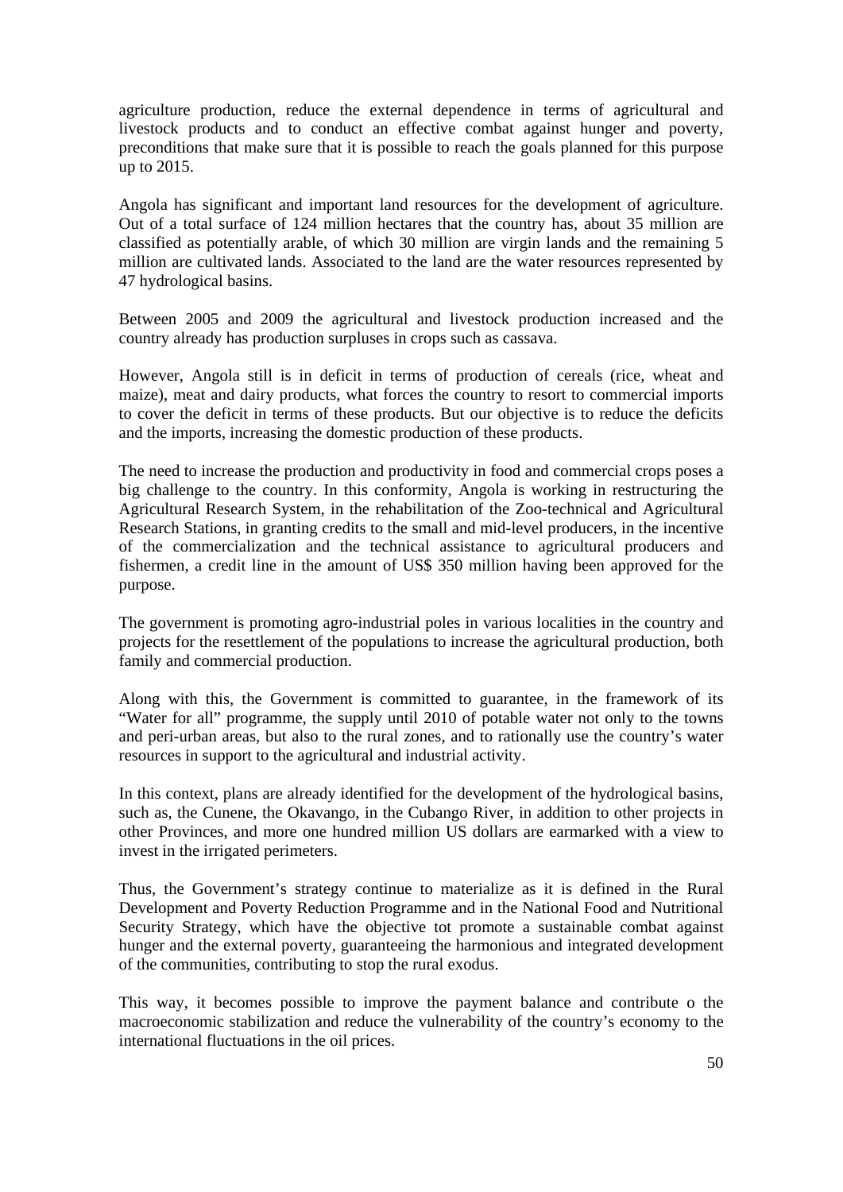agriculture production, reduce the external dependence in terms of agricultural and livestock products and to conduct an effective combat against hunger and poverty, preconditions that make sure that it is possible to reach the goals planned for this purpose up to 2015.

Angola has significant and important land resources for the development of agriculture. Out of a total surface of 124 million hectares that the country has, about 35 million are classified as potentially arable, of which 30 million are virgin lands and the remaining 5 million are cultivated lands. Associated to the land are the water resources represented by 47 hydrological basins.

Between 2005 and 2009 the agricultural and livestock production increased and the country already has production surpluses in crops such as cassava.

However, Angola still is in deficit in terms of production of cereals (rice, wheat and maize), meat and dairy products, what forces the country to resort to commercial imports to cover the deficit in terms of these products. But our objective is to reduce the deficits and the imports, increasing the domestic production of these products.

The need to increase the production and productivity in food and commercial crops poses a big challenge to the country. In this conformity, Angola is working in restructuring the Agricultural Research System, in the rehabilitation of the Zoo-technical and Agricultural Research Stations, in granting credits to the small and mid-level producers, in the incentive of the commercialization and the technical assistance to agricultural producers and fishermen, a credit line in the amount of US$ 350 million having been approved for the purpose.

The government is promoting agro-industrial poles in various localities in the country and projects for the resettlement of the populations to increase the agricultural production, both family and commercial production.

Along with this, the Government is committed to guarantee, in the framework of its "Water for all" programme, the supply until 2010 of potable water not only to the towns and peri-urban areas, but also to the rural zones, and to rationally use the country's water resources in support to the agricultural and industrial activity.

In this context, plans are already identified for the development of the hydrological basins, such as, the Cunene, the Okavango, in the Cubango River, in addition to other projects in other Provinces, and more one hundred million US dollars are earmarked with a view to invest in the irrigated perimeters.

Thus, the Government's strategy continue to materialize as it is defined in the Rural Development and Poverty Reduction Programme and in the National Food and Nutritional Security Strategy, which have the objective tot promote a sustainable combat against hunger and the external poverty, guaranteeing the harmonious and integrated development of the communities, contributing to stop the rural exodus.

This way, it becomes possible to improve the payment balance and contribute o the macroeconomic stabilization and reduce the vulnerability of the country's economy to the international fluctuations in the oil prices.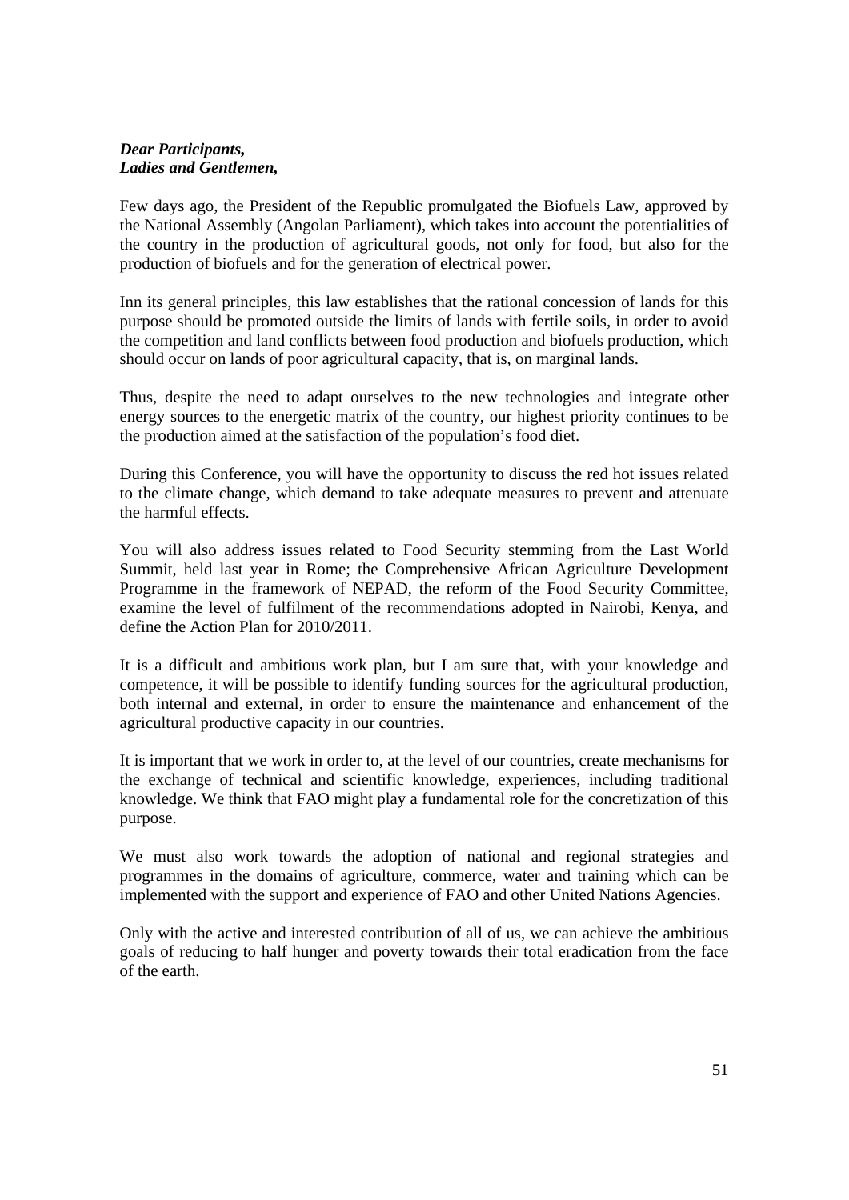***Dear Participants,***
***Ladies and Gentlemen,***

Few days ago, the President of the Republic promulgated the Biofuels Law, approved by the National Assembly (Angolan Parliament), which takes into account the potentialities of the country in the production of agricultural goods, not only for food, but also for the production of biofuels and for the generation of electrical power.

Inn its general principles, this law establishes that the rational concession of lands for this purpose should be promoted outside the limits of lands with fertile soils, in order to avoid the competition and land conflicts between food production and biofuels production, which should occur on lands of poor agricultural capacity, that is, on marginal lands.

Thus, despite the need to adapt ourselves to the new technologies and integrate other energy sources to the energetic matrix of the country, our highest priority continues to be the production aimed at the satisfaction of the population's food diet.

During this Conference, you will have the opportunity to discuss the red hot issues related to the climate change, which demand to take adequate measures to prevent and attenuate the harmful effects.

You will also address issues related to Food Security stemming from the Last World Summit, held last year in Rome; the Comprehensive African Agriculture Development Programme in the framework of NEPAD, the reform of the Food Security Committee, examine the level of fulfilment of the recommendations adopted in Nairobi, Kenya, and define the Action Plan for 2010/2011.

It is a difficult and ambitious work plan, but I am sure that, with your knowledge and competence, it will be possible to identify funding sources for the agricultural production, both internal and external, in order to ensure the maintenance and enhancement of the agricultural productive capacity in our countries.

It is important that we work in order to, at the level of our countries, create mechanisms for the exchange of technical and scientific knowledge, experiences, including traditional knowledge. We think that FAO might play a fundamental role for the concretization of this purpose.

We must also work towards the adoption of national and regional strategies and programmes in the domains of agriculture, commerce, water and training which can be implemented with the support and experience of FAO and other United Nations Agencies.

Only with the active and interested contribution of all of us, we can achieve the ambitious goals of reducing to half hunger and poverty towards their total eradication from the face of the earth.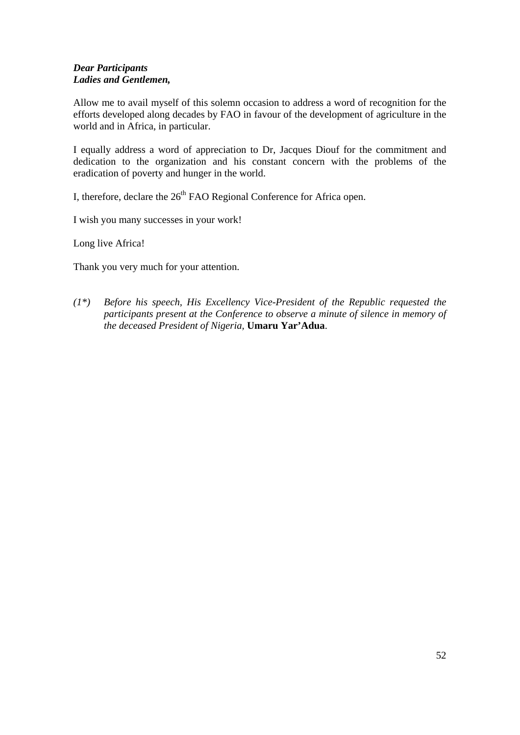***Dear Participants***
***Ladies and Gentlemen,***

Allow me to avail myself of this solemn occasion to address a word of recognition for the efforts developed along decades by FAO in favour of the development of agriculture in the world and in Africa, in particular.

I equally address a word of appreciation to Dr, Jacques Diouf for the commitment and dedication to the organization and his constant concern with the problems of the eradication of poverty and hunger in the world.

I, therefore, declare the 26th FAO Regional Conference for Africa open.

I wish you many successes in your work!

Long live Africa!

Thank you very much for your attention.

*(1\*)* *Before his speech, His Excellency Vice-President of the Republic requested the participants present at the Conference to observe a minute of silence in memory of the deceased President of Nigeria,* **Umaru Yar'Adua**.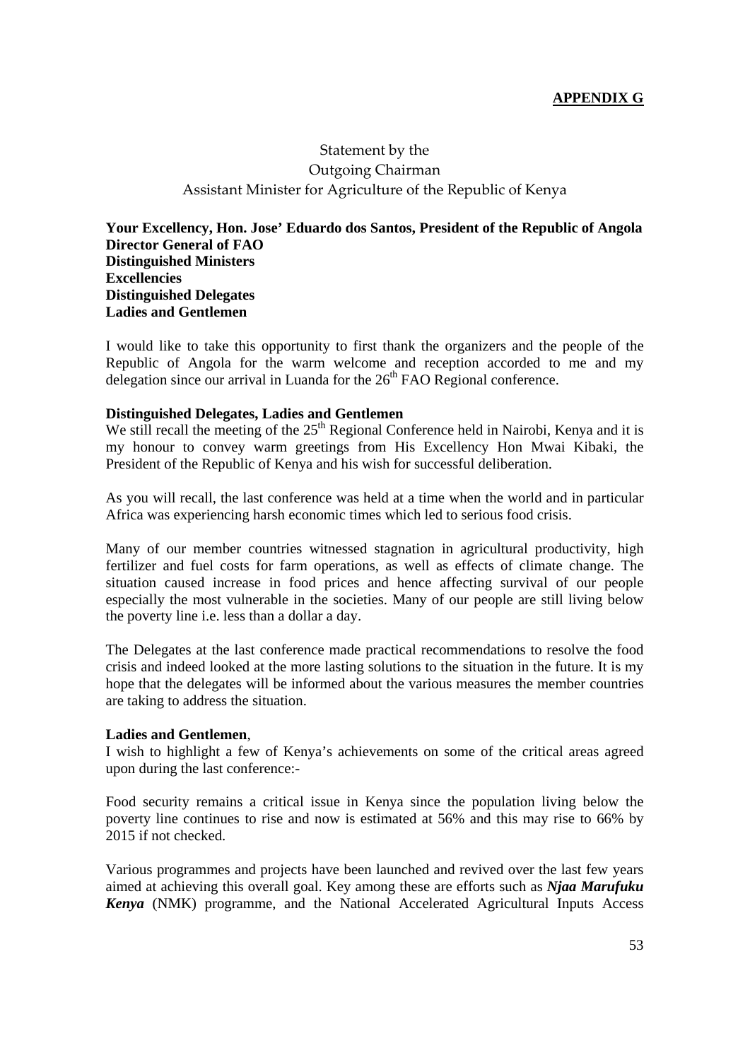**APPENDIX G**

Statement by the
Outgoing Chairman
Assistant Minister for Agriculture of the Republic of Kenya

**Your Excellency, Hon. Jose' Eduardo dos Santos, President of the Republic of Angola**
**Director General of FAO**
**Distinguished Ministers**
**Excellencies**
**Distinguished Delegates**
**Ladies and Gentlemen**

I would like to take this opportunity to first thank the organizers and the people of the Republic of Angola for the warm welcome and reception accorded to me and my delegation since our arrival in Luanda for the 26th FAO Regional conference.

**Distinguished Delegates, Ladies and Gentlemen**
We still recall the meeting of the 25th Regional Conference held in Nairobi, Kenya and it is my honour to convey warm greetings from His Excellency Hon Mwai Kibaki, the President of the Republic of Kenya and his wish for successful deliberation.

As you will recall, the last conference was held at a time when the world and in particular Africa was experiencing harsh economic times which led to serious food crisis.

Many of our member countries witnessed stagnation in agricultural productivity, high fertilizer and fuel costs for farm operations, as well as effects of climate change. The situation caused increase in food prices and hence affecting survival of our people especially the most vulnerable in the societies. Many of our people are still living below the poverty line i.e. less than a dollar a day.

The Delegates at the last conference made practical recommendations to resolve the food crisis and indeed looked at the more lasting solutions to the situation in the future. It is my hope that the delegates will be informed about the various measures the member countries are taking to address the situation.

**Ladies and Gentlemen**,
I wish to highlight a few of Kenya's achievements on some of the critical areas agreed upon during the last conference:-

Food security remains a critical issue in Kenya since the population living below the poverty line continues to rise and now is estimated at 56% and this may rise to 66% by 2015 if not checked.

Various programmes and projects have been launched and revived over the last few years aimed at achieving this overall goal. Key among these are efforts such as ***Njaa Marufuku Kenya*** (NMK) programme, and the National Accelerated Agricultural Inputs Access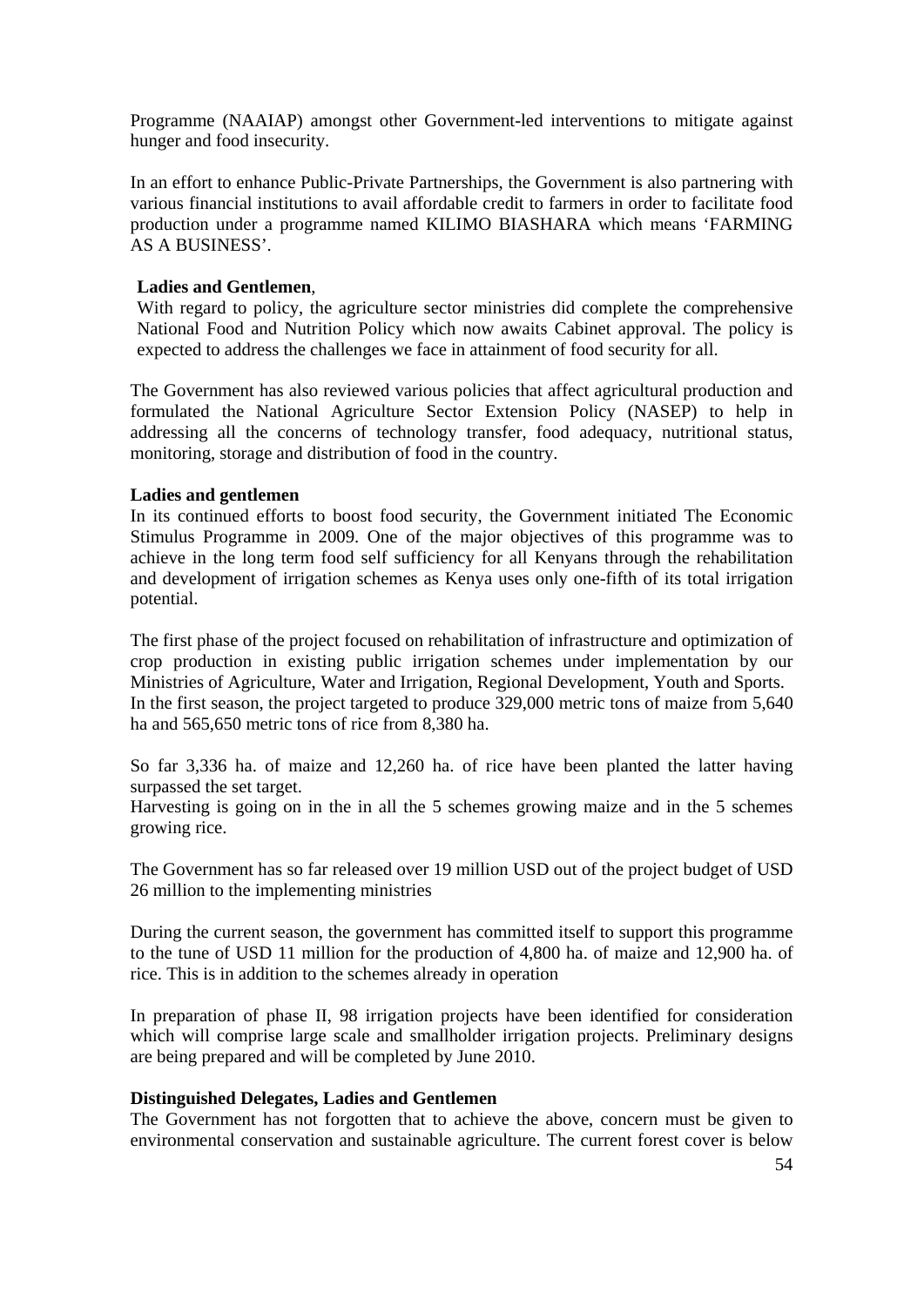Programme (NAAIAP) amongst other Government-led interventions to mitigate against hunger and food insecurity.

In an effort to enhance Public-Private Partnerships, the Government is also partnering with various financial institutions to avail affordable credit to farmers in order to facilitate food production under a programme named KILIMO BIASHARA which means 'FARMING AS A BUSINESS'.

**Ladies and Gentlemen**,
With regard to policy, the agriculture sector ministries did complete the comprehensive National Food and Nutrition Policy which now awaits Cabinet approval. The policy is expected to address the challenges we face in attainment of food security for all.

The Government has also reviewed various policies that affect agricultural production and formulated the National Agriculture Sector Extension Policy (NASEP) to help in addressing all the concerns of technology transfer, food adequacy, nutritional status, monitoring, storage and distribution of food in the country.

**Ladies and gentlemen**
In its continued efforts to boost food security, the Government initiated The Economic Stimulus Programme in 2009. One of the major objectives of this programme was to achieve in the long term food self sufficiency for all Kenyans through the rehabilitation and development of irrigation schemes as Kenya uses only one-fifth of its total irrigation potential.

The first phase of the project focused on rehabilitation of infrastructure and optimization of crop production in existing public irrigation schemes under implementation by our Ministries of Agriculture, Water and Irrigation, Regional Development, Youth and Sports.
In the first season, the project targeted to produce 329,000 metric tons of maize from 5,640 ha and 565,650 metric tons of rice from 8,380 ha.

So far 3,336 ha. of maize and 12,260 ha. of rice have been planted the latter having surpassed the set target.
Harvesting is going on in the in all the 5 schemes growing maize and in the 5 schemes growing rice.

The Government has so far released over 19 million USD out of the project budget of USD 26 million to the implementing ministries

During the current season, the government has committed itself to support this programme to the tune of USD 11 million for the production of 4,800 ha. of maize and 12,900 ha. of rice. This is in addition to the schemes already in operation

In preparation of phase II, 98 irrigation projects have been identified for consideration which will comprise large scale and smallholder irrigation projects. Preliminary designs are being prepared and will be completed by June 2010.

**Distinguished Delegates, Ladies and Gentlemen**
The Government has not forgotten that to achieve the above, concern must be given to environmental conservation and sustainable agriculture. The current forest cover is below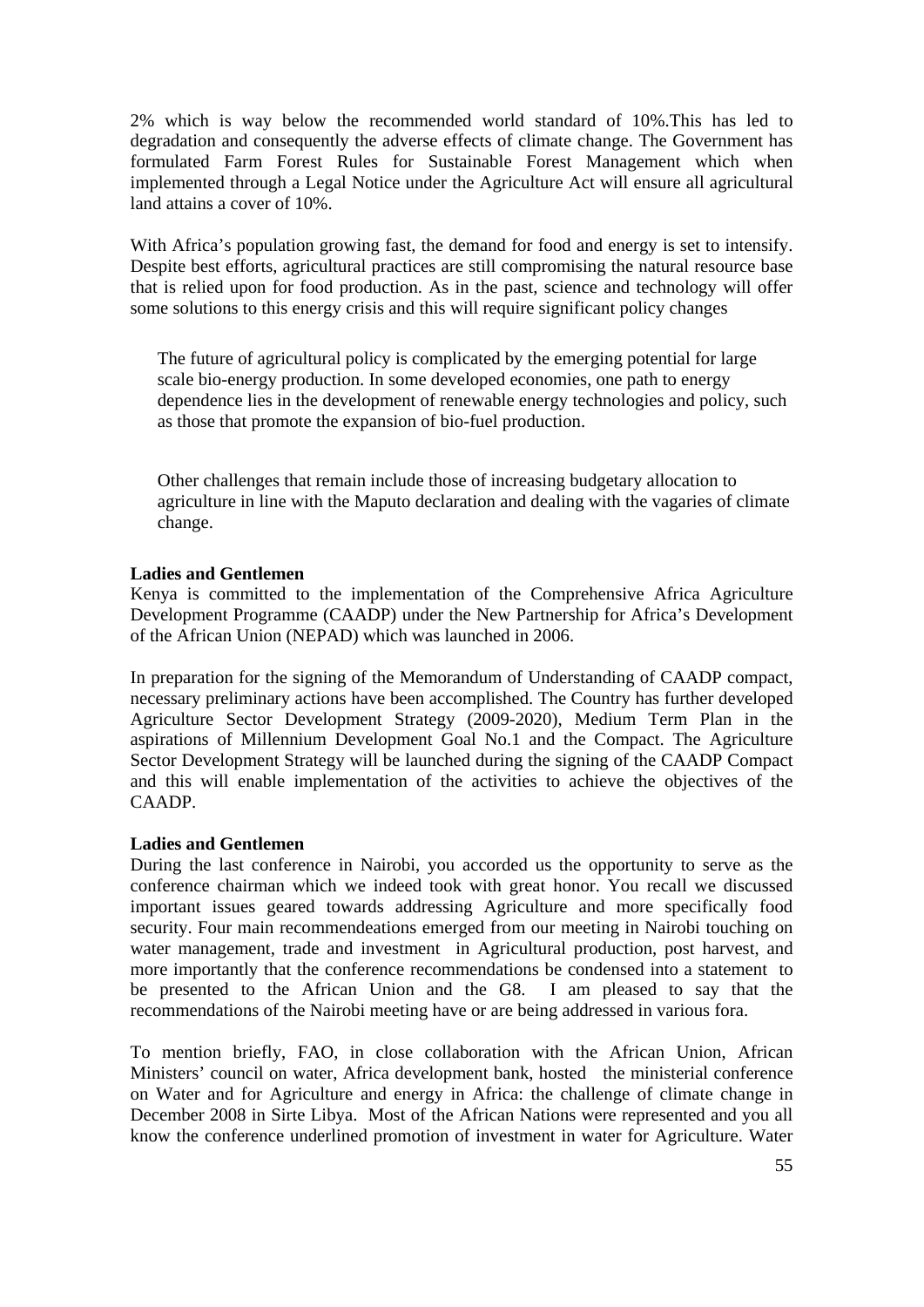2% which is way below the recommended world standard of 10%.This has led to degradation and consequently the adverse effects of climate change. The Government has formulated Farm Forest Rules for Sustainable Forest Management which when implemented through a Legal Notice under the Agriculture Act will ensure all agricultural land attains a cover of 10%.

With Africa's population growing fast, the demand for food and energy is set to intensify. Despite best efforts, agricultural practices are still compromising the natural resource base that is relied upon for food production. As in the past, science and technology will offer some solutions to this energy crisis and this will require significant policy changes

The future of agricultural policy is complicated by the emerging potential for large scale bio-energy production. In some developed economies, one path to energy dependence lies in the development of renewable energy technologies and policy, such as those that promote the expansion of bio-fuel production.

Other challenges that remain include those of increasing budgetary allocation to agriculture in line with the Maputo declaration and dealing with the vagaries of climate change.

**Ladies and Gentlemen**
Kenya is committed to the implementation of the Comprehensive Africa Agriculture Development Programme (CAADP) under the New Partnership for Africa's Development of the African Union (NEPAD) which was launched in 2006.

In preparation for the signing of the Memorandum of Understanding of CAADP compact, necessary preliminary actions have been accomplished. The Country has further developed Agriculture Sector Development Strategy (2009-2020), Medium Term Plan in the aspirations of Millennium Development Goal No.1 and the Compact. The Agriculture Sector Development Strategy will be launched during the signing of the CAADP Compact and this will enable implementation of the activities to achieve the objectives of the CAADP.

**Ladies and Gentlemen**
During the last conference in Nairobi, you accorded us the opportunity to serve as the conference chairman which we indeed took with great honor. You recall we discussed important issues geared towards addressing Agriculture and more specifically food security. Four main recommendeations emerged from our meeting in Nairobi touching on water management, trade and investment in Agricultural production, post harvest, and more importantly that the conference recommendations be condensed into a statement to be presented to the African Union and the G8. I am pleased to say that the recommendations of the Nairobi meeting have or are being addressed in various fora.

To mention briefly, FAO, in close collaboration with the African Union, African Ministers' council on water, Africa development bank, hosted the ministerial conference on Water and for Agriculture and energy in Africa: the challenge of climate change in December 2008 in Sirte Libya. Most of the African Nations were represented and you all know the conference underlined promotion of investment in water for Agriculture. Water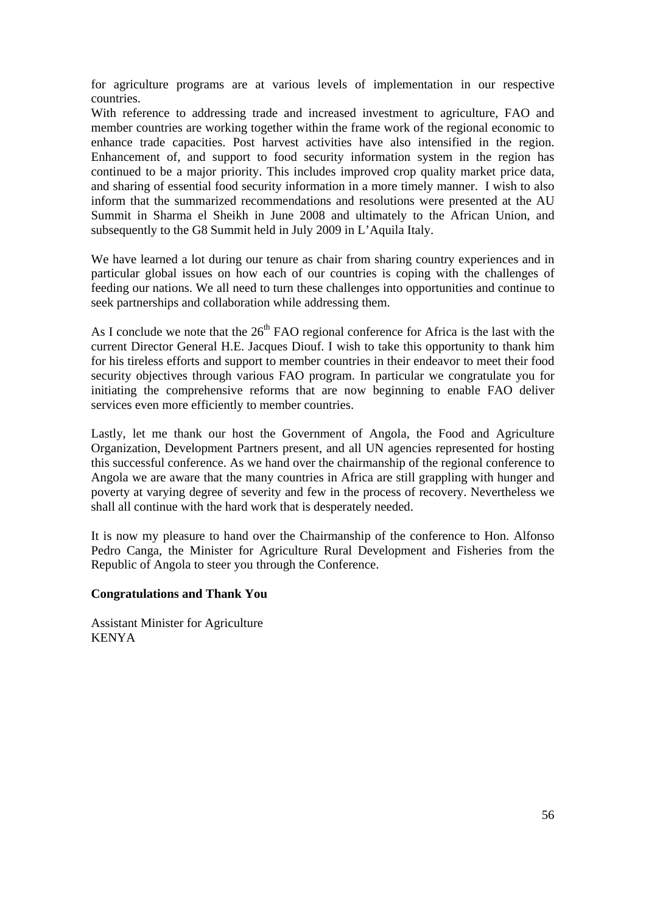for agriculture programs are at various levels of implementation in our respective countries.

With reference to addressing trade and increased investment to agriculture, FAO and member countries are working together within the frame work of the regional economic to enhance trade capacities. Post harvest activities have also intensified in the region. Enhancement of, and support to food security information system in the region has continued to be a major priority. This includes improved crop quality market price data, and sharing of essential food security information in a more timely manner. I wish to also inform that the summarized recommendations and resolutions were presented at the AU Summit in Sharma el Sheikh in June 2008 and ultimately to the African Union, and subsequently to the G8 Summit held in July 2009 in L'Aquila Italy.

We have learned a lot during our tenure as chair from sharing country experiences and in particular global issues on how each of our countries is coping with the challenges of feeding our nations. We all need to turn these challenges into opportunities and continue to seek partnerships and collaboration while addressing them.

As I conclude we note that the 26th FAO regional conference for Africa is the last with the current Director General H.E. Jacques Diouf. I wish to take this opportunity to thank him for his tireless efforts and support to member countries in their endeavor to meet their food security objectives through various FAO program. In particular we congratulate you for initiating the comprehensive reforms that are now beginning to enable FAO deliver services even more efficiently to member countries.

Lastly, let me thank our host the Government of Angola, the Food and Agriculture Organization, Development Partners present, and all UN agencies represented for hosting this successful conference. As we hand over the chairmanship of the regional conference to Angola we are aware that the many countries in Africa are still grappling with hunger and poverty at varying degree of severity and few in the process of recovery. Nevertheless we shall all continue with the hard work that is desperately needed.

It is now my pleasure to hand over the Chairmanship of the conference to Hon. Alfonso Pedro Canga, the Minister for Agriculture Rural Development and Fisheries from the Republic of Angola to steer you through the Conference.

**Congratulations and Thank You**

Assistant Minister for Agriculture
KENYA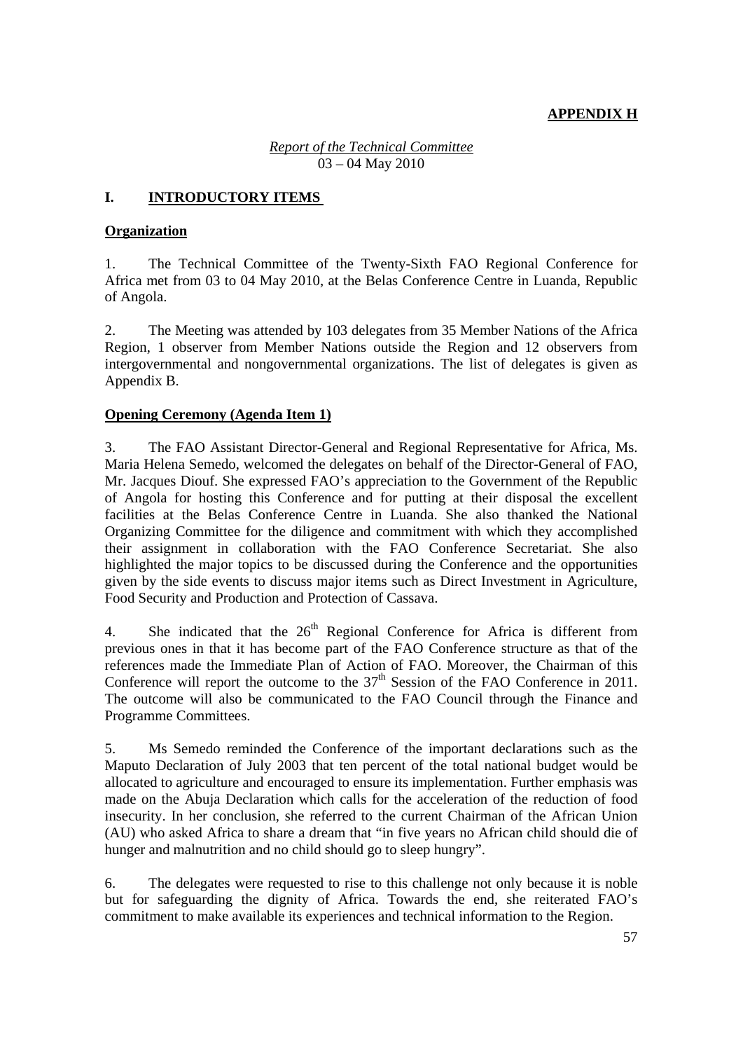**APPENDIX H**

*Report of the Technical Committee*
03 – 04 May 2010

## I. INTRODUCTORY ITEMS

### Organization

1. The Technical Committee of the Twenty-Sixth FAO Regional Conference for Africa met from 03 to 04 May 2010, at the Belas Conference Centre in Luanda, Republic of Angola.

2. The Meeting was attended by 103 delegates from 35 Member Nations of the Africa Region, 1 observer from Member Nations outside the Region and 12 observers from intergovernmental and nongovernmental organizations. The list of delegates is given as Appendix B.

### Opening Ceremony (Agenda Item 1)

3. The FAO Assistant Director-General and Regional Representative for Africa, Ms. Maria Helena Semedo, welcomed the delegates on behalf of the Director-General of FAO, Mr. Jacques Diouf. She expressed FAO's appreciation to the Government of the Republic of Angola for hosting this Conference and for putting at their disposal the excellent facilities at the Belas Conference Centre in Luanda. She also thanked the National Organizing Committee for the diligence and commitment with which they accomplished their assignment in collaboration with the FAO Conference Secretariat. She also highlighted the major topics to be discussed during the Conference and the opportunities given by the side events to discuss major items such as Direct Investment in Agriculture, Food Security and Production and Protection of Cassava.

4. She indicated that the 26th Regional Conference for Africa is different from previous ones in that it has become part of the FAO Conference structure as that of the references made the Immediate Plan of Action of FAO. Moreover, the Chairman of this Conference will report the outcome to the 37th Session of the FAO Conference in 2011. The outcome will also be communicated to the FAO Council through the Finance and Programme Committees.

5. Ms Semedo reminded the Conference of the important declarations such as the Maputo Declaration of July 2003 that ten percent of the total national budget would be allocated to agriculture and encouraged to ensure its implementation. Further emphasis was made on the Abuja Declaration which calls for the acceleration of the reduction of food insecurity. In her conclusion, she referred to the current Chairman of the African Union (AU) who asked Africa to share a dream that "in five years no African child should die of hunger and malnutrition and no child should go to sleep hungry".

6. The delegates were requested to rise to this challenge not only because it is noble but for safeguarding the dignity of Africa. Towards the end, she reiterated FAO's commitment to make available its experiences and technical information to the Region.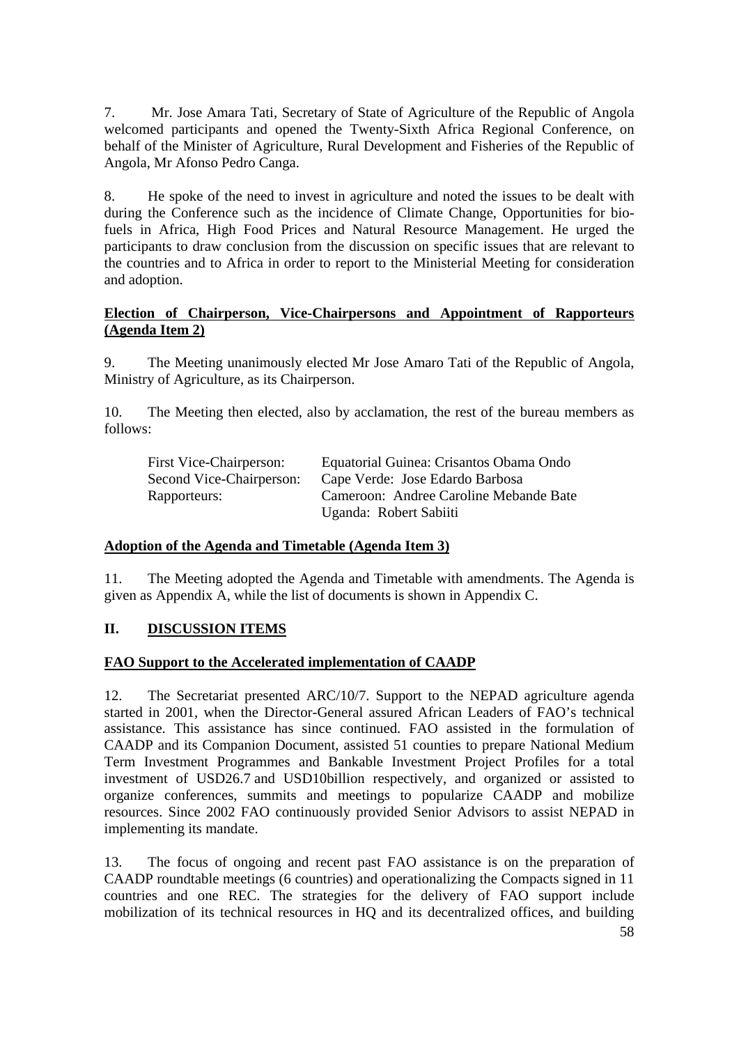7. Mr. Jose Amara Tati, Secretary of State of Agriculture of the Republic of Angola welcomed participants and opened the Twenty-Sixth Africa Regional Conference, on behalf of the Minister of Agriculture, Rural Development and Fisheries of the Republic of Angola, Mr Afonso Pedro Canga.

8. He spoke of the need to invest in agriculture and noted the issues to be dealt with during the Conference such as the incidence of Climate Change, Opportunities for bio-fuels in Africa, High Food Prices and Natural Resource Management. He urged the participants to draw conclusion from the discussion on specific issues that are relevant to the countries and to Africa in order to report to the Ministerial Meeting for consideration and adoption.

**Election of Chairperson, Vice-Chairpersons and Appointment of Rapporteurs (Agenda Item 2)**

9. The Meeting unanimously elected Mr Jose Amaro Tati of the Republic of Angola, Ministry of Agriculture, as its Chairperson.

10. The Meeting then elected, also by acclamation, the rest of the bureau members as follows:

| | |
|---|---|
| First Vice-Chairperson: | Equatorial Guinea: Crisantos Obama Ondo |
| Second Vice-Chairperson: | Cape Verde: Jose Edardo Barbosa |
| Rapporteurs: | Cameroon: Andree Caroline Mebande Bate |
| | Uganda: Robert Sabiiti |

**Adoption of the Agenda and Timetable (Agenda Item 3)**

11. The Meeting adopted the Agenda and Timetable with amendments. The Agenda is given as Appendix A, while the list of documents is shown in Appendix C.

## II. DISCUSSION ITEMS

**FAO Support to the Accelerated implementation of CAADP**

12. The Secretariat presented ARC/10/7. Support to the NEPAD agriculture agenda started in 2001, when the Director-General assured African Leaders of FAO's technical assistance. This assistance has since continued. FAO assisted in the formulation of CAADP and its Companion Document, assisted 51 counties to prepare National Medium Term Investment Programmes and Bankable Investment Project Profiles for a total investment of USD26.7 and USD10billion respectively, and organized or assisted to organize conferences, summits and meetings to popularize CAADP and mobilize resources. Since 2002 FAO continuously provided Senior Advisors to assist NEPAD in implementing its mandate.

13. The focus of ongoing and recent past FAO assistance is on the preparation of CAADP roundtable meetings (6 countries) and operationalizing the Compacts signed in 11 countries and one REC. The strategies for the delivery of FAO support include mobilization of its technical resources in HQ and its decentralized offices, and building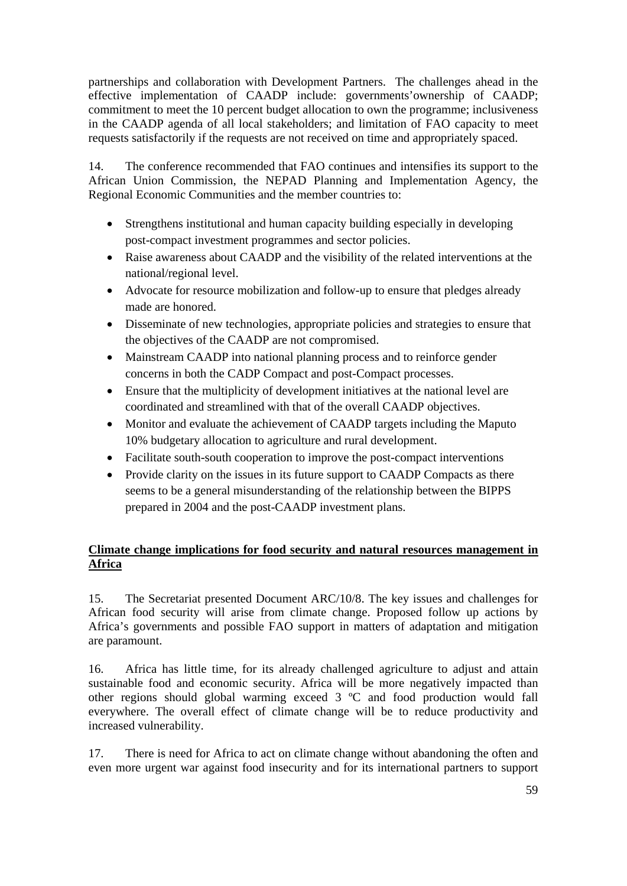partnerships and collaboration with Development Partners. The challenges ahead in the effective implementation of CAADP include: governments'ownership of CAADP; commitment to meet the 10 percent budget allocation to own the programme; inclusiveness in the CAADP agenda of all local stakeholders; and limitation of FAO capacity to meet requests satisfactorily if the requests are not received on time and appropriately spaced.

14. The conference recommended that FAO continues and intensifies its support to the African Union Commission, the NEPAD Planning and Implementation Agency, the Regional Economic Communities and the member countries to:

- Strengthens institutional and human capacity building especially in developing post-compact investment programmes and sector policies.
- Raise awareness about CAADP and the visibility of the related interventions at the national/regional level.
- Advocate for resource mobilization and follow-up to ensure that pledges already made are honored.
- Disseminate of new technologies, appropriate policies and strategies to ensure that the objectives of the CAADP are not compromised.
- Mainstream CAADP into national planning process and to reinforce gender concerns in both the CADP Compact and post-Compact processes.
- Ensure that the multiplicity of development initiatives at the national level are coordinated and streamlined with that of the overall CAADP objectives.
- Monitor and evaluate the achievement of CAADP targets including the Maputo 10% budgetary allocation to agriculture and rural development.
- Facilitate south-south cooperation to improve the post-compact interventions
- Provide clarity on the issues in its future support to CAADP Compacts as there seems to be a general misunderstanding of the relationship between the BIPPS prepared in 2004 and the post-CAADP investment plans.

**Climate change implications for food security and natural resources management in Africa**

15. The Secretariat presented Document ARC/10/8. The key issues and challenges for African food security will arise from climate change. Proposed follow up actions by Africa's governments and possible FAO support in matters of adaptation and mitigation are paramount.

16. Africa has little time, for its already challenged agriculture to adjust and attain sustainable food and economic security. Africa will be more negatively impacted than other regions should global warming exceed 3 ºC and food production would fall everywhere. The overall effect of climate change will be to reduce productivity and increased vulnerability.

17. There is need for Africa to act on climate change without abandoning the often and even more urgent war against food insecurity and for its international partners to support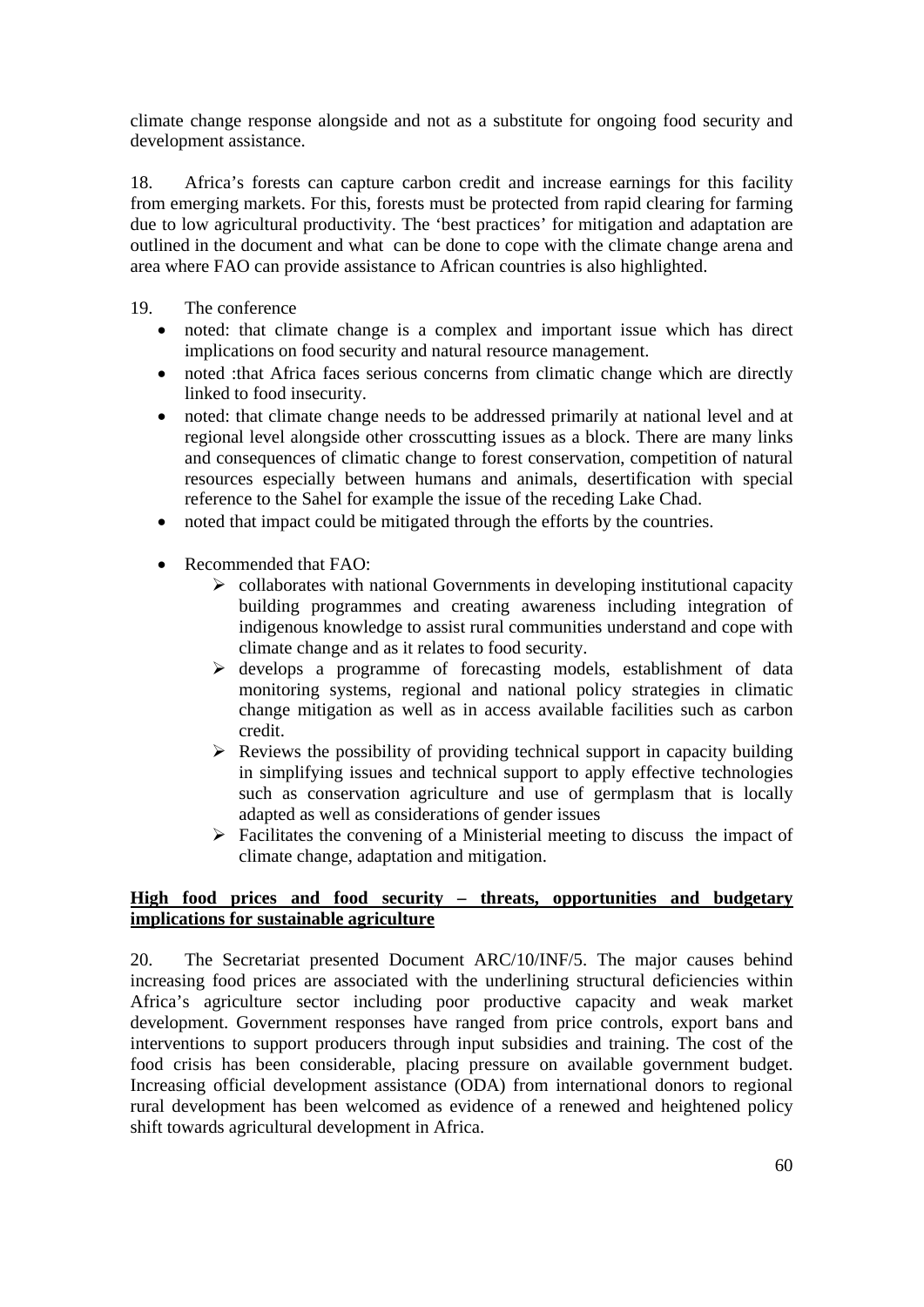climate change response alongside and not as a substitute for ongoing food security and development assistance.

18. Africa's forests can capture carbon credit and increase earnings for this facility from emerging markets. For this, forests must be protected from rapid clearing for farming due to low agricultural productivity. The 'best practices' for mitigation and adaptation are outlined in the document and what can be done to cope with the climate change arena and area where FAO can provide assistance to African countries is also highlighted.

19. The conference

- noted: that climate change is a complex and important issue which has direct implications on food security and natural resource management.
- noted :that Africa faces serious concerns from climatic change which are directly linked to food insecurity.
- noted: that climate change needs to be addressed primarily at national level and at regional level alongside other crosscutting issues as a block. There are many links and consequences of climatic change to forest conservation, competition of natural resources especially between humans and animals, desertification with special reference to the Sahel for example the issue of the receding Lake Chad.
- noted that impact could be mitigated through the efforts by the countries.
- Recommended that FAO:
  - collaborates with national Governments in developing institutional capacity building programmes and creating awareness including integration of indigenous knowledge to assist rural communities understand and cope with climate change and as it relates to food security.
  - develops a programme of forecasting models, establishment of data monitoring systems, regional and national policy strategies in climatic change mitigation as well as in access available facilities such as carbon credit.
  - Reviews the possibility of providing technical support in capacity building in simplifying issues and technical support to apply effective technologies such as conservation agriculture and use of germplasm that is locally adapted as well as considerations of gender issues
  - Facilitates the convening of a Ministerial meeting to discuss the impact of climate change, adaptation and mitigation.

**High food prices and food security – threats, opportunities and budgetary implications for sustainable agriculture**

20. The Secretariat presented Document ARC/10/INF/5. The major causes behind increasing food prices are associated with the underlining structural deficiencies within Africa's agriculture sector including poor productive capacity and weak market development. Government responses have ranged from price controls, export bans and interventions to support producers through input subsidies and training. The cost of the food crisis has been considerable, placing pressure on available government budget. Increasing official development assistance (ODA) from international donors to regional rural development has been welcomed as evidence of a renewed and heightened policy shift towards agricultural development in Africa.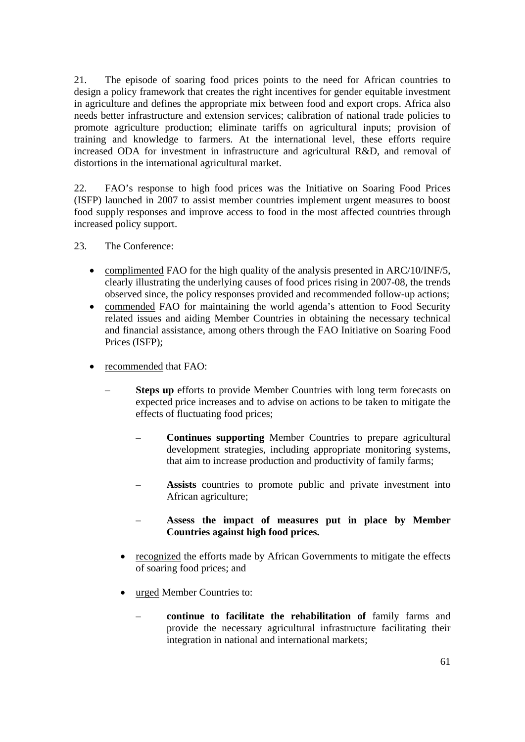21. The episode of soaring food prices points to the need for African countries to design a policy framework that creates the right incentives for gender equitable investment in agriculture and defines the appropriate mix between food and export crops. Africa also needs better infrastructure and extension services; calibration of national trade policies to promote agriculture production; eliminate tariffs on agricultural inputs; provision of training and knowledge to farmers. At the international level, these efforts require increased ODA for investment in infrastructure and agricultural R&D, and removal of distortions in the international agricultural market.

22. FAO's response to high food prices was the Initiative on Soaring Food Prices (ISFP) launched in 2007 to assist member countries implement urgent measures to boost food supply responses and improve access to food in the most affected countries through increased policy support.

23. The Conference:

- <u>complimented</u> FAO for the high quality of the analysis presented in ARC/10/INF/5, clearly illustrating the underlying causes of food prices rising in 2007-08, the trends observed since, the policy responses provided and recommended follow-up actions;
- <u>commended</u> FAO for maintaining the world agenda's attention to Food Security related issues and aiding Member Countries in obtaining the necessary technical and financial assistance, among others through the FAO Initiative on Soaring Food Prices (ISFP);
- <u>recommended</u> that FAO:
  - **Steps up** efforts to provide Member Countries with long term forecasts on expected price increases and to advise on actions to be taken to mitigate the effects of fluctuating food prices;
  - **Continues supporting** Member Countries to prepare agricultural development strategies, including appropriate monitoring systems, that aim to increase production and productivity of family farms;
  - **Assists** countries to promote public and private investment into African agriculture;
  - **Assess the impact of measures put in place by Member Countries against high food prices.**
- <u>recognized</u> the efforts made by African Governments to mitigate the effects of soaring food prices; and
- <u>urged</u> Member Countries to:
  - **continue to facilitate the rehabilitation of** family farms and provide the necessary agricultural infrastructure facilitating their integration in national and international markets;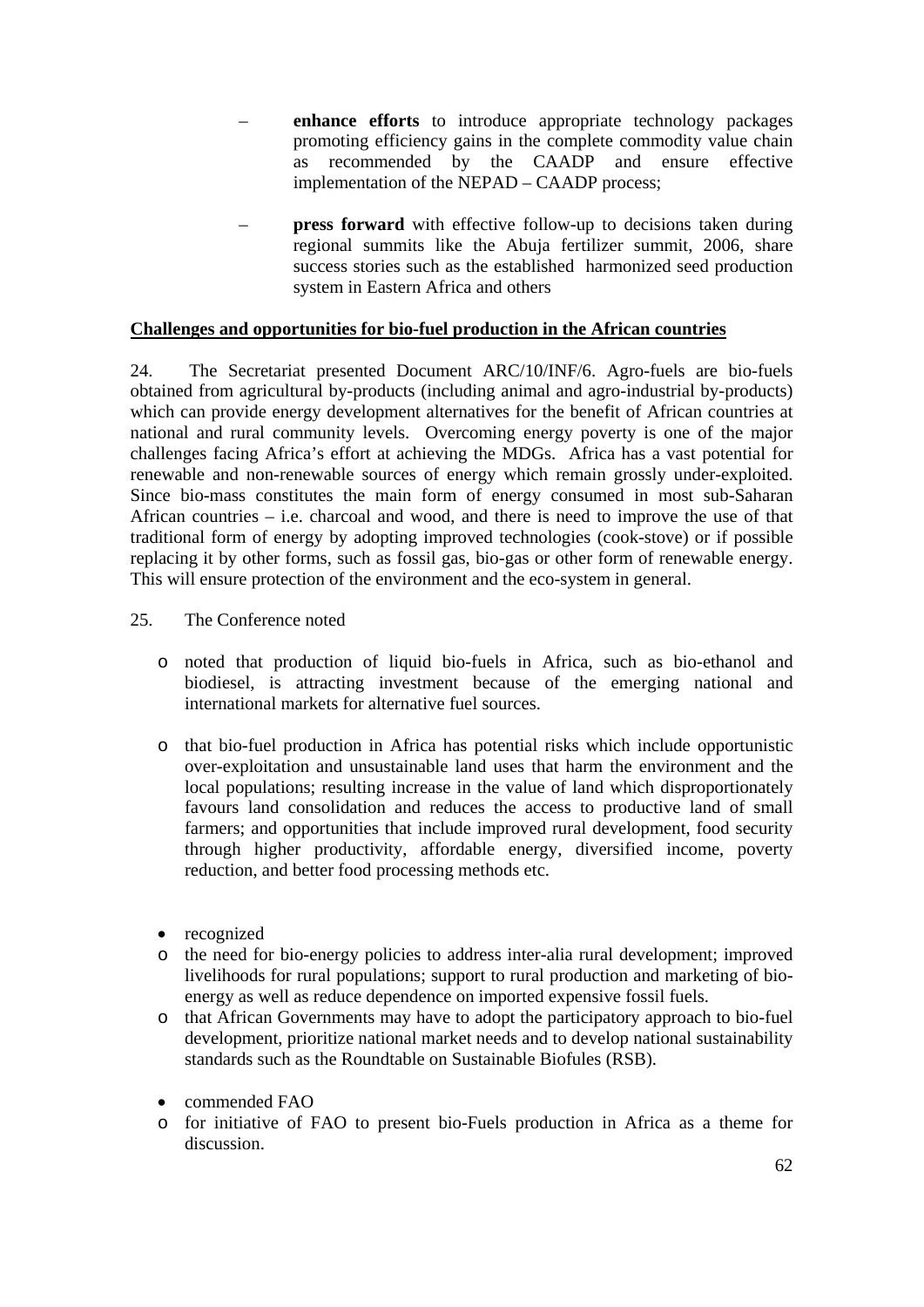– **enhance efforts** to introduce appropriate technology packages promoting efficiency gains in the complete commodity value chain as recommended by the CAADP and ensure effective implementation of the NEPAD – CAADP process;

– **press forward** with effective follow-up to decisions taken during regional summits like the Abuja fertilizer summit, 2006, share success stories such as the established harmonized seed production system in Eastern Africa and others

**Challenges and opportunities for bio-fuel production in the African countries**

24. The Secretariat presented Document ARC/10/INF/6. Agro-fuels are bio-fuels obtained from agricultural by-products (including animal and agro-industrial by-products) which can provide energy development alternatives for the benefit of African countries at national and rural community levels. Overcoming energy poverty is one of the major challenges facing Africa's effort at achieving the MDGs. Africa has a vast potential for renewable and non-renewable sources of energy which remain grossly under-exploited. Since bio-mass constitutes the main form of energy consumed in most sub-Saharan African countries – i.e. charcoal and wood, and there is need to improve the use of that traditional form of energy by adopting improved technologies (cook-stove) or if possible replacing it by other forms, such as fossil gas, bio-gas or other form of renewable energy. This will ensure protection of the environment and the eco-system in general.

25. The Conference noted

- o noted that production of liquid bio-fuels in Africa, such as bio-ethanol and biodiesel, is attracting investment because of the emerging national and international markets for alternative fuel sources.
- o that bio-fuel production in Africa has potential risks which include opportunistic over-exploitation and unsustainable land uses that harm the environment and the local populations; resulting increase in the value of land which disproportionately favours land consolidation and reduces the access to productive land of small farmers; and opportunities that include improved rural development, food security through higher productivity, affordable energy, diversified income, poverty reduction, and better food processing methods etc.

- recognized
  - o the need for bio-energy policies to address inter-alia rural development; improved livelihoods for rural populations; support to rural production and marketing of bio-energy as well as reduce dependence on imported expensive fossil fuels.
  - o that African Governments may have to adopt the participatory approach to bio-fuel development, prioritize national market needs and to develop national sustainability standards such as the Roundtable on Sustainable Biofules (RSB).

- commended FAO
  - o for initiative of FAO to present bio-Fuels production in Africa as a theme for discussion.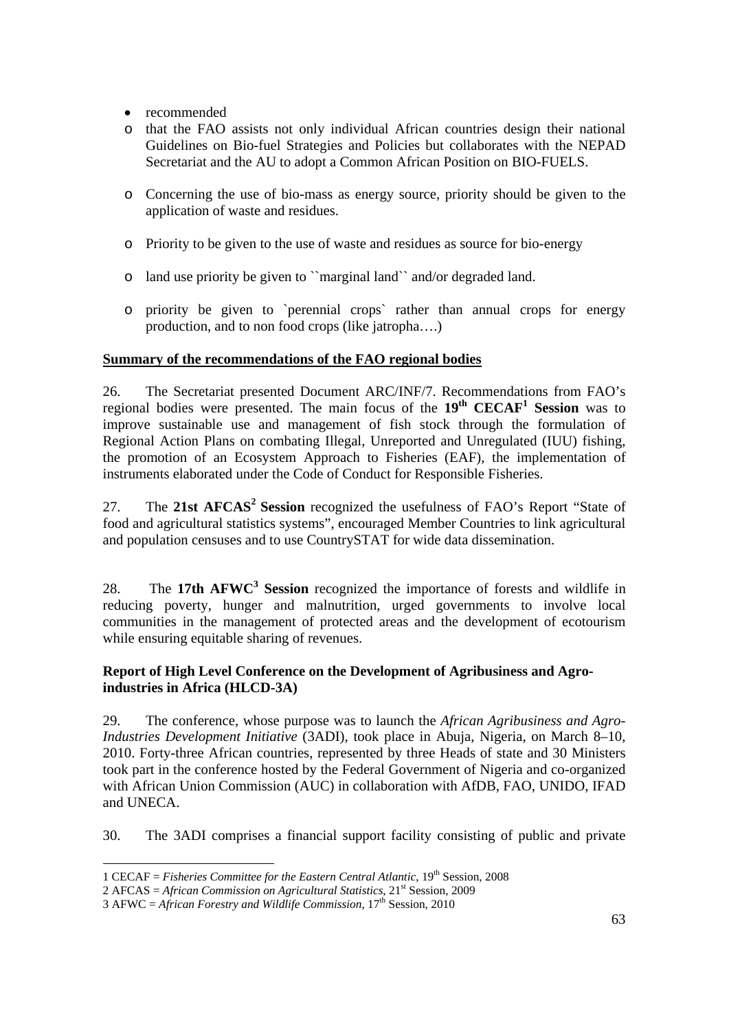- recommended
  - that the FAO assists not only individual African countries design their national Guidelines on Bio-fuel Strategies and Policies but collaborates with the NEPAD Secretariat and the AU to adopt a Common African Position on BIO-FUELS.
  - Concerning the use of bio-mass as energy source, priority should be given to the application of waste and residues.
  - Priority to be given to the use of waste and residues as source for bio-energy
  - land use priority be given to ``marginal land`` and/or degraded land.
  - priority be given to `perennial crops` rather than annual crops for energy production, and to non food crops (like jatropha….)

**Summary of the recommendations of the FAO regional bodies**

26. The Secretariat presented Document ARC/INF/7. Recommendations from FAO's regional bodies were presented. The main focus of the **19th CECAF[1] Session** was to improve sustainable use and management of fish stock through the formulation of Regional Action Plans on combating Illegal, Unreported and Unregulated (IUU) fishing, the promotion of an Ecosystem Approach to Fisheries (EAF), the implementation of instruments elaborated under the Code of Conduct for Responsible Fisheries.

27. The **21st AFCAS[2] Session** recognized the usefulness of FAO's Report "State of food and agricultural statistics systems", encouraged Member Countries to link agricultural and population censuses and to use CountrySTAT for wide data dissemination.

28. The **17th AFWC[3] Session** recognized the importance of forests and wildlife in reducing poverty, hunger and malnutrition, urged governments to involve local communities in the management of protected areas and the development of ecotourism while ensuring equitable sharing of revenues.

**Report of High Level Conference on the Development of Agribusiness and Agro-industries in Africa (HLCD-3A)**

29. The conference, whose purpose was to launch the *African Agribusiness and Agro-Industries Development Initiative* (3ADI), took place in Abuja, Nigeria, on March 8–10, 2010. Forty-three African countries, represented by three Heads of state and 30 Ministers took part in the conference hosted by the Federal Government of Nigeria and co-organized with African Union Commission (AUC) in collaboration with AfDB, FAO, UNIDO, IFAD and UNECA.

30. The 3ADI comprises a financial support facility consisting of public and private

---

1 CECAF = *Fisheries Committee for the Eastern Central Atlantic*, 19th Session, 2008

2 AFCAS = *African Commission on Agricultural Statistics*, 21st Session, 2009

3 AFWC = *African Forestry and Wildlife Commission*, 17th Session, 2010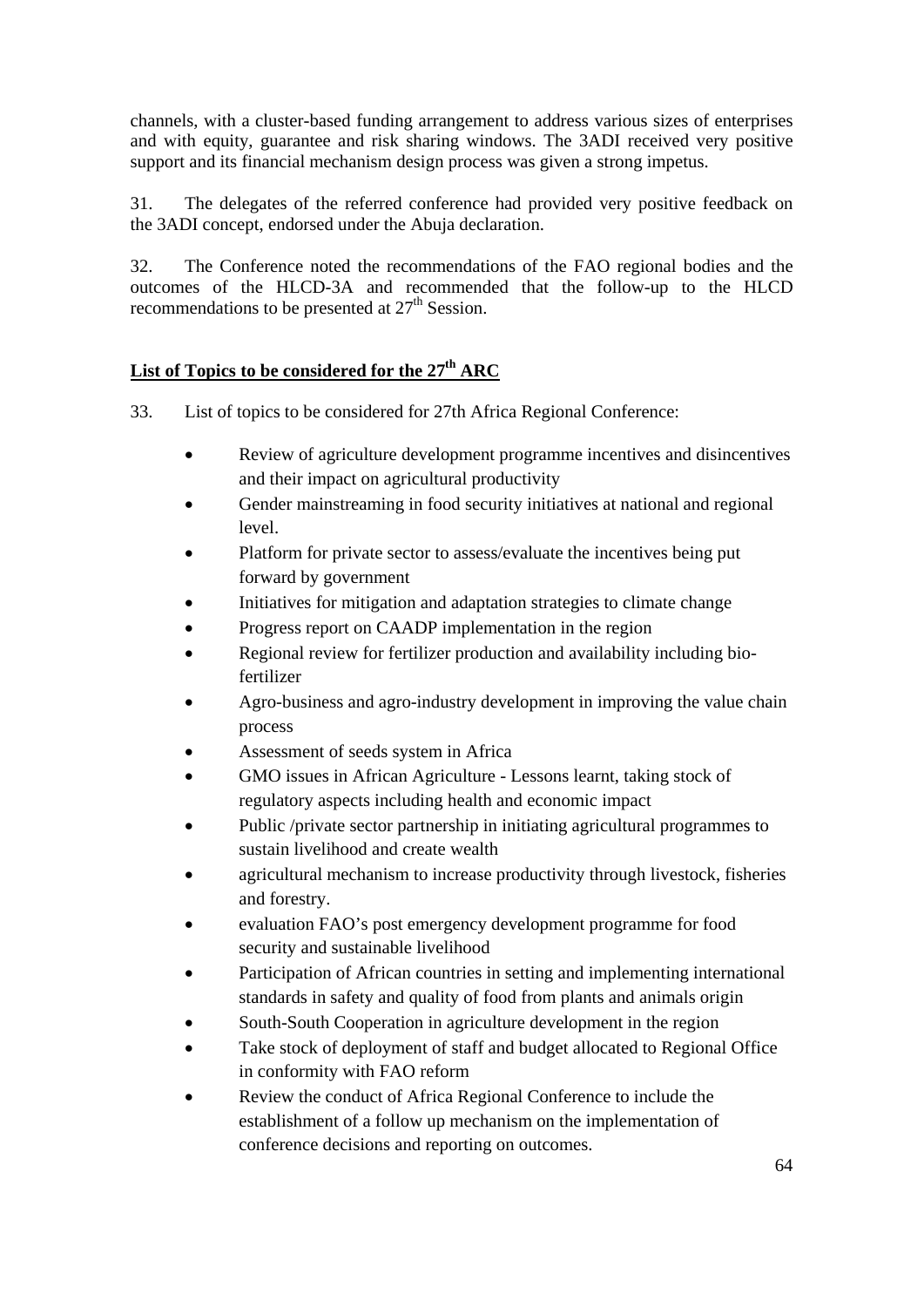channels, with a cluster-based funding arrangement to address various sizes of enterprises and with equity, guarantee and risk sharing windows. The 3ADI received very positive support and its financial mechanism design process was given a strong impetus.

31. The delegates of the referred conference had provided very positive feedback on the 3ADI concept, endorsed under the Abuja declaration.

32. The Conference noted the recommendations of the FAO regional bodies and the outcomes of the HLCD-3A and recommended that the follow-up to the HLCD recommendations to be presented at 27th Session.

**<u>List of Topics to be considered for the 27th ARC</u>**

33. List of topics to be considered for 27th Africa Regional Conference:

- Review of agriculture development programme incentives and disincentives and their impact on agricultural productivity
- Gender mainstreaming in food security initiatives at national and regional level.
- Platform for private sector to assess/evaluate the incentives being put forward by government
- Initiatives for mitigation and adaptation strategies to climate change
- Progress report on CAADP implementation in the region
- Regional review for fertilizer production and availability including bio-fertilizer
- Agro-business and agro-industry development in improving the value chain process
- Assessment of seeds system in Africa
- GMO issues in African Agriculture - Lessons learnt, taking stock of regulatory aspects including health and economic impact
- Public /private sector partnership in initiating agricultural programmes to sustain livelihood and create wealth
- agricultural mechanism to increase productivity through livestock, fisheries and forestry.
- evaluation FAO's post emergency development programme for food security and sustainable livelihood
- Participation of African countries in setting and implementing international standards in safety and quality of food from plants and animals origin
- South-South Cooperation in agriculture development in the region
- Take stock of deployment of staff and budget allocated to Regional Office in conformity with FAO reform
- Review the conduct of Africa Regional Conference to include the establishment of a follow up mechanism on the implementation of conference decisions and reporting on outcomes.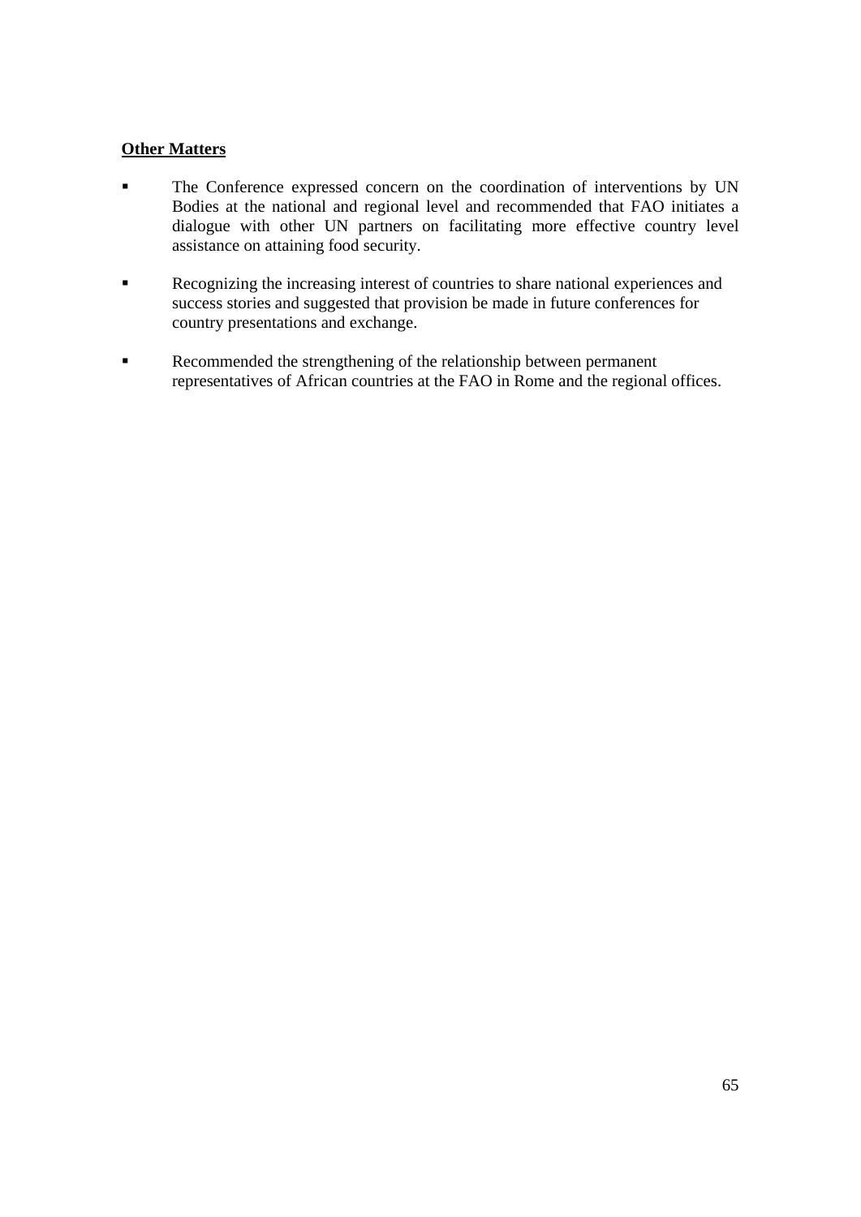**Other Matters**

- The Conference expressed concern on the coordination of interventions by UN Bodies at the national and regional level and recommended that FAO initiates a dialogue with other UN partners on facilitating more effective country level assistance on attaining food security.
- Recognizing the increasing interest of countries to share national experiences and success stories and suggested that provision be made in future conferences for country presentations and exchange.
- Recommended the strengthening of the relationship between permanent representatives of African countries at the FAO in Rome and the regional offices.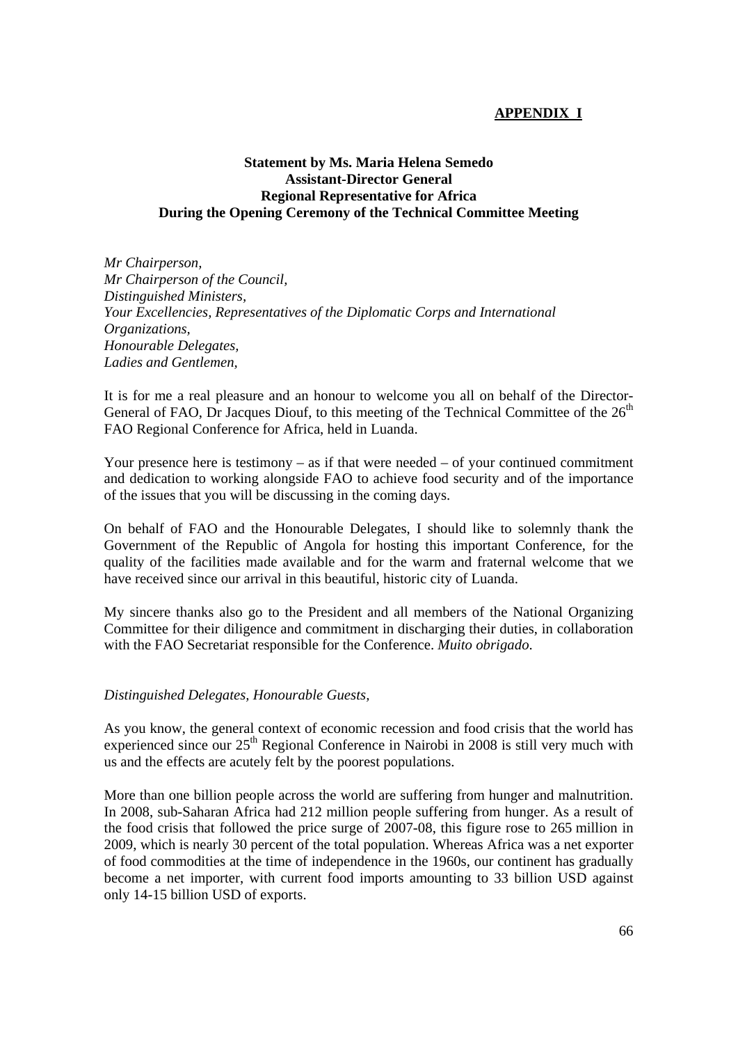**APPENDIX I**

**Statement by Ms. Maria Helena Semedo**
**Assistant-Director General**
**Regional Representative for Africa**
**During the Opening Ceremony of the Technical Committee Meeting**

*Mr Chairperson,*
*Mr Chairperson of the Council,*
*Distinguished Ministers,*
*Your Excellencies, Representatives of the Diplomatic Corps and International Organizations,*
*Honourable Delegates,*
*Ladies and Gentlemen,*

It is for me a real pleasure and an honour to welcome you all on behalf of the Director-General of FAO, Dr Jacques Diouf, to this meeting of the Technical Committee of the 26th FAO Regional Conference for Africa, held in Luanda.

Your presence here is testimony – as if that were needed – of your continued commitment and dedication to working alongside FAO to achieve food security and of the importance of the issues that you will be discussing in the coming days.

On behalf of FAO and the Honourable Delegates, I should like to solemnly thank the Government of the Republic of Angola for hosting this important Conference, for the quality of the facilities made available and for the warm and fraternal welcome that we have received since our arrival in this beautiful, historic city of Luanda.

My sincere thanks also go to the President and all members of the National Organizing Committee for their diligence and commitment in discharging their duties, in collaboration with the FAO Secretariat responsible for the Conference. *Muito obrigado*.

*Distinguished Delegates, Honourable Guests,*

As you know, the general context of economic recession and food crisis that the world has experienced since our 25th Regional Conference in Nairobi in 2008 is still very much with us and the effects are acutely felt by the poorest populations.

More than one billion people across the world are suffering from hunger and malnutrition. In 2008, sub-Saharan Africa had 212 million people suffering from hunger. As a result of the food crisis that followed the price surge of 2007-08, this figure rose to 265 million in 2009, which is nearly 30 percent of the total population. Whereas Africa was a net exporter of food commodities at the time of independence in the 1960s, our continent has gradually become a net importer, with current food imports amounting to 33 billion USD against only 14-15 billion USD of exports.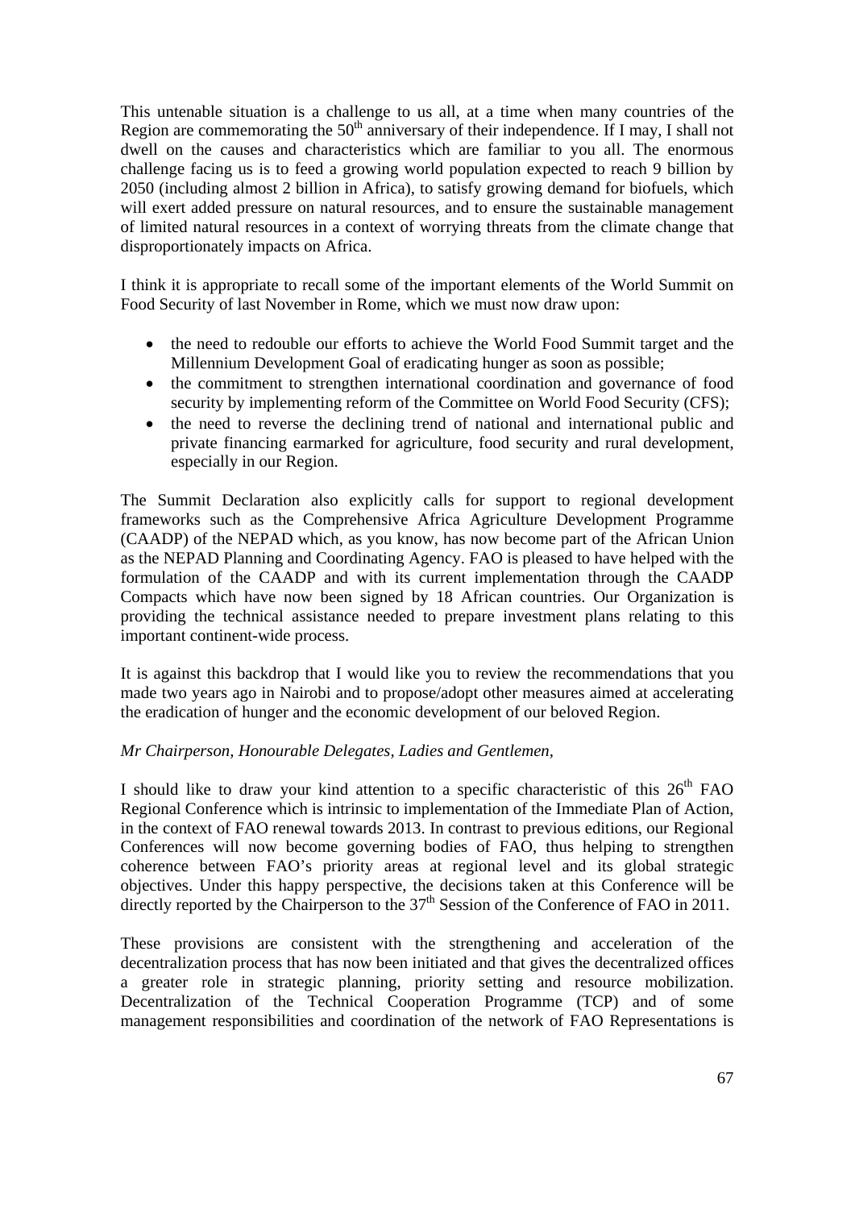This untenable situation is a challenge to us all, at a time when many countries of the Region are commemorating the 50th anniversary of their independence. If I may, I shall not dwell on the causes and characteristics which are familiar to you all. The enormous challenge facing us is to feed a growing world population expected to reach 9 billion by 2050 (including almost 2 billion in Africa), to satisfy growing demand for biofuels, which will exert added pressure on natural resources, and to ensure the sustainable management of limited natural resources in a context of worrying threats from the climate change that disproportionately impacts on Africa.

I think it is appropriate to recall some of the important elements of the World Summit on Food Security of last November in Rome, which we must now draw upon:

- the need to redouble our efforts to achieve the World Food Summit target and the Millennium Development Goal of eradicating hunger as soon as possible;
- the commitment to strengthen international coordination and governance of food security by implementing reform of the Committee on World Food Security (CFS);
- the need to reverse the declining trend of national and international public and private financing earmarked for agriculture, food security and rural development, especially in our Region.

The Summit Declaration also explicitly calls for support to regional development frameworks such as the Comprehensive Africa Agriculture Development Programme (CAADP) of the NEPAD which, as you know, has now become part of the African Union as the NEPAD Planning and Coordinating Agency. FAO is pleased to have helped with the formulation of the CAADP and with its current implementation through the CAADP Compacts which have now been signed by 18 African countries. Our Organization is providing the technical assistance needed to prepare investment plans relating to this important continent-wide process.

It is against this backdrop that I would like you to review the recommendations that you made two years ago in Nairobi and to propose/adopt other measures aimed at accelerating the eradication of hunger and the economic development of our beloved Region.

*Mr Chairperson, Honourable Delegates, Ladies and Gentlemen,*

I should like to draw your kind attention to a specific characteristic of this 26th FAO Regional Conference which is intrinsic to implementation of the Immediate Plan of Action, in the context of FAO renewal towards 2013. In contrast to previous editions, our Regional Conferences will now become governing bodies of FAO, thus helping to strengthen coherence between FAO's priority areas at regional level and its global strategic objectives. Under this happy perspective, the decisions taken at this Conference will be directly reported by the Chairperson to the 37th Session of the Conference of FAO in 2011.

These provisions are consistent with the strengthening and acceleration of the decentralization process that has now been initiated and that gives the decentralized offices a greater role in strategic planning, priority setting and resource mobilization. Decentralization of the Technical Cooperation Programme (TCP) and of some management responsibilities and coordination of the network of FAO Representations is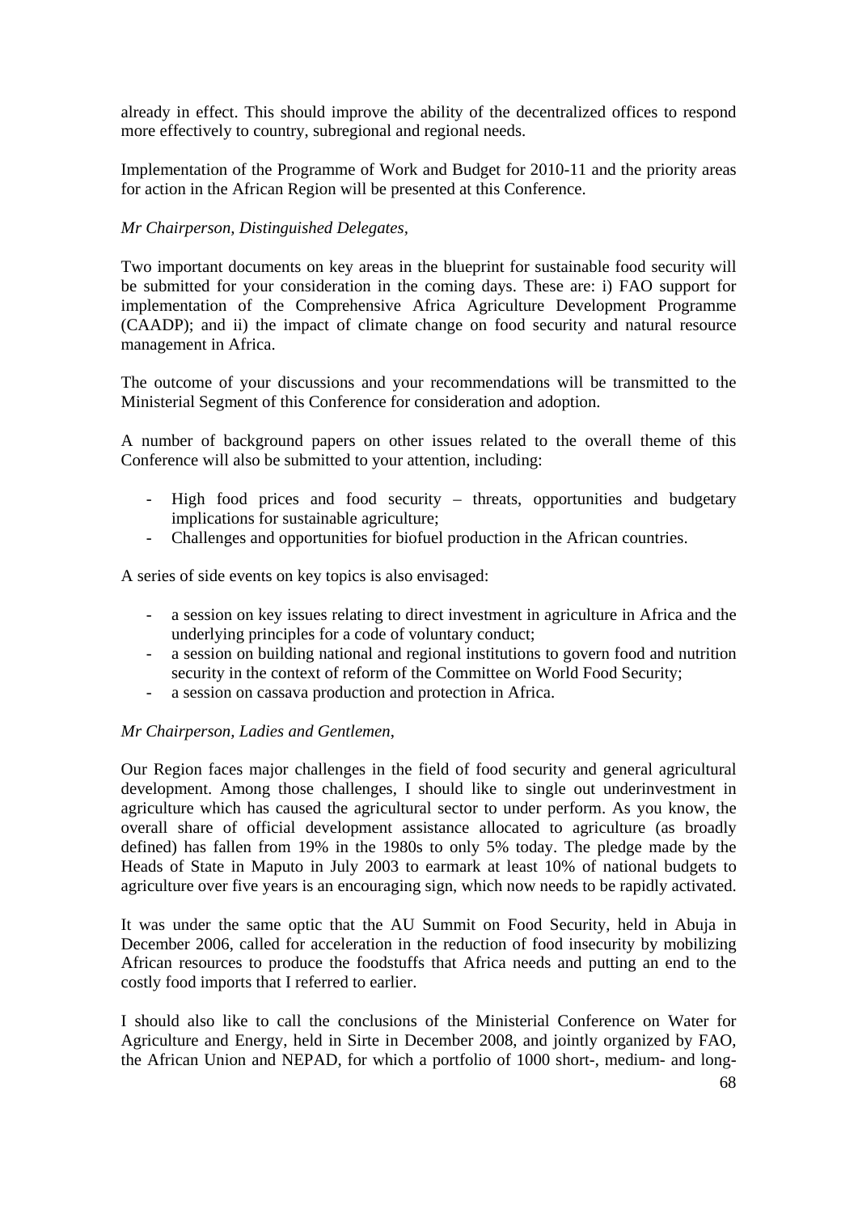already in effect. This should improve the ability of the decentralized offices to respond more effectively to country, subregional and regional needs.

Implementation of the Programme of Work and Budget for 2010-11 and the priority areas for action in the African Region will be presented at this Conference.

*Mr Chairperson, Distinguished Delegates,*

Two important documents on key areas in the blueprint for sustainable food security will be submitted for your consideration in the coming days. These are: i) FAO support for implementation of the Comprehensive Africa Agriculture Development Programme (CAADP); and ii) the impact of climate change on food security and natural resource management in Africa.

The outcome of your discussions and your recommendations will be transmitted to the Ministerial Segment of this Conference for consideration and adoption.

A number of background papers on other issues related to the overall theme of this Conference will also be submitted to your attention, including:

- High food prices and food security – threats, opportunities and budgetary implications for sustainable agriculture;
- Challenges and opportunities for biofuel production in the African countries.

A series of side events on key topics is also envisaged:

- a session on key issues relating to direct investment in agriculture in Africa and the underlying principles for a code of voluntary conduct;
- a session on building national and regional institutions to govern food and nutrition security in the context of reform of the Committee on World Food Security;
- a session on cassava production and protection in Africa.

*Mr Chairperson, Ladies and Gentlemen,*

Our Region faces major challenges in the field of food security and general agricultural development. Among those challenges, I should like to single out underinvestment in agriculture which has caused the agricultural sector to under perform. As you know, the overall share of official development assistance allocated to agriculture (as broadly defined) has fallen from 19% in the 1980s to only 5% today. The pledge made by the Heads of State in Maputo in July 2003 to earmark at least 10% of national budgets to agriculture over five years is an encouraging sign, which now needs to be rapidly activated.

It was under the same optic that the AU Summit on Food Security, held in Abuja in December 2006, called for acceleration in the reduction of food insecurity by mobilizing African resources to produce the foodstuffs that Africa needs and putting an end to the costly food imports that I referred to earlier.

I should also like to call the conclusions of the Ministerial Conference on Water for Agriculture and Energy, held in Sirte in December 2008, and jointly organized by FAO, the African Union and NEPAD, for which a portfolio of 1000 short-, medium- and long-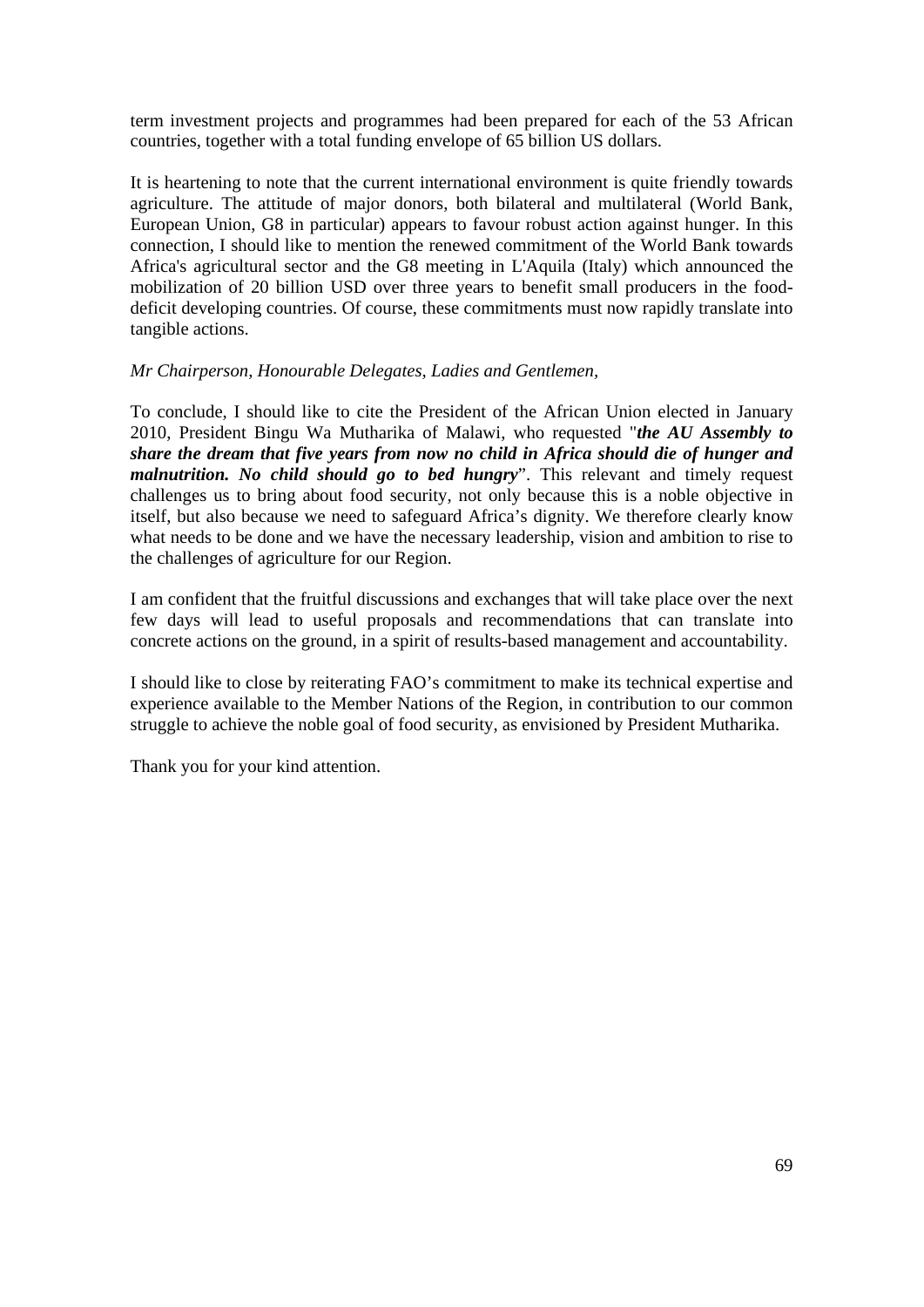term investment projects and programmes had been prepared for each of the 53 African countries, together with a total funding envelope of 65 billion US dollars.

It is heartening to note that the current international environment is quite friendly towards agriculture. The attitude of major donors, both bilateral and multilateral (World Bank, European Union, G8 in particular) appears to favour robust action against hunger. In this connection, I should like to mention the renewed commitment of the World Bank towards Africa's agricultural sector and the G8 meeting in L'Aquila (Italy) which announced the mobilization of 20 billion USD over three years to benefit small producers in the food-deficit developing countries. Of course, these commitments must now rapidly translate into tangible actions.

*Mr Chairperson, Honourable Delegates, Ladies and Gentlemen,*

To conclude, I should like to cite the President of the African Union elected in January 2010, President Bingu Wa Mutharika of Malawi, who requested "***the AU Assembly to share the dream that five years from now no child in Africa should die of hunger and malnutrition. No child should go to bed hungry***". This relevant and timely request challenges us to bring about food security, not only because this is a noble objective in itself, but also because we need to safeguard Africa's dignity. We therefore clearly know what needs to be done and we have the necessary leadership, vision and ambition to rise to the challenges of agriculture for our Region.

I am confident that the fruitful discussions and exchanges that will take place over the next few days will lead to useful proposals and recommendations that can translate into concrete actions on the ground, in a spirit of results-based management and accountability.

I should like to close by reiterating FAO's commitment to make its technical expertise and experience available to the Member Nations of the Region, in contribution to our common struggle to achieve the noble goal of food security, as envisioned by President Mutharika.

Thank you for your kind attention.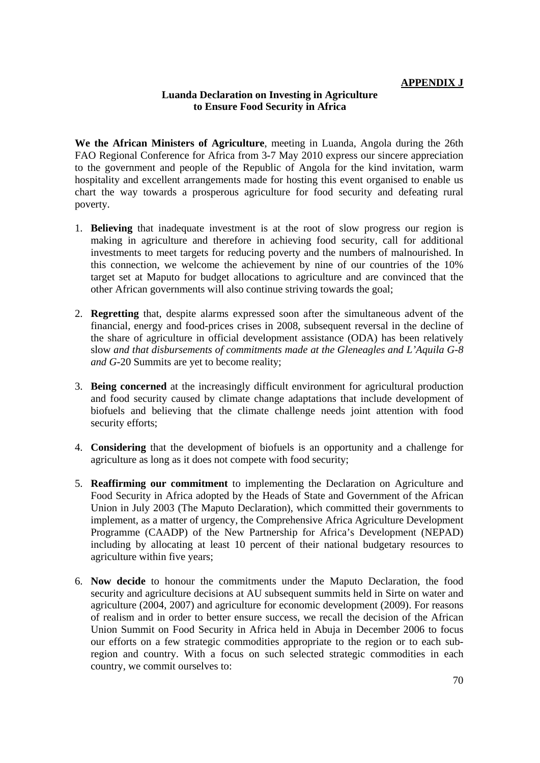**APPENDIX J**

## Luanda Declaration on Investing in Agriculture to Ensure Food Security in Africa

**We the African Ministers of Agriculture**, meeting in Luanda, Angola during the 26th FAO Regional Conference for Africa from 3-7 May 2010 express our sincere appreciation to the government and people of the Republic of Angola for the kind invitation, warm hospitality and excellent arrangements made for hosting this event organised to enable us chart the way towards a prosperous agriculture for food security and defeating rural poverty.

1. **Believing** that inadequate investment is at the root of slow progress our region is making in agriculture and therefore in achieving food security, call for additional investments to meet targets for reducing poverty and the numbers of malnourished. In this connection, we welcome the achievement by nine of our countries of the 10% target set at Maputo for budget allocations to agriculture and are convinced that the other African governments will also continue striving towards the goal;

2. **Regretting** that, despite alarms expressed soon after the simultaneous advent of the financial, energy and food-prices crises in 2008, subsequent reversal in the decline of the share of agriculture in official development assistance (ODA) has been relatively slow *and that disbursements of commitments made at the Gleneagles and L'Aquila G-8 and G-*20 Summits are yet to become reality;

3. **Being concerned** at the increasingly difficult environment for agricultural production and food security caused by climate change adaptations that include development of biofuels and believing that the climate challenge needs joint attention with food security efforts;

4. **Considering** that the development of biofuels is an opportunity and a challenge for agriculture as long as it does not compete with food security;

5. **Reaffirming our commitment** to implementing the Declaration on Agriculture and Food Security in Africa adopted by the Heads of State and Government of the African Union in July 2003 (The Maputo Declaration), which committed their governments to implement, as a matter of urgency, the Comprehensive Africa Agriculture Development Programme (CAADP) of the New Partnership for Africa's Development (NEPAD) including by allocating at least 10 percent of their national budgetary resources to agriculture within five years;

6. **Now decide** to honour the commitments under the Maputo Declaration, the food security and agriculture decisions at AU subsequent summits held in Sirte on water and agriculture (2004, 2007) and agriculture for economic development (2009). For reasons of realism and in order to better ensure success, we recall the decision of the African Union Summit on Food Security in Africa held in Abuja in December 2006 to focus our efforts on a few strategic commodities appropriate to the region or to each sub-region and country. With a focus on such selected strategic commodities in each country, we commit ourselves to: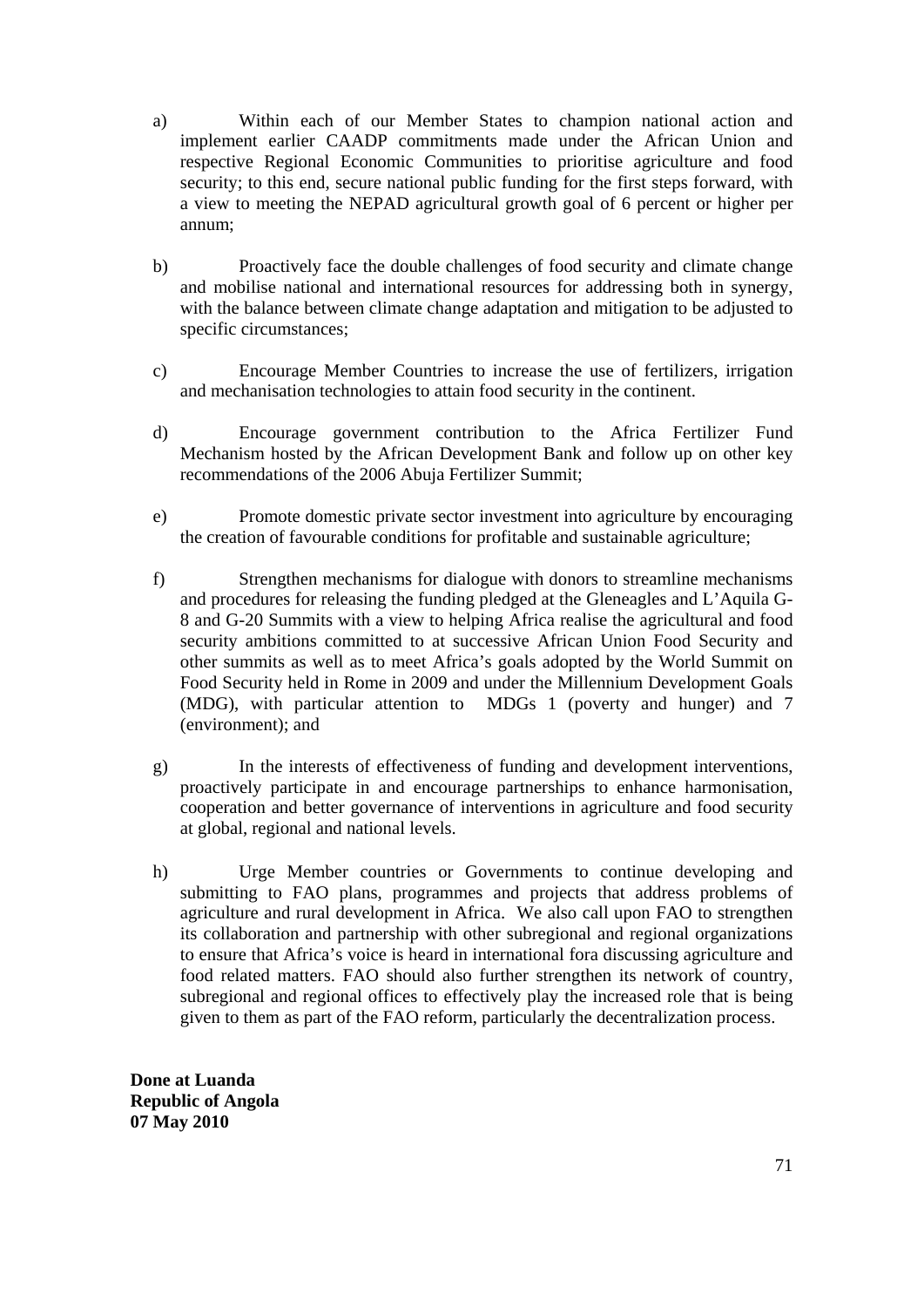a) Within each of our Member States to champion national action and implement earlier CAADP commitments made under the African Union and respective Regional Economic Communities to prioritise agriculture and food security; to this end, secure national public funding for the first steps forward, with a view to meeting the NEPAD agricultural growth goal of 6 percent or higher per annum;

b) Proactively face the double challenges of food security and climate change and mobilise national and international resources for addressing both in synergy, with the balance between climate change adaptation and mitigation to be adjusted to specific circumstances;

c) Encourage Member Countries to increase the use of fertilizers, irrigation and mechanisation technologies to attain food security in the continent.

d) Encourage government contribution to the Africa Fertilizer Fund Mechanism hosted by the African Development Bank and follow up on other key recommendations of the 2006 Abuja Fertilizer Summit;

e) Promote domestic private sector investment into agriculture by encouraging the creation of favourable conditions for profitable and sustainable agriculture;

f) Strengthen mechanisms for dialogue with donors to streamline mechanisms and procedures for releasing the funding pledged at the Gleneagles and L'Aquila G-8 and G-20 Summits with a view to helping Africa realise the agricultural and food security ambitions committed to at successive African Union Food Security and other summits as well as to meet Africa's goals adopted by the World Summit on Food Security held in Rome in 2009 and under the Millennium Development Goals (MDG), with particular attention to MDGs 1 (poverty and hunger) and 7 (environment); and

g) In the interests of effectiveness of funding and development interventions, proactively participate in and encourage partnerships to enhance harmonisation, cooperation and better governance of interventions in agriculture and food security at global, regional and national levels.

h) Urge Member countries or Governments to continue developing and submitting to FAO plans, programmes and projects that address problems of agriculture and rural development in Africa. We also call upon FAO to strengthen its collaboration and partnership with other subregional and regional organizations to ensure that Africa's voice is heard in international fora discussing agriculture and food related matters. FAO should also further strengthen its network of country, subregional and regional offices to effectively play the increased role that is being given to them as part of the FAO reform, particularly the decentralization process.

**Done at Luanda**
**Republic of Angola**
**07 May 2010**